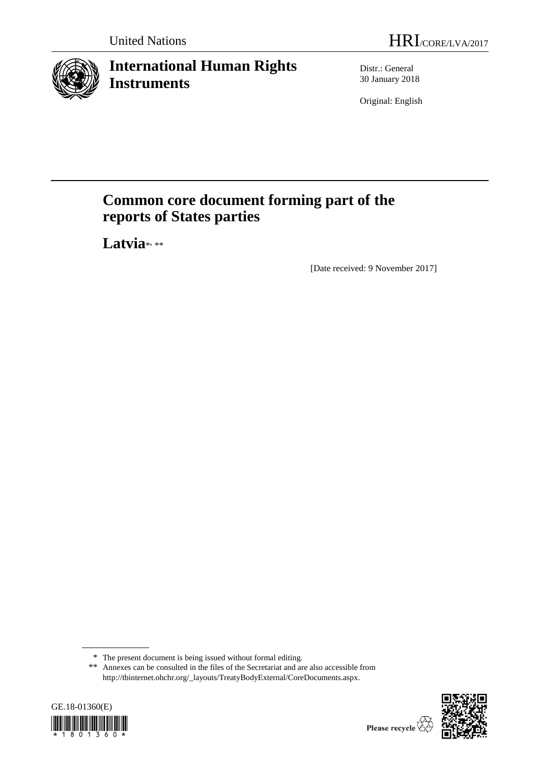United Nations

HRI/CORE/LVA/2017

# International Human Rights Instruments

Distr.: General
30 January 2018

Original: English

# Common core document forming part of the reports of States parties

## Latvia[*], [**]

[Date received: 9 November 2017]

---

\* The present document is being issued without formal editing.

\*\* Annexes can be consulted in the files of the Secretariat and are also accessible from http://tbinternet.ohchr.org/_layouts/TreatyBodyExternal/CoreDocuments.aspx.

GE.18-01360(E)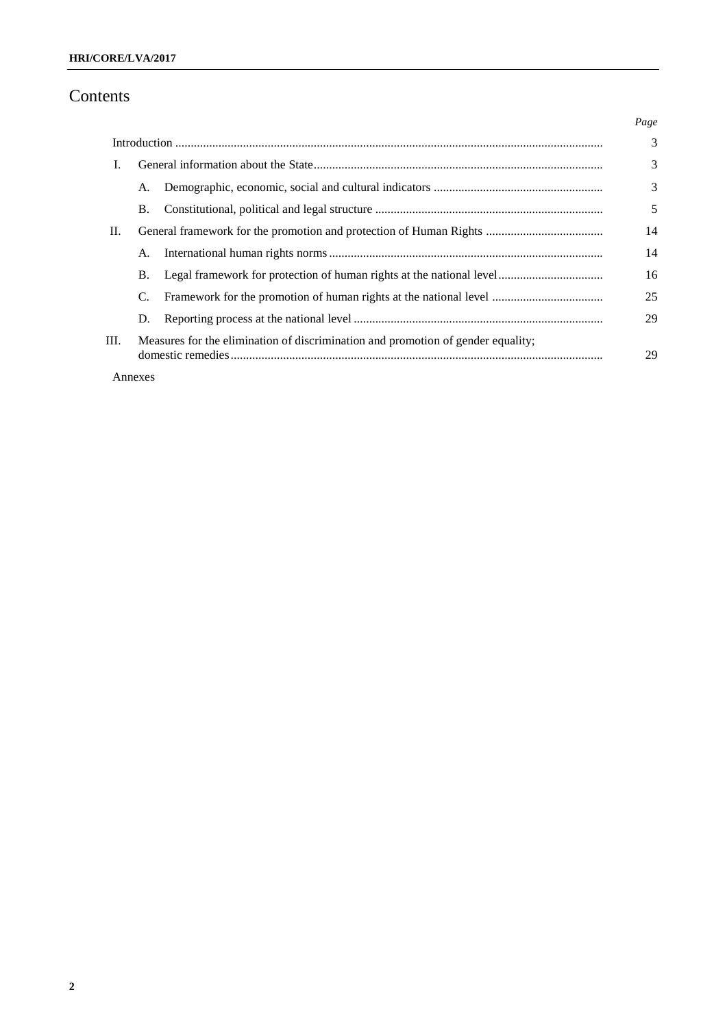# Contents

| | | | *Page* |
|---|---|---|---|
| | Introduction | | 3 |
| I. | General information about the State | | 3 |
| | A. | Demographic, economic, social and cultural indicators | 3 |
| | B. | Constitutional, political and legal structure | 5 |
| II. | General framework for the promotion and protection of Human Rights | | 14 |
| | A. | International human rights norms | 14 |
| | B. | Legal framework for protection of human rights at the national level | 16 |
| | C. | Framework for the promotion of human rights at the national level | 25 |
| | D. | Reporting process at the national level | 29 |
| III. | Measures for the elimination of discrimination and promotion of gender equality; domestic remedies | | 29 |
| | Annexes | | |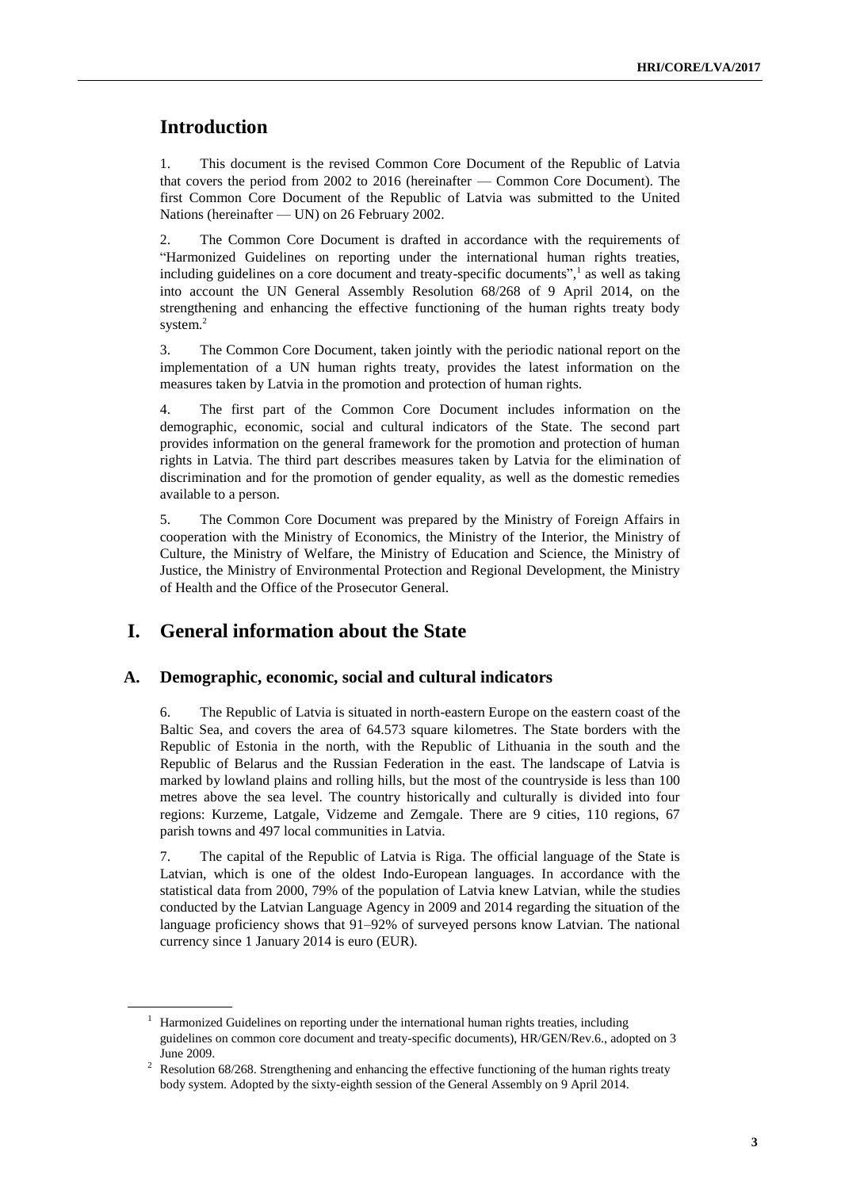# Introduction

1. This document is the revised Common Core Document of the Republic of Latvia that covers the period from 2002 to 2016 (hereinafter — Common Core Document). The first Common Core Document of the Republic of Latvia was submitted to the United Nations (hereinafter — UN) on 26 February 2002.

2. The Common Core Document is drafted in accordance with the requirements of "Harmonized Guidelines on reporting under the international human rights treaties, including guidelines on a core document and treaty-specific documents",[1] as well as taking into account the UN General Assembly Resolution 68/268 of 9 April 2014, on the strengthening and enhancing the effective functioning of the human rights treaty body system.[2]

3. The Common Core Document, taken jointly with the periodic national report on the implementation of a UN human rights treaty, provides the latest information on the measures taken by Latvia in the promotion and protection of human rights.

4. The first part of the Common Core Document includes information on the demographic, economic, social and cultural indicators of the State. The second part provides information on the general framework for the promotion and protection of human rights in Latvia. The third part describes measures taken by Latvia for the elimination of discrimination and for the promotion of gender equality, as well as the domestic remedies available to a person.

5. The Common Core Document was prepared by the Ministry of Foreign Affairs in cooperation with the Ministry of Economics, the Ministry of the Interior, the Ministry of Culture, the Ministry of Welfare, the Ministry of Education and Science, the Ministry of Justice, the Ministry of Environmental Protection and Regional Development, the Ministry of Health and the Office of the Prosecutor General.

# I. General information about the State

## A. Demographic, economic, social and cultural indicators

6. The Republic of Latvia is situated in north-eastern Europe on the eastern coast of the Baltic Sea, and covers the area of 64.573 square kilometres. The State borders with the Republic of Estonia in the north, with the Republic of Lithuania in the south and the Republic of Belarus and the Russian Federation in the east. The landscape of Latvia is marked by lowland plains and rolling hills, but the most of the countryside is less than 100 metres above the sea level. The country historically and culturally is divided into four regions: Kurzeme, Latgale, Vidzeme and Zemgale. There are 9 cities, 110 regions, 67 parish towns and 497 local communities in Latvia.

7. The capital of the Republic of Latvia is Riga. The official language of the State is Latvian, which is one of the oldest Indo-European languages. In accordance with the statistical data from 2000, 79% of the population of Latvia knew Latvian, while the studies conducted by the Latvian Language Agency in 2009 and 2014 regarding the situation of the language proficiency shows that 91–92% of surveyed persons know Latvian. The national currency since 1 January 2014 is euro (EUR).

---

[1] Harmonized Guidelines on reporting under the international human rights treaties, including guidelines on common core document and treaty-specific documents), HR/GEN/Rev.6., adopted on 3 June 2009.

[2] Resolution 68/268. Strengthening and enhancing the effective functioning of the human rights treaty body system. Adopted by the sixty-eighth session of the General Assembly on 9 April 2014.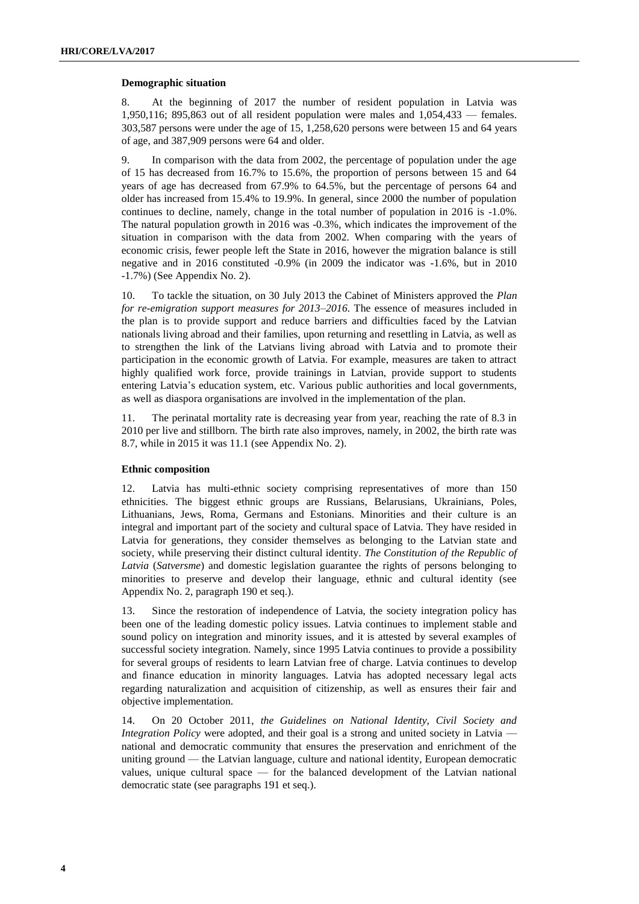### Demographic situation

8. At the beginning of 2017 the number of resident population in Latvia was 1,950,116; 895,863 out of all resident population were males and 1,054,433 — females. 303,587 persons were under the age of 15, 1,258,620 persons were between 15 and 64 years of age, and 387,909 persons were 64 and older.

9. In comparison with the data from 2002, the percentage of population under the age of 15 has decreased from 16.7% to 15.6%, the proportion of persons between 15 and 64 years of age has decreased from 67.9% to 64.5%, but the percentage of persons 64 and older has increased from 15.4% to 19.9%. In general, since 2000 the number of population continues to decline, namely, change in the total number of population in 2016 is -1.0%. The natural population growth in 2016 was -0.3%, which indicates the improvement of the situation in comparison with the data from 2002. When comparing with the years of economic crisis, fewer people left the State in 2016, however the migration balance is still negative and in 2016 constituted -0.9% (in 2009 the indicator was -1.6%, but in 2010 -1.7%) (See Appendix No. 2).

10. To tackle the situation, on 30 July 2013 the Cabinet of Ministers approved the *Plan for re-emigration support measures for 2013–2016*. The essence of measures included in the plan is to provide support and reduce barriers and difficulties faced by the Latvian nationals living abroad and their families, upon returning and resettling in Latvia, as well as to strengthen the link of the Latvians living abroad with Latvia and to promote their participation in the economic growth of Latvia. For example, measures are taken to attract highly qualified work force, provide trainings in Latvian, provide support to students entering Latvia's education system, etc. Various public authorities and local governments, as well as diaspora organisations are involved in the implementation of the plan.

11. The perinatal mortality rate is decreasing year from year, reaching the rate of 8.3 in 2010 per live and stillborn. The birth rate also improves, namely, in 2002, the birth rate was 8.7, while in 2015 it was 11.1 (see Appendix No. 2).

### Ethnic composition

12. Latvia has multi-ethnic society comprising representatives of more than 150 ethnicities. The biggest ethnic groups are Russians, Belarusians, Ukrainians, Poles, Lithuanians, Jews, Roma, Germans and Estonians. Minorities and their culture is an integral and important part of the society and cultural space of Latvia. They have resided in Latvia for generations, they consider themselves as belonging to the Latvian state and society, while preserving their distinct cultural identity. *The Constitution of the Republic of Latvia* (*Satversme*) and domestic legislation guarantee the rights of persons belonging to minorities to preserve and develop their language, ethnic and cultural identity (see Appendix No. 2, paragraph 190 et seq.).

13. Since the restoration of independence of Latvia, the society integration policy has been one of the leading domestic policy issues. Latvia continues to implement stable and sound policy on integration and minority issues, and it is attested by several examples of successful society integration. Namely, since 1995 Latvia continues to provide a possibility for several groups of residents to learn Latvian free of charge. Latvia continues to develop and finance education in minority languages. Latvia has adopted necessary legal acts regarding naturalization and acquisition of citizenship, as well as ensures their fair and objective implementation.

14. On 20 October 2011, *the Guidelines on National Identity, Civil Society and Integration Policy* were adopted, and their goal is a strong and united society in Latvia — national and democratic community that ensures the preservation and enrichment of the uniting ground — the Latvian language, culture and national identity, European democratic values, unique cultural space — for the balanced development of the Latvian national democratic state (see paragraphs 191 et seq.).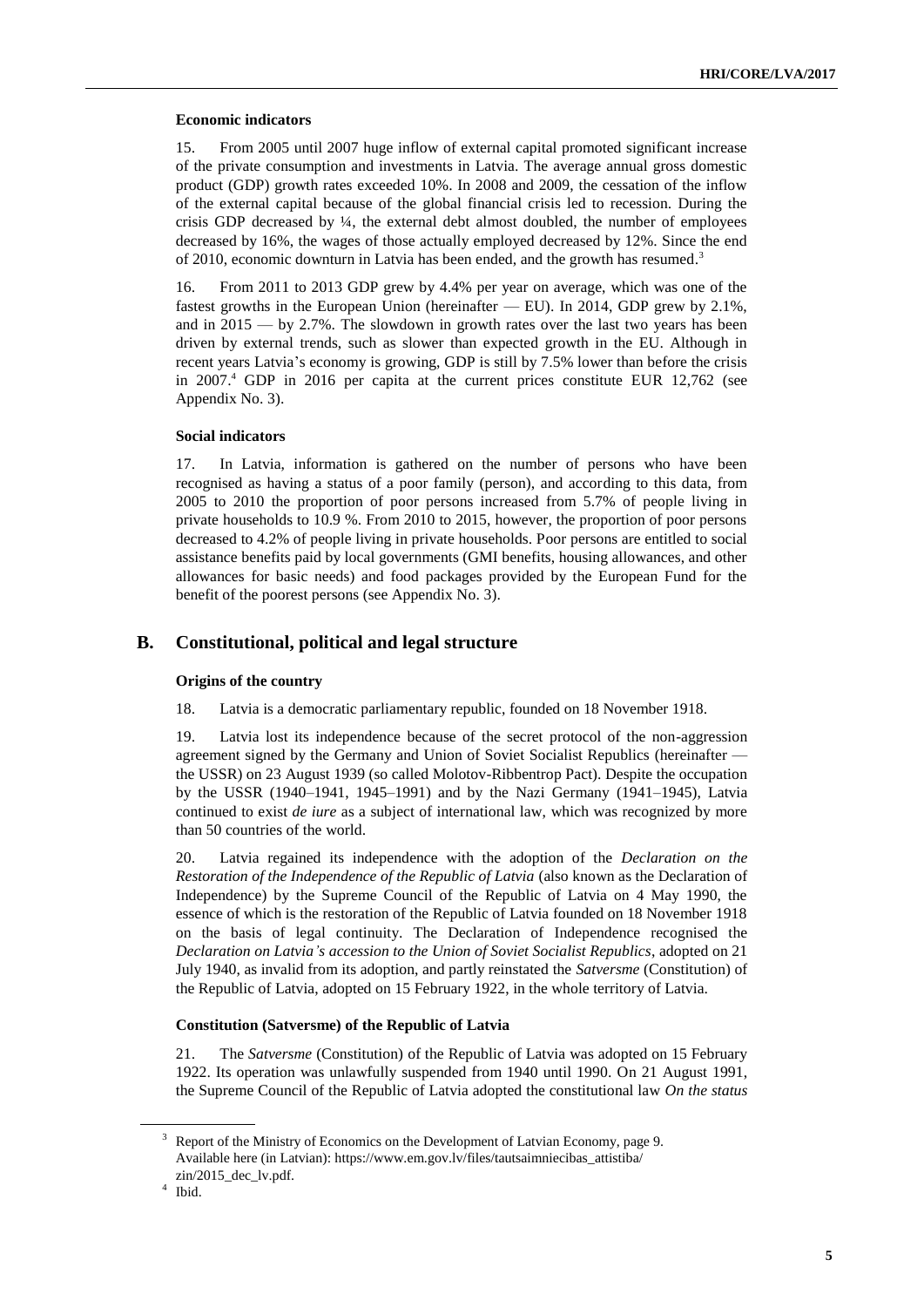#### Economic indicators

15. From 2005 until 2007 huge inflow of external capital promoted significant increase of the private consumption and investments in Latvia. The average annual gross domestic product (GDP) growth rates exceeded 10%. In 2008 and 2009, the cessation of the inflow of the external capital because of the global financial crisis led to recession. During the crisis GDP decreased by ¼, the external debt almost doubled, the number of employees decreased by 16%, the wages of those actually employed decreased by 12%. Since the end of 2010, economic downturn in Latvia has been ended, and the growth has resumed.[3]

16. From 2011 to 2013 GDP grew by 4.4% per year on average, which was one of the fastest growths in the European Union (hereinafter — EU). In 2014, GDP grew by 2.1%, and in 2015 — by 2.7%. The slowdown in growth rates over the last two years has been driven by external trends, such as slower than expected growth in the EU. Although in recent years Latvia's economy is growing, GDP is still by 7.5% lower than before the crisis in 2007.[4] GDP in 2016 per capita at the current prices constitute EUR 12,762 (see Appendix No. 3).

#### Social indicators

17. In Latvia, information is gathered on the number of persons who have been recognised as having a status of a poor family (person), and according to this data, from 2005 to 2010 the proportion of poor persons increased from 5.7% of people living in private households to 10.9 %. From 2010 to 2015, however, the proportion of poor persons decreased to 4.2% of people living in private households. Poor persons are entitled to social assistance benefits paid by local governments (GMI benefits, housing allowances, and other allowances for basic needs) and food packages provided by the European Fund for the benefit of the poorest persons (see Appendix No. 3).

## B. Constitutional, political and legal structure

#### Origins of the country

18. Latvia is a democratic parliamentary republic, founded on 18 November 1918.

19. Latvia lost its independence because of the secret protocol of the non-aggression agreement signed by the Germany and Union of Soviet Socialist Republics (hereinafter — the USSR) on 23 August 1939 (so called Molotov-Ribbentrop Pact). Despite the occupation by the USSR (1940–1941, 1945–1991) and by the Nazi Germany (1941–1945), Latvia continued to exist *de iure* as a subject of international law, which was recognized by more than 50 countries of the world.

20. Latvia regained its independence with the adoption of the *Declaration on the Restoration of the Independence of the Republic of Latvia* (also known as the Declaration of Independence) by the Supreme Council of the Republic of Latvia on 4 May 1990, the essence of which is the restoration of the Republic of Latvia founded on 18 November 1918 on the basis of legal continuity. The Declaration of Independence recognised the *Declaration on Latvia's accession to the Union of Soviet Socialist Republics*, adopted on 21 July 1940, as invalid from its adoption, and partly reinstated the *Satversme* (Constitution) of the Republic of Latvia, adopted on 15 February 1922, in the whole territory of Latvia.

#### Constitution (Satversme) of the Republic of Latvia

21. The *Satversme* (Constitution) of the Republic of Latvia was adopted on 15 February 1922. Its operation was unlawfully suspended from 1940 until 1990. On 21 August 1991, the Supreme Council of the Republic of Latvia adopted the constitutional law *On the status*

---

[3] Report of the Ministry of Economics on the Development of Latvian Economy, page 9. Available here (in Latvian): https://www.em.gov.lv/files/tautsaimniecibas_attistiba/zin/2015_dec_lv.pdf.

[4] Ibid.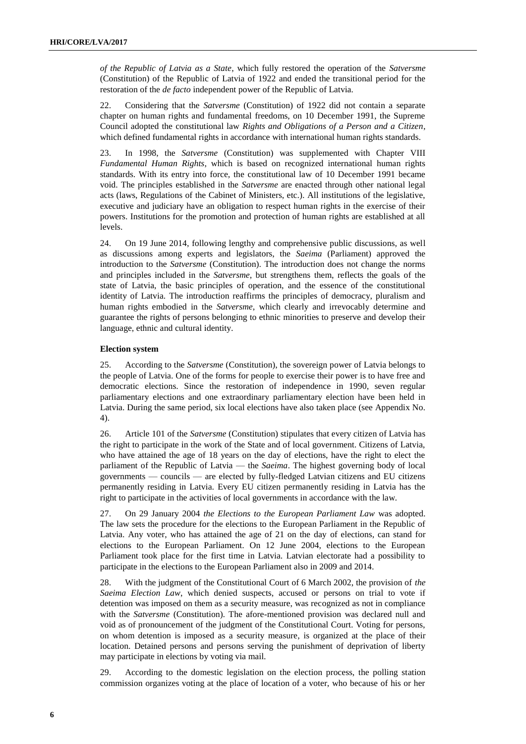*of the Republic of Latvia as a State*, which fully restored the operation of the *Satversme* (Constitution) of the Republic of Latvia of 1922 and ended the transitional period for the restoration of the *de facto* independent power of the Republic of Latvia.

22. Considering that the *Satversme* (Constitution) of 1922 did not contain a separate chapter on human rights and fundamental freedoms, on 10 December 1991, the Supreme Council adopted the constitutional law *Rights and Obligations of a Person and a Citizen*, which defined fundamental rights in accordance with international human rights standards.

23. In 1998, the *Satversme* (Constitution) was supplemented with Chapter VIII *Fundamental Human Rights*, which is based on recognized international human rights standards. With its entry into force, the constitutional law of 10 December 1991 became void. The principles established in the *Satversme* are enacted through other national legal acts (laws, Regulations of the Cabinet of Ministers, etc.). All institutions of the legislative, executive and judiciary have an obligation to respect human rights in the exercise of their powers. Institutions for the promotion and protection of human rights are established at all levels.

24. On 19 June 2014, following lengthy and comprehensive public discussions, as well as discussions among experts and legislators, the *Saeima* (Parliament) approved the introduction to the *Satversme* (Constitution). The introduction does not change the norms and principles included in the *Satversme*, but strengthens them, reflects the goals of the state of Latvia, the basic principles of operation, and the essence of the constitutional identity of Latvia. The introduction reaffirms the principles of democracy, pluralism and human rights embodied in the *Satversme*, which clearly and irrevocably determine and guarantee the rights of persons belonging to ethnic minorities to preserve and develop their language, ethnic and cultural identity.

**Election system**

25. According to the *Satversme* (Constitution), the sovereign power of Latvia belongs to the people of Latvia. One of the forms for people to exercise their power is to have free and democratic elections. Since the restoration of independence in 1990, seven regular parliamentary elections and one extraordinary parliamentary election have been held in Latvia. During the same period, six local elections have also taken place (see Appendix No. 4).

26. Article 101 of the *Satversme* (Constitution) stipulates that every citizen of Latvia has the right to participate in the work of the State and of local government. Citizens of Latvia, who have attained the age of 18 years on the day of elections, have the right to elect the parliament of the Republic of Latvia — the *Saeima*. The highest governing body of local governments — councils — are elected by fully-fledged Latvian citizens and EU citizens permanently residing in Latvia. Every EU citizen permanently residing in Latvia has the right to participate in the activities of local governments in accordance with the law.

27. On 29 January 2004 *the Elections to the European Parliament Law* was adopted. The law sets the procedure for the elections to the European Parliament in the Republic of Latvia. Any voter, who has attained the age of 21 on the day of elections, can stand for elections to the European Parliament. On 12 June 2004, elections to the European Parliament took place for the first time in Latvia. Latvian electorate had a possibility to participate in the elections to the European Parliament also in 2009 and 2014.

28. With the judgment of the Constitutional Court of 6 March 2002, the provision of *the Saeima Election Law*, which denied suspects, accused or persons on trial to vote if detention was imposed on them as a security measure, was recognized as not in compliance with the *Satversme* (Constitution). The afore-mentioned provision was declared null and void as of pronouncement of the judgment of the Constitutional Court. Voting for persons, on whom detention is imposed as a security measure, is organized at the place of their location. Detained persons and persons serving the punishment of deprivation of liberty may participate in elections by voting via mail.

29. According to the domestic legislation on the election process, the polling station commission organizes voting at the place of location of a voter, who because of his or her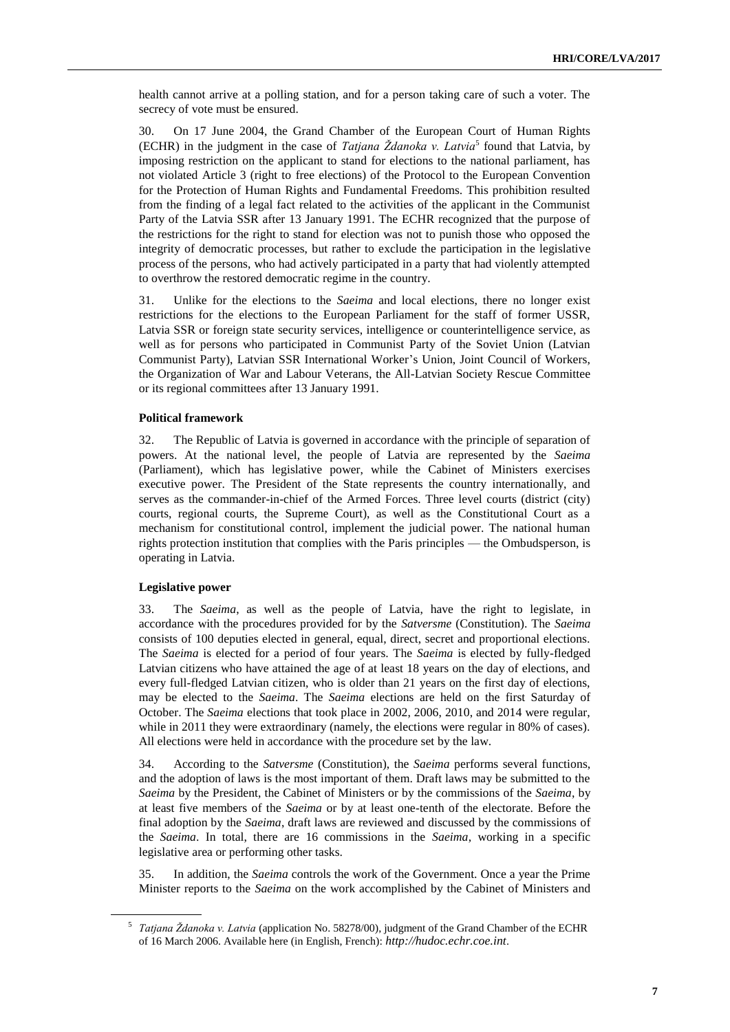health cannot arrive at a polling station, and for a person taking care of such a voter. The secrecy of vote must be ensured.

30. On 17 June 2004, the Grand Chamber of the European Court of Human Rights (ECHR) in the judgment in the case of *Tatjana Ždanoka v. Latvia*[5] found that Latvia, by imposing restriction on the applicant to stand for elections to the national parliament, has not violated Article 3 (right to free elections) of the Protocol to the European Convention for the Protection of Human Rights and Fundamental Freedoms. This prohibition resulted from the finding of a legal fact related to the activities of the applicant in the Communist Party of the Latvia SSR after 13 January 1991. The ECHR recognized that the purpose of the restrictions for the right to stand for election was not to punish those who opposed the integrity of democratic processes, but rather to exclude the participation in the legislative process of the persons, who had actively participated in a party that had violently attempted to overthrow the restored democratic regime in the country.

31. Unlike for the elections to the *Saeima* and local elections, there no longer exist restrictions for the elections to the European Parliament for the staff of former USSR, Latvia SSR or foreign state security services, intelligence or counterintelligence service, as well as for persons who participated in Communist Party of the Soviet Union (Latvian Communist Party), Latvian SSR International Worker's Union, Joint Council of Workers, the Organization of War and Labour Veterans, the All-Latvian Society Rescue Committee or its regional committees after 13 January 1991.

#### Political framework

32. The Republic of Latvia is governed in accordance with the principle of separation of powers. At the national level, the people of Latvia are represented by the *Saeima* (Parliament), which has legislative power, while the Cabinet of Ministers exercises executive power. The President of the State represents the country internationally, and serves as the commander-in-chief of the Armed Forces. Three level courts (district (city) courts, regional courts, the Supreme Court), as well as the Constitutional Court as a mechanism for constitutional control, implement the judicial power. The national human rights protection institution that complies with the Paris principles — the Ombudsperson, is operating in Latvia.

#### Legislative power

33. The *Saeima*, as well as the people of Latvia, have the right to legislate, in accordance with the procedures provided for by the *Satversme* (Constitution). The *Saeima* consists of 100 deputies elected in general, equal, direct, secret and proportional elections. The *Saeima* is elected for a period of four years. The *Saeima* is elected by fully-fledged Latvian citizens who have attained the age of at least 18 years on the day of elections, and every full-fledged Latvian citizen, who is older than 21 years on the first day of elections, may be elected to the *Saeima*. The *Saeima* elections are held on the first Saturday of October. The *Saeima* elections that took place in 2002, 2006, 2010, and 2014 were regular, while in 2011 they were extraordinary (namely, the elections were regular in 80% of cases). All elections were held in accordance with the procedure set by the law.

34. According to the *Satversme* (Constitution), the *Saeima* performs several functions, and the adoption of laws is the most important of them. Draft laws may be submitted to the *Saeima* by the President, the Cabinet of Ministers or by the commissions of the *Saeima*, by at least five members of the *Saeima* or by at least one-tenth of the electorate. Before the final adoption by the *Saeima*, draft laws are reviewed and discussed by the commissions of the *Saeima*. In total, there are 16 commissions in the *Saeima*, working in a specific legislative area or performing other tasks.

35. In addition, the *Saeima* controls the work of the Government. Once a year the Prime Minister reports to the *Saeima* on the work accomplished by the Cabinet of Ministers and

[5] *Tatjana Ždanoka v. Latvia* (application No. 58278/00), judgment of the Grand Chamber of the ECHR of 16 March 2006. Available here (in English, French): *http://hudoc.echr.coe.int*.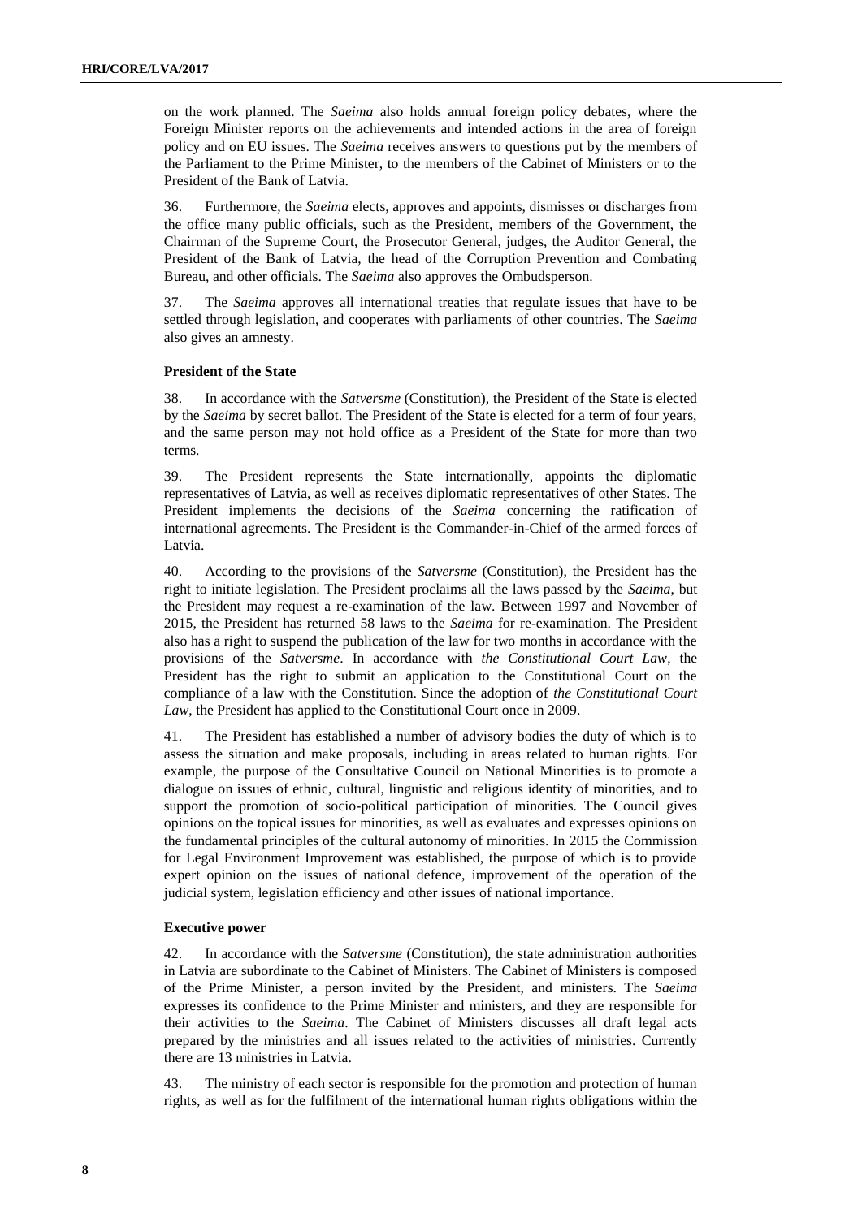on the work planned. The *Saeima* also holds annual foreign policy debates, where the Foreign Minister reports on the achievements and intended actions in the area of foreign policy and on EU issues. The *Saeima* receives answers to questions put by the members of the Parliament to the Prime Minister, to the members of the Cabinet of Ministers or to the President of the Bank of Latvia.

36. Furthermore, the *Saeima* elects, approves and appoints, dismisses or discharges from the office many public officials, such as the President, members of the Government, the Chairman of the Supreme Court, the Prosecutor General, judges, the Auditor General, the President of the Bank of Latvia, the head of the Corruption Prevention and Combating Bureau, and other officials. The *Saeima* also approves the Ombudsperson.

37. The *Saeima* approves all international treaties that regulate issues that have to be settled through legislation, and cooperates with parliaments of other countries. The *Saeima* also gives an amnesty.

**President of the State**

38. In accordance with the *Satversme* (Constitution), the President of the State is elected by the *Saeima* by secret ballot. The President of the State is elected for a term of four years, and the same person may not hold office as a President of the State for more than two terms.

39. The President represents the State internationally, appoints the diplomatic representatives of Latvia, as well as receives diplomatic representatives of other States. The President implements the decisions of the *Saeima* concerning the ratification of international agreements. The President is the Commander-in-Chief of the armed forces of Latvia.

40. According to the provisions of the *Satversme* (Constitution), the President has the right to initiate legislation. The President proclaims all the laws passed by the *Saeima*, but the President may request a re-examination of the law. Between 1997 and November of 2015, the President has returned 58 laws to the *Saeima* for re-examination. The President also has a right to suspend the publication of the law for two months in accordance with the provisions of the *Satversme*. In accordance with *the Constitutional Court Law*, the President has the right to submit an application to the Constitutional Court on the compliance of a law with the Constitution. Since the adoption of *the Constitutional Court Law*, the President has applied to the Constitutional Court once in 2009.

41. The President has established a number of advisory bodies the duty of which is to assess the situation and make proposals, including in areas related to human rights. For example, the purpose of the Consultative Council on National Minorities is to promote a dialogue on issues of ethnic, cultural, linguistic and religious identity of minorities, and to support the promotion of socio-political participation of minorities. The Council gives opinions on the topical issues for minorities, as well as evaluates and expresses opinions on the fundamental principles of the cultural autonomy of minorities. In 2015 the Commission for Legal Environment Improvement was established, the purpose of which is to provide expert opinion on the issues of national defence, improvement of the operation of the judicial system, legislation efficiency and other issues of national importance.

**Executive power**

42. In accordance with the *Satversme* (Constitution), the state administration authorities in Latvia are subordinate to the Cabinet of Ministers. The Cabinet of Ministers is composed of the Prime Minister, a person invited by the President, and ministers. The *Saeima* expresses its confidence to the Prime Minister and ministers, and they are responsible for their activities to the *Saeima*. The Cabinet of Ministers discusses all draft legal acts prepared by the ministries and all issues related to the activities of ministries. Currently there are 13 ministries in Latvia.

43. The ministry of each sector is responsible for the promotion and protection of human rights, as well as for the fulfilment of the international human rights obligations within the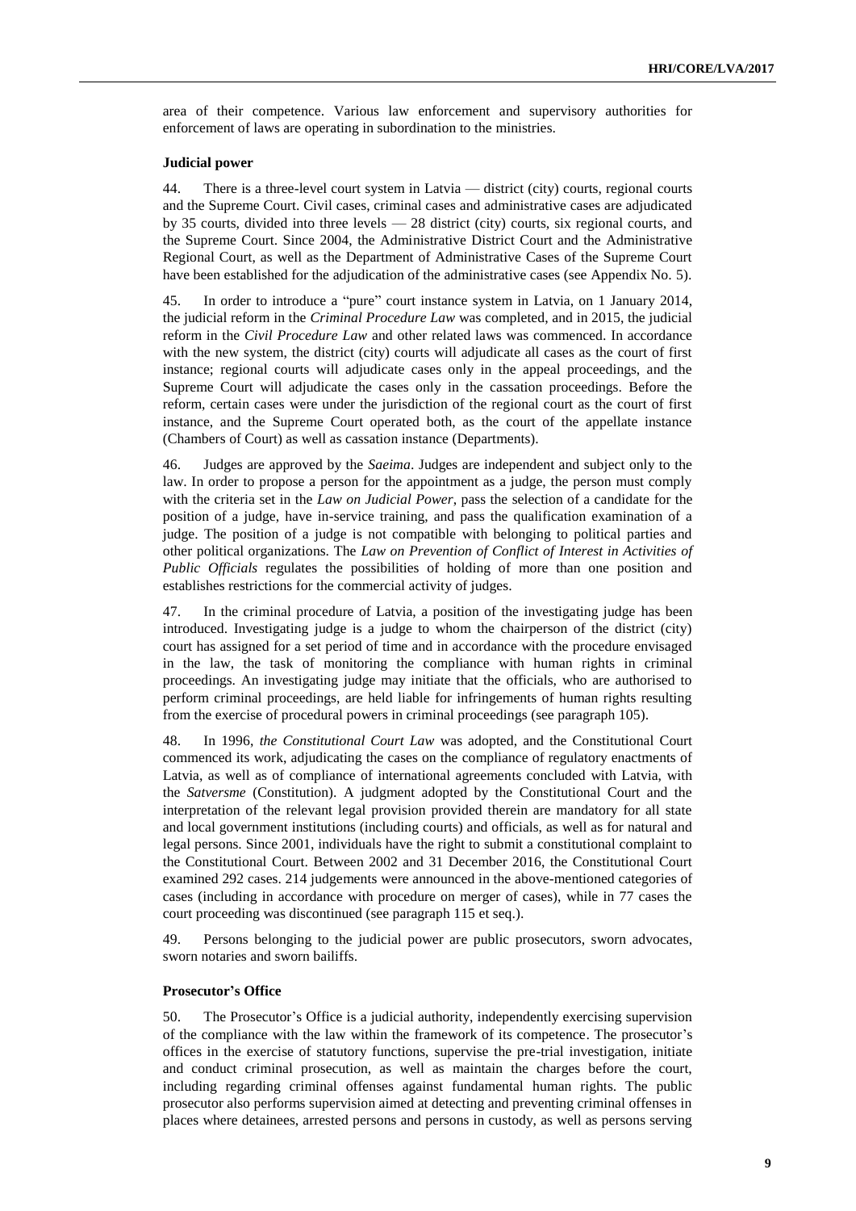area of their competence. Various law enforcement and supervisory authorities for enforcement of laws are operating in subordination to the ministries.

**Judicial power**

44. There is a three-level court system in Latvia — district (city) courts, regional courts and the Supreme Court. Civil cases, criminal cases and administrative cases are adjudicated by 35 courts, divided into three levels — 28 district (city) courts, six regional courts, and the Supreme Court. Since 2004, the Administrative District Court and the Administrative Regional Court, as well as the Department of Administrative Cases of the Supreme Court have been established for the adjudication of the administrative cases (see Appendix No. 5).

45. In order to introduce a "pure" court instance system in Latvia, on 1 January 2014, the judicial reform in the *Criminal Procedure Law* was completed, and in 2015, the judicial reform in the *Civil Procedure Law* and other related laws was commenced. In accordance with the new system, the district (city) courts will adjudicate all cases as the court of first instance; regional courts will adjudicate cases only in the appeal proceedings, and the Supreme Court will adjudicate the cases only in the cassation proceedings. Before the reform, certain cases were under the jurisdiction of the regional court as the court of first instance, and the Supreme Court operated both, as the court of the appellate instance (Chambers of Court) as well as cassation instance (Departments).

46. Judges are approved by the *Saeima*. Judges are independent and subject only to the law. In order to propose a person for the appointment as a judge, the person must comply with the criteria set in the *Law on Judicial Power*, pass the selection of a candidate for the position of a judge, have in-service training, and pass the qualification examination of a judge. The position of a judge is not compatible with belonging to political parties and other political organizations. The *Law on Prevention of Conflict of Interest in Activities of Public Officials* regulates the possibilities of holding of more than one position and establishes restrictions for the commercial activity of judges.

47. In the criminal procedure of Latvia, a position of the investigating judge has been introduced. Investigating judge is a judge to whom the chairperson of the district (city) court has assigned for a set period of time and in accordance with the procedure envisaged in the law, the task of monitoring the compliance with human rights in criminal proceedings. An investigating judge may initiate that the officials, who are authorised to perform criminal proceedings, are held liable for infringements of human rights resulting from the exercise of procedural powers in criminal proceedings (see paragraph 105).

48. In 1996, *the Constitutional Court Law* was adopted, and the Constitutional Court commenced its work, adjudicating the cases on the compliance of regulatory enactments of Latvia, as well as of compliance of international agreements concluded with Latvia, with the *Satversme* (Constitution). A judgment adopted by the Constitutional Court and the interpretation of the relevant legal provision provided therein are mandatory for all state and local government institutions (including courts) and officials, as well as for natural and legal persons. Since 2001, individuals have the right to submit a constitutional complaint to the Constitutional Court. Between 2002 and 31 December 2016, the Constitutional Court examined 292 cases. 214 judgements were announced in the above-mentioned categories of cases (including in accordance with procedure on merger of cases), while in 77 cases the court proceeding was discontinued (see paragraph 115 et seq.).

49. Persons belonging to the judicial power are public prosecutors, sworn advocates, sworn notaries and sworn bailiffs.

**Prosecutor's Office**

50. The Prosecutor's Office is a judicial authority, independently exercising supervision of the compliance with the law within the framework of its competence. The prosecutor's offices in the exercise of statutory functions, supervise the pre-trial investigation, initiate and conduct criminal prosecution, as well as maintain the charges before the court, including regarding criminal offenses against fundamental human rights. The public prosecutor also performs supervision aimed at detecting and preventing criminal offenses in places where detainees, arrested persons and persons in custody, as well as persons serving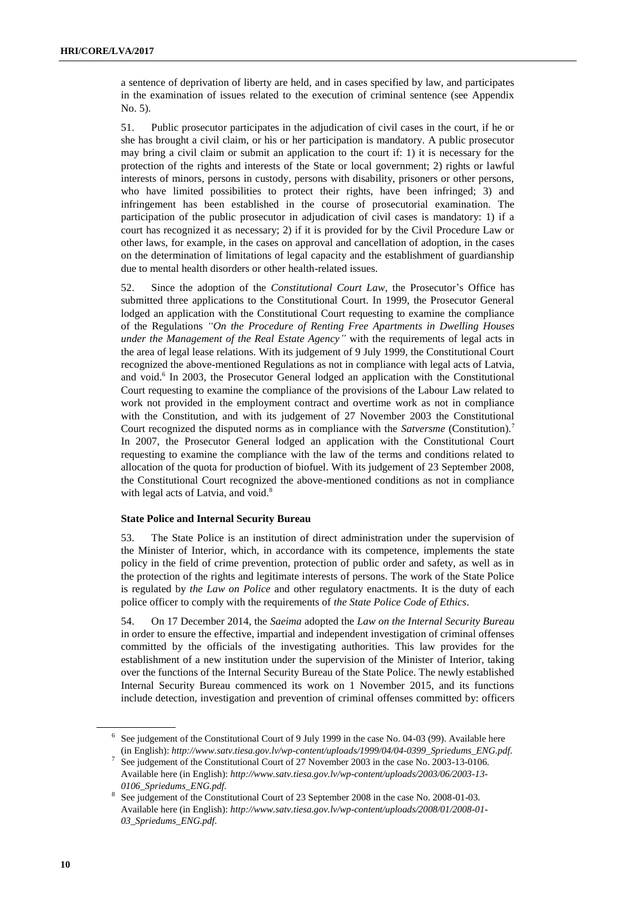a sentence of deprivation of liberty are held, and in cases specified by law, and participates in the examination of issues related to the execution of criminal sentence (see Appendix No. 5).

51. Public prosecutor participates in the adjudication of civil cases in the court, if he or she has brought a civil claim, or his or her participation is mandatory. A public prosecutor may bring a civil claim or submit an application to the court if: 1) it is necessary for the protection of the rights and interests of the State or local government; 2) rights or lawful interests of minors, persons in custody, persons with disability, prisoners or other persons, who have limited possibilities to protect their rights, have been infringed; 3) and infringement has been established in the course of prosecutorial examination. The participation of the public prosecutor in adjudication of civil cases is mandatory: 1) if a court has recognized it as necessary; 2) if it is provided for by the Civil Procedure Law or other laws, for example, in the cases on approval and cancellation of adoption, in the cases on the determination of limitations of legal capacity and the establishment of guardianship due to mental health disorders or other health-related issues.

52. Since the adoption of the *Constitutional Court Law*, the Prosecutor's Office has submitted three applications to the Constitutional Court. In 1999, the Prosecutor General lodged an application with the Constitutional Court requesting to examine the compliance of the Regulations *"On the Procedure of Renting Free Apartments in Dwelling Houses under the Management of the Real Estate Agency"* with the requirements of legal acts in the area of legal lease relations. With its judgement of 9 July 1999, the Constitutional Court recognized the above-mentioned Regulations as not in compliance with legal acts of Latvia, and void.[6] In 2003, the Prosecutor General lodged an application with the Constitutional Court requesting to examine the compliance of the provisions of the Labour Law related to work not provided in the employment contract and overtime work as not in compliance with the Constitution, and with its judgement of 27 November 2003 the Constitutional Court recognized the disputed norms as in compliance with the *Satversme* (Constitution).[7] In 2007, the Prosecutor General lodged an application with the Constitutional Court requesting to examine the compliance with the law of the terms and conditions related to allocation of the quota for production of biofuel. With its judgement of 23 September 2008, the Constitutional Court recognized the above-mentioned conditions as not in compliance with legal acts of Latvia, and void.[8]

**State Police and Internal Security Bureau**

53. The State Police is an institution of direct administration under the supervision of the Minister of Interior, which, in accordance with its competence, implements the state policy in the field of crime prevention, protection of public order and safety, as well as in the protection of the rights and legitimate interests of persons. The work of the State Police is regulated by *the Law on Police* and other regulatory enactments. It is the duty of each police officer to comply with the requirements of *the State Police Code of Ethics*.

54. On 17 December 2014, the *Saeima* adopted the *Law on the Internal Security Bureau* in order to ensure the effective, impartial and independent investigation of criminal offenses committed by the officials of the investigating authorities. This law provides for the establishment of a new institution under the supervision of the Minister of Interior, taking over the functions of the Internal Security Bureau of the State Police. The newly established Internal Security Bureau commenced its work on 1 November 2015, and its functions include detection, investigation and prevention of criminal offenses committed by: officers

[6] See judgement of the Constitutional Court of 9 July 1999 in the case No. 04-03 (99). Available here (in English): *http://www.satv.tiesa.gov.lv/wp-content/uploads/1999/04/04-0399_Spriedums_ENG.pdf*.

[7] See judgement of the Constitutional Court of 27 November 2003 in the case No. 2003-13-0106. Available here (in English): *http://www.satv.tiesa.gov.lv/wp-content/uploads/2003/06/2003-13-0106_Spriedums_ENG.pdf*.

[8] See judgement of the Constitutional Court of 23 September 2008 in the case No. 2008-01-03. Available here (in English): *http://www.satv.tiesa.gov.lv/wp-content/uploads/2008/01/2008-01-03_Spriedums_ENG.pdf*.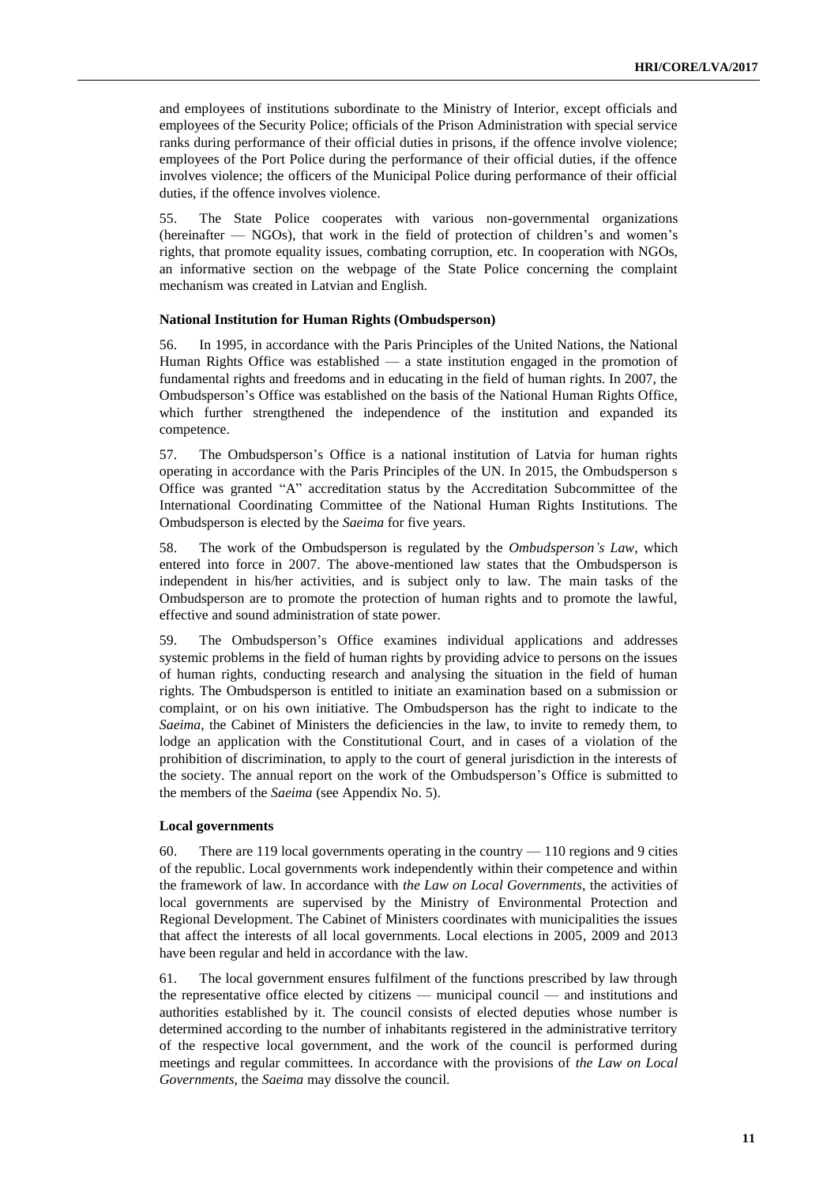and employees of institutions subordinate to the Ministry of Interior, except officials and employees of the Security Police; officials of the Prison Administration with special service ranks during performance of their official duties in prisons, if the offence involve violence; employees of the Port Police during the performance of their official duties, if the offence involves violence; the officers of the Municipal Police during performance of their official duties, if the offence involves violence.

55. The State Police cooperates with various non-governmental organizations (hereinafter — NGOs), that work in the field of protection of children's and women's rights, that promote equality issues, combating corruption, etc. In cooperation with NGOs, an informative section on the webpage of the State Police concerning the complaint mechanism was created in Latvian and English.

#### National Institution for Human Rights (Ombudsperson)

56. In 1995, in accordance with the Paris Principles of the United Nations, the National Human Rights Office was established — a state institution engaged in the promotion of fundamental rights and freedoms and in educating in the field of human rights. In 2007, the Ombudsperson's Office was established on the basis of the National Human Rights Office, which further strengthened the independence of the institution and expanded its competence.

57. The Ombudsperson's Office is a national institution of Latvia for human rights operating in accordance with the Paris Principles of the UN. In 2015, the Ombudsperson s Office was granted "A" accreditation status by the Accreditation Subcommittee of the International Coordinating Committee of the National Human Rights Institutions. The Ombudsperson is elected by the *Saeima* for five years.

58. The work of the Ombudsperson is regulated by the *Ombudsperson's Law*, which entered into force in 2007. The above-mentioned law states that the Ombudsperson is independent in his/her activities, and is subject only to law. The main tasks of the Ombudsperson are to promote the protection of human rights and to promote the lawful, effective and sound administration of state power.

59. The Ombudsperson's Office examines individual applications and addresses systemic problems in the field of human rights by providing advice to persons on the issues of human rights, conducting research and analysing the situation in the field of human rights. The Ombudsperson is entitled to initiate an examination based on a submission or complaint, or on his own initiative. The Ombudsperson has the right to indicate to the *Saeima*, the Cabinet of Ministers the deficiencies in the law, to invite to remedy them, to lodge an application with the Constitutional Court, and in cases of a violation of the prohibition of discrimination, to apply to the court of general jurisdiction in the interests of the society. The annual report on the work of the Ombudsperson's Office is submitted to the members of the *Saeima* (see Appendix No. 5).

#### Local governments

60. There are 119 local governments operating in the country — 110 regions and 9 cities of the republic. Local governments work independently within their competence and within the framework of law. In accordance with *the Law on Local Governments*, the activities of local governments are supervised by the Ministry of Environmental Protection and Regional Development. The Cabinet of Ministers coordinates with municipalities the issues that affect the interests of all local governments. Local elections in 2005, 2009 and 2013 have been regular and held in accordance with the law.

61. The local government ensures fulfilment of the functions prescribed by law through the representative office elected by citizens — municipal council — and institutions and authorities established by it. The council consists of elected deputies whose number is determined according to the number of inhabitants registered in the administrative territory of the respective local government, and the work of the council is performed during meetings and regular committees. In accordance with the provisions of *the Law on Local Governments*, the *Saeima* may dissolve the council.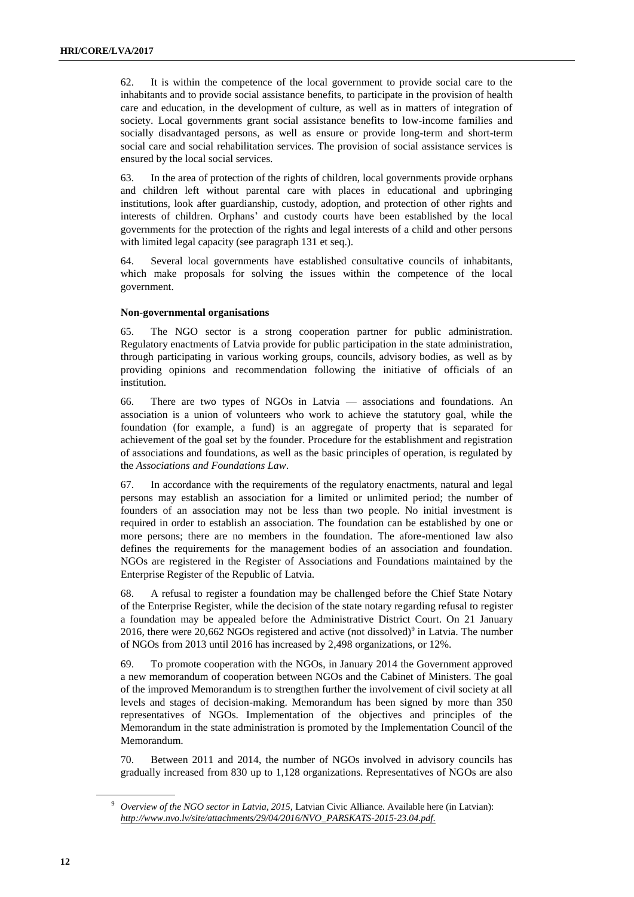62. It is within the competence of the local government to provide social care to the inhabitants and to provide social assistance benefits, to participate in the provision of health care and education, in the development of culture, as well as in matters of integration of society. Local governments grant social assistance benefits to low-income families and socially disadvantaged persons, as well as ensure or provide long-term and short-term social care and social rehabilitation services. The provision of social assistance services is ensured by the local social services.

63. In the area of protection of the rights of children, local governments provide orphans and children left without parental care with places in educational and upbringing institutions, look after guardianship, custody, adoption, and protection of other rights and interests of children. Orphans' and custody courts have been established by the local governments for the protection of the rights and legal interests of a child and other persons with limited legal capacity (see paragraph 131 et seq.).

64. Several local governments have established consultative councils of inhabitants, which make proposals for solving the issues within the competence of the local government.

**Non-governmental organisations**

65. The NGO sector is a strong cooperation partner for public administration. Regulatory enactments of Latvia provide for public participation in the state administration, through participating in various working groups, councils, advisory bodies, as well as by providing opinions and recommendation following the initiative of officials of an institution.

66. There are two types of NGOs in Latvia — associations and foundations. An association is a union of volunteers who work to achieve the statutory goal, while the foundation (for example, a fund) is an aggregate of property that is separated for achievement of the goal set by the founder. Procedure for the establishment and registration of associations and foundations, as well as the basic principles of operation, is regulated by the *Associations and Foundations Law*.

67. In accordance with the requirements of the regulatory enactments, natural and legal persons may establish an association for a limited or unlimited period; the number of founders of an association may not be less than two people. No initial investment is required in order to establish an association. The foundation can be established by one or more persons; there are no members in the foundation. The afore-mentioned law also defines the requirements for the management bodies of an association and foundation. NGOs are registered in the Register of Associations and Foundations maintained by the Enterprise Register of the Republic of Latvia.

68. A refusal to register a foundation may be challenged before the Chief State Notary of the Enterprise Register, while the decision of the state notary regarding refusal to register a foundation may be appealed before the Administrative District Court. On 21 January 2016, there were 20,662 NGOs registered and active (not dissolved)[9] in Latvia. The number of NGOs from 2013 until 2016 has increased by 2,498 organizations, or 12%.

69. To promote cooperation with the NGOs, in January 2014 the Government approved a new memorandum of cooperation between NGOs and the Cabinet of Ministers. The goal of the improved Memorandum is to strengthen further the involvement of civil society at all levels and stages of decision-making. Memorandum has been signed by more than 350 representatives of NGOs. Implementation of the objectives and principles of the Memorandum in the state administration is promoted by the Implementation Council of the Memorandum.

70. Between 2011 and 2014, the number of NGOs involved in advisory councils has gradually increased from 830 up to 1,128 organizations. Representatives of NGOs are also

[9] *Overview of the NGO sector in Latvia, 2015,* Latvian Civic Alliance. Available here (in Latvian): *http://www.nvo.lv/site/attachments/29/04/2016/NVO_PARSKATS-2015-23.04.pdf.*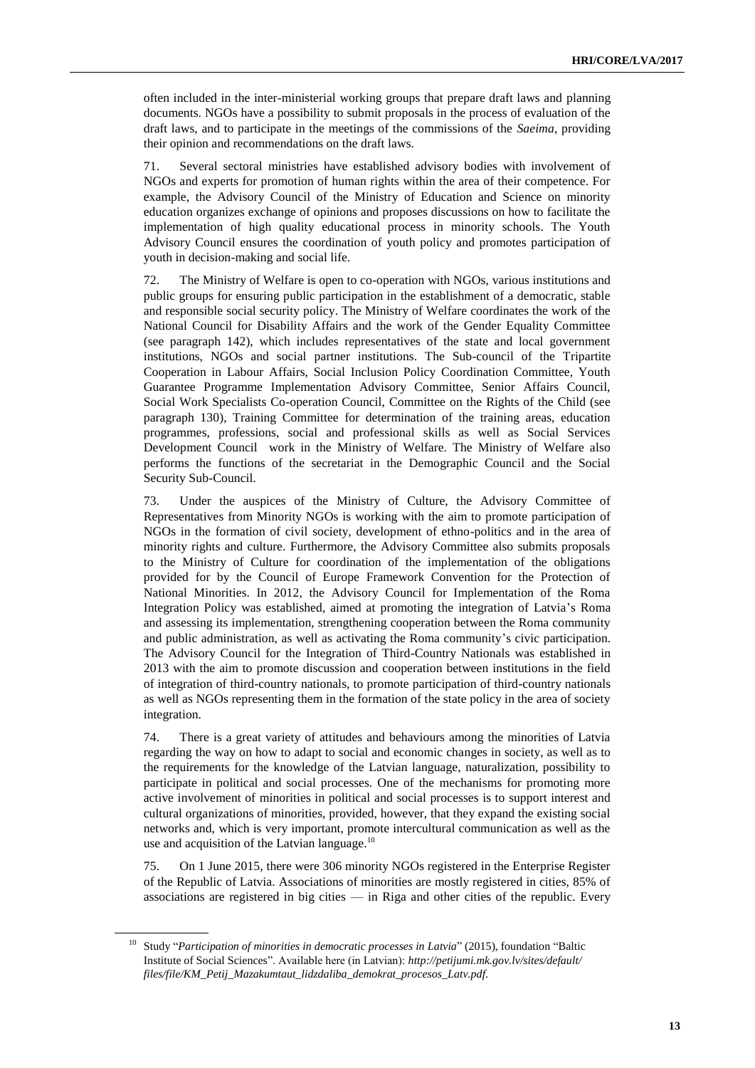often included in the inter-ministerial working groups that prepare draft laws and planning documents. NGOs have a possibility to submit proposals in the process of evaluation of the draft laws, and to participate in the meetings of the commissions of the *Saeima*, providing their opinion and recommendations on the draft laws.

71. Several sectoral ministries have established advisory bodies with involvement of NGOs and experts for promotion of human rights within the area of their competence. For example, the Advisory Council of the Ministry of Education and Science on minority education organizes exchange of opinions and proposes discussions on how to facilitate the implementation of high quality educational process in minority schools. The Youth Advisory Council ensures the coordination of youth policy and promotes participation of youth in decision-making and social life.

72. The Ministry of Welfare is open to co-operation with NGOs, various institutions and public groups for ensuring public participation in the establishment of a democratic, stable and responsible social security policy. The Ministry of Welfare coordinates the work of the National Council for Disability Affairs and the work of the Gender Equality Committee (see paragraph 142), which includes representatives of the state and local government institutions, NGOs and social partner institutions. The Sub-council of the Tripartite Cooperation in Labour Affairs, Social Inclusion Policy Coordination Committee, Youth Guarantee Programme Implementation Advisory Committee, Senior Affairs Council, Social Work Specialists Co-operation Council, Committee on the Rights of the Child (see paragraph 130), Training Committee for determination of the training areas, education programmes, professions, social and professional skills as well as Social Services Development Council work in the Ministry of Welfare. The Ministry of Welfare also performs the functions of the secretariat in the Demographic Council and the Social Security Sub-Council.

73. Under the auspices of the Ministry of Culture, the Advisory Committee of Representatives from Minority NGOs is working with the aim to promote participation of NGOs in the formation of civil society, development of ethno-politics and in the area of minority rights and culture. Furthermore, the Advisory Committee also submits proposals to the Ministry of Culture for coordination of the implementation of the obligations provided for by the Council of Europe Framework Convention for the Protection of National Minorities. In 2012, the Advisory Council for Implementation of the Roma Integration Policy was established, aimed at promoting the integration of Latvia's Roma and assessing its implementation, strengthening cooperation between the Roma community and public administration, as well as activating the Roma community's civic participation. The Advisory Council for the Integration of Third-Country Nationals was established in 2013 with the aim to promote discussion and cooperation between institutions in the field of integration of third-country nationals, to promote participation of third-country nationals as well as NGOs representing them in the formation of the state policy in the area of society integration.

74. There is a great variety of attitudes and behaviours among the minorities of Latvia regarding the way on how to adapt to social and economic changes in society, as well as to the requirements for the knowledge of the Latvian language, naturalization, possibility to participate in political and social processes. One of the mechanisms for promoting more active involvement of minorities in political and social processes is to support interest and cultural organizations of minorities, provided, however, that they expand the existing social networks and, which is very important, promote intercultural communication as well as the use and acquisition of the Latvian language.[10]

75. On 1 June 2015, there were 306 minority NGOs registered in the Enterprise Register of the Republic of Latvia. Associations of minorities are mostly registered in cities, 85% of associations are registered in big cities — in Riga and other cities of the republic. Every

---

[10] Study "*Participation of minorities in democratic processes in Latvia*" (2015), foundation "Baltic Institute of Social Sciences". Available here (in Latvian): *http://petijumi.mk.gov.lv/sites/default/files/file/KM_Petij_Mazakumtaut_lidzdaliba_demokrat_procesos_Latv.pdf*.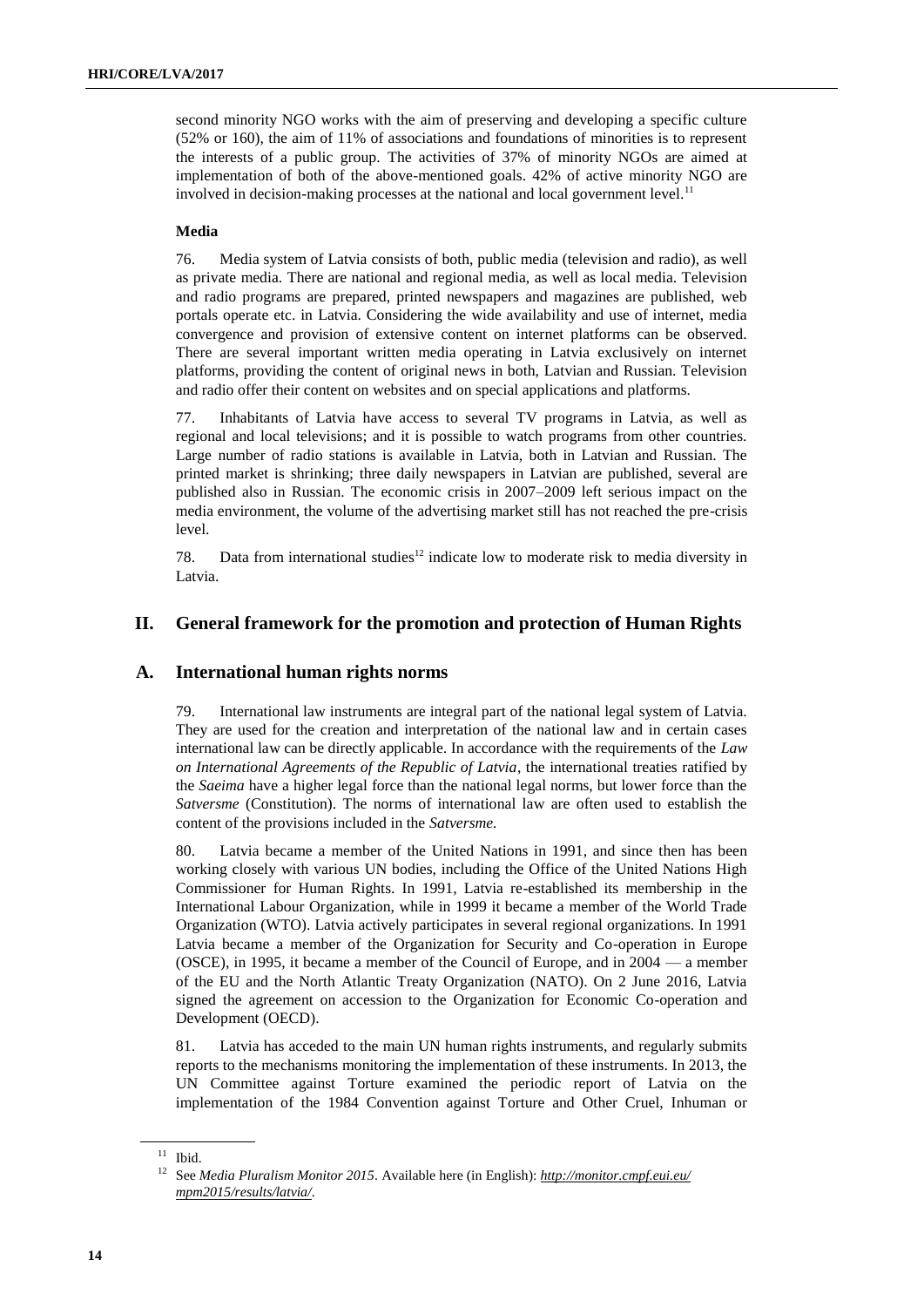second minority NGO works with the aim of preserving and developing a specific culture (52% or 160), the aim of 11% of associations and foundations of minorities is to represent the interests of a public group. The activities of 37% of minority NGOs are aimed at implementation of both of the above-mentioned goals. 42% of active minority NGO are involved in decision-making processes at the national and local government level.[11]

**Media**

76. Media system of Latvia consists of both, public media (television and radio), as well as private media. There are national and regional media, as well as local media. Television and radio programs are prepared, printed newspapers and magazines are published, web portals operate etc. in Latvia. Considering the wide availability and use of internet, media convergence and provision of extensive content on internet platforms can be observed. There are several important written media operating in Latvia exclusively on internet platforms, providing the content of original news in both, Latvian and Russian. Television and radio offer their content on websites and on special applications and platforms.

77. Inhabitants of Latvia have access to several TV programs in Latvia, as well as regional and local televisions; and it is possible to watch programs from other countries. Large number of radio stations is available in Latvia, both in Latvian and Russian. The printed market is shrinking; three daily newspapers in Latvian are published, several are published also in Russian. The economic crisis in 2007–2009 left serious impact on the media environment, the volume of the advertising market still has not reached the pre-crisis level.

78. Data from international studies[12] indicate low to moderate risk to media diversity in Latvia.

## II. General framework for the promotion and protection of Human Rights

## A. International human rights norms

79. International law instruments are integral part of the national legal system of Latvia. They are used for the creation and interpretation of the national law and in certain cases international law can be directly applicable. In accordance with the requirements of the *Law on International Agreements of the Republic of Latvia*, the international treaties ratified by the *Saeima* have a higher legal force than the national legal norms, but lower force than the *Satversme* (Constitution). The norms of international law are often used to establish the content of the provisions included in the *Satversme.*

80. Latvia became a member of the United Nations in 1991, and since then has been working closely with various UN bodies, including the Office of the United Nations High Commissioner for Human Rights. In 1991, Latvia re-established its membership in the International Labour Organization, while in 1999 it became a member of the World Trade Organization (WTO). Latvia actively participates in several regional organizations. In 1991 Latvia became a member of the Organization for Security and Co-operation in Europe (OSCE), in 1995, it became a member of the Council of Europe, and in 2004 — a member of the EU and the North Atlantic Treaty Organization (NATO). On 2 June 2016, Latvia signed the agreement on accession to the Organization for Economic Co-operation and Development (OECD).

81. Latvia has acceded to the main UN human rights instruments, and regularly submits reports to the mechanisms monitoring the implementation of these instruments. In 2013, the UN Committee against Torture examined the periodic report of Latvia on the implementation of the 1984 Convention against Torture and Other Cruel, Inhuman or

---

[11] Ibid.

[12] See *Media Pluralism Monitor 2015*. Available here (in English): *http://monitor.cmpf.eui.eu/mpm2015/results/latvia/*.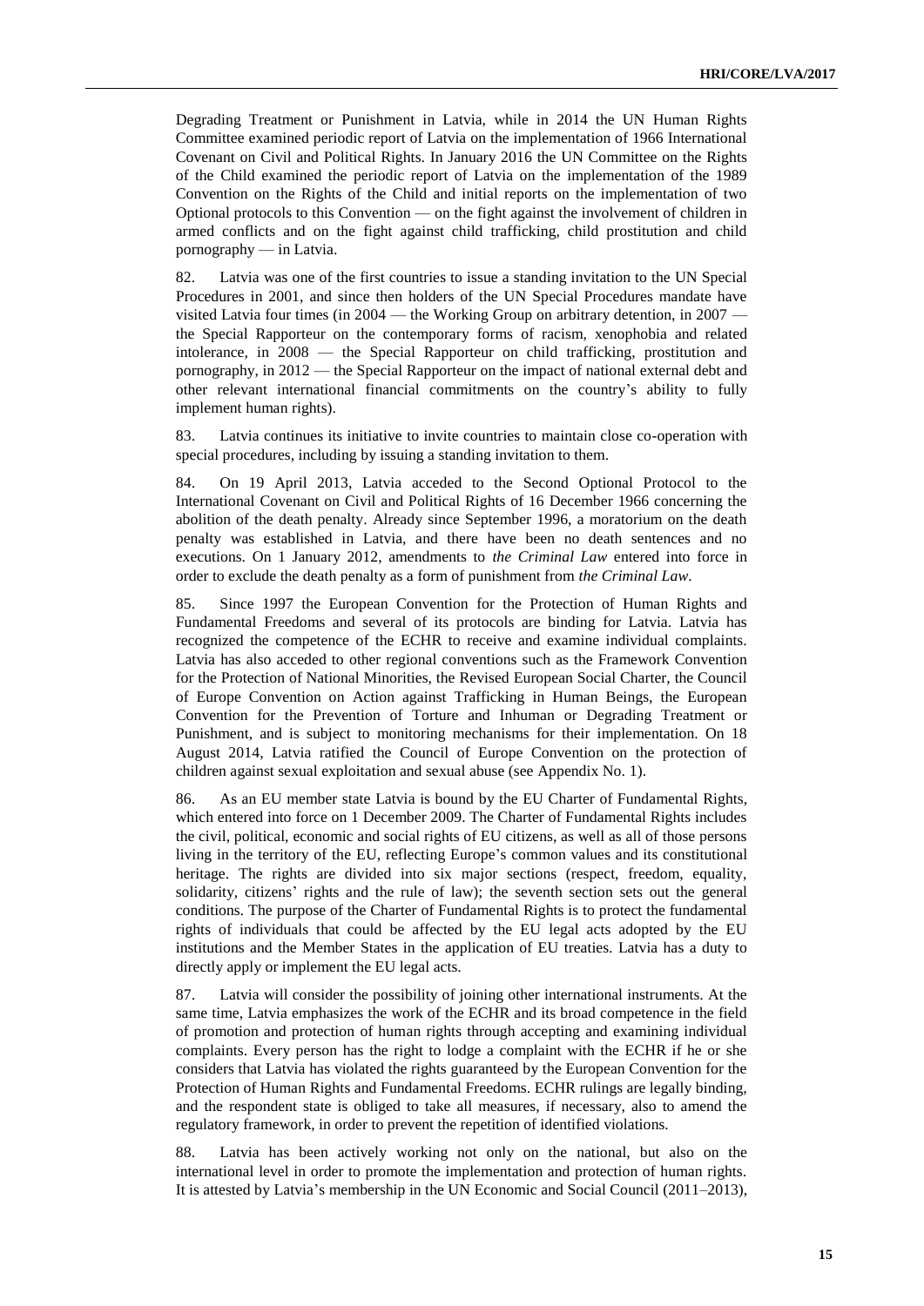Degrading Treatment or Punishment in Latvia, while in 2014 the UN Human Rights Committee examined periodic report of Latvia on the implementation of 1966 International Covenant on Civil and Political Rights. In January 2016 the UN Committee on the Rights of the Child examined the periodic report of Latvia on the implementation of the 1989 Convention on the Rights of the Child and initial reports on the implementation of two Optional protocols to this Convention — on the fight against the involvement of children in armed conflicts and on the fight against child trafficking, child prostitution and child pornography — in Latvia.

82. Latvia was one of the first countries to issue a standing invitation to the UN Special Procedures in 2001, and since then holders of the UN Special Procedures mandate have visited Latvia four times (in 2004 — the Working Group on arbitrary detention, in 2007 — the Special Rapporteur on the contemporary forms of racism, xenophobia and related intolerance, in 2008 — the Special Rapporteur on child trafficking, prostitution and pornography, in 2012 — the Special Rapporteur on the impact of national external debt and other relevant international financial commitments on the country's ability to fully implement human rights).

83. Latvia continues its initiative to invite countries to maintain close co-operation with special procedures, including by issuing a standing invitation to them.

84. On 19 April 2013, Latvia acceded to the Second Optional Protocol to the International Covenant on Civil and Political Rights of 16 December 1966 concerning the abolition of the death penalty. Already since September 1996, a moratorium on the death penalty was established in Latvia, and there have been no death sentences and no executions. On 1 January 2012, amendments to *the Criminal Law* entered into force in order to exclude the death penalty as a form of punishment from *the Criminal Law*.

85. Since 1997 the European Convention for the Protection of Human Rights and Fundamental Freedoms and several of its protocols are binding for Latvia. Latvia has recognized the competence of the ECHR to receive and examine individual complaints. Latvia has also acceded to other regional conventions such as the Framework Convention for the Protection of National Minorities, the Revised European Social Charter, the Council of Europe Convention on Action against Trafficking in Human Beings, the European Convention for the Prevention of Torture and Inhuman or Degrading Treatment or Punishment, and is subject to monitoring mechanisms for their implementation. On 18 August 2014, Latvia ratified the Council of Europe Convention on the protection of children against sexual exploitation and sexual abuse (see Appendix No. 1).

86. As an EU member state Latvia is bound by the EU Charter of Fundamental Rights, which entered into force on 1 December 2009. The Charter of Fundamental Rights includes the civil, political, economic and social rights of EU citizens, as well as all of those persons living in the territory of the EU, reflecting Europe's common values and its constitutional heritage. The rights are divided into six major sections (respect, freedom, equality, solidarity, citizens' rights and the rule of law); the seventh section sets out the general conditions. The purpose of the Charter of Fundamental Rights is to protect the fundamental rights of individuals that could be affected by the EU legal acts adopted by the EU institutions and the Member States in the application of EU treaties. Latvia has a duty to directly apply or implement the EU legal acts.

87. Latvia will consider the possibility of joining other international instruments. At the same time, Latvia emphasizes the work of the ECHR and its broad competence in the field of promotion and protection of human rights through accepting and examining individual complaints. Every person has the right to lodge a complaint with the ECHR if he or she considers that Latvia has violated the rights guaranteed by the European Convention for the Protection of Human Rights and Fundamental Freedoms. ECHR rulings are legally binding, and the respondent state is obliged to take all measures, if necessary, also to amend the regulatory framework, in order to prevent the repetition of identified violations.

88. Latvia has been actively working not only on the national, but also on the international level in order to promote the implementation and protection of human rights. It is attested by Latvia's membership in the UN Economic and Social Council (2011–2013),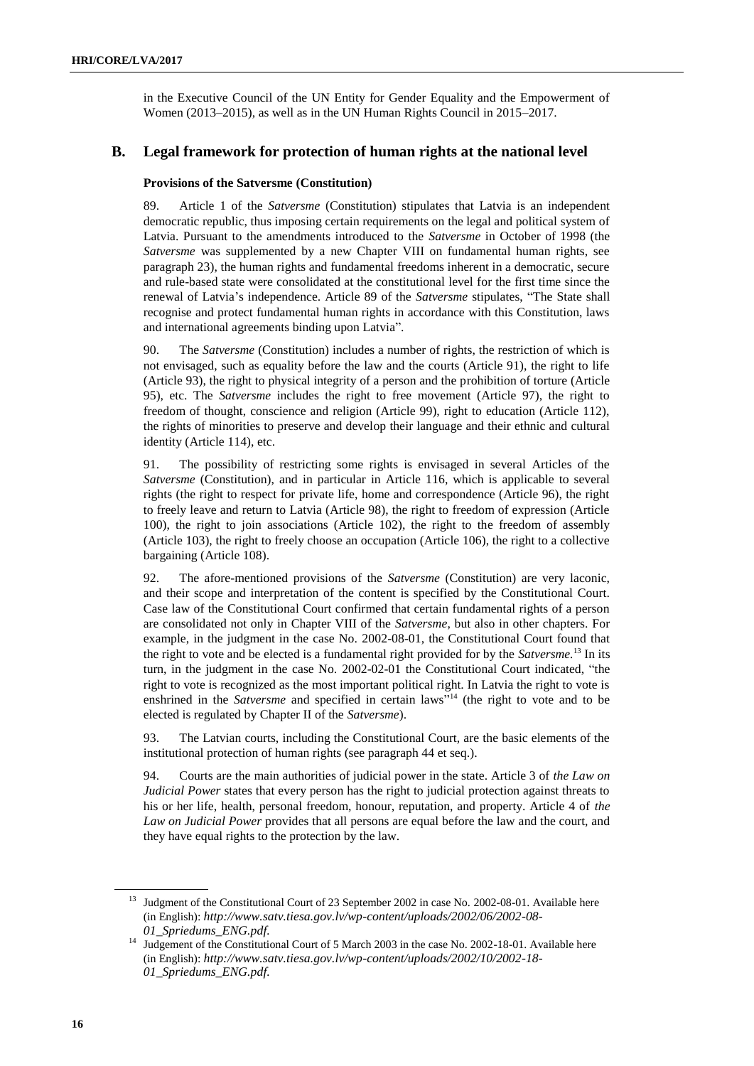in the Executive Council of the UN Entity for Gender Equality and the Empowerment of Women (2013–2015), as well as in the UN Human Rights Council in 2015–2017.

## B. Legal framework for protection of human rights at the national level

### Provisions of the Satversme (Constitution)

89. Article 1 of the *Satversme* (Constitution) stipulates that Latvia is an independent democratic republic, thus imposing certain requirements on the legal and political system of Latvia. Pursuant to the amendments introduced to the *Satversme* in October of 1998 (the *Satversme* was supplemented by a new Chapter VIII on fundamental human rights, see paragraph 23), the human rights and fundamental freedoms inherent in a democratic, secure and rule-based state were consolidated at the constitutional level for the first time since the renewal of Latvia's independence. Article 89 of the *Satversme* stipulates, "The State shall recognise and protect fundamental human rights in accordance with this Constitution, laws and international agreements binding upon Latvia".

90. The *Satversme* (Constitution) includes a number of rights, the restriction of which is not envisaged, such as equality before the law and the courts (Article 91), the right to life (Article 93), the right to physical integrity of a person and the prohibition of torture (Article 95), etc. The *Satversme* includes the right to free movement (Article 97), the right to freedom of thought, conscience and religion (Article 99), right to education (Article 112), the rights of minorities to preserve and develop their language and their ethnic and cultural identity (Article 114), etc.

91. The possibility of restricting some rights is envisaged in several Articles of the *Satversme* (Constitution), and in particular in Article 116, which is applicable to several rights (the right to respect for private life, home and correspondence (Article 96), the right to freely leave and return to Latvia (Article 98), the right to freedom of expression (Article 100), the right to join associations (Article 102), the right to the freedom of assembly (Article 103), the right to freely choose an occupation (Article 106), the right to a collective bargaining (Article 108).

92. The afore-mentioned provisions of the *Satversme* (Constitution) are very laconic, and their scope and interpretation of the content is specified by the Constitutional Court. Case law of the Constitutional Court confirmed that certain fundamental rights of a person are consolidated not only in Chapter VIII of the *Satversme*, but also in other chapters. For example, in the judgment in the case No. 2002-08-01, the Constitutional Court found that the right to vote and be elected is a fundamental right provided for by the *Satversme.*[13] In its turn, in the judgment in the case No. 2002-02-01 the Constitutional Court indicated, "the right to vote is recognized as the most important political right. In Latvia the right to vote is enshrined in the *Satversme* and specified in certain laws"[14] (the right to vote and to be elected is regulated by Chapter II of the *Satversme*).

93. The Latvian courts, including the Constitutional Court, are the basic elements of the institutional protection of human rights (see paragraph 44 et seq.).

94. Courts are the main authorities of judicial power in the state. Article 3 of *the Law on Judicial Power* states that every person has the right to judicial protection against threats to his or her life, health, personal freedom, honour, reputation, and property. Article 4 of *the Law on Judicial Power* provides that all persons are equal before the law and the court, and they have equal rights to the protection by the law.

---

[13] Judgment of the Constitutional Court of 23 September 2002 in case No. 2002-08-01. Available here (in English): *http://www.satv.tiesa.gov.lv/wp-content/uploads/2002/06/2002-08-01_Spriedums_ENG.pdf.*

[14] Judgement of the Constitutional Court of 5 March 2003 in the case No. 2002-18-01. Available here (in English): *http://www.satv.tiesa.gov.lv/wp-content/uploads/2002/10/2002-18-01_Spriedums_ENG.pdf.*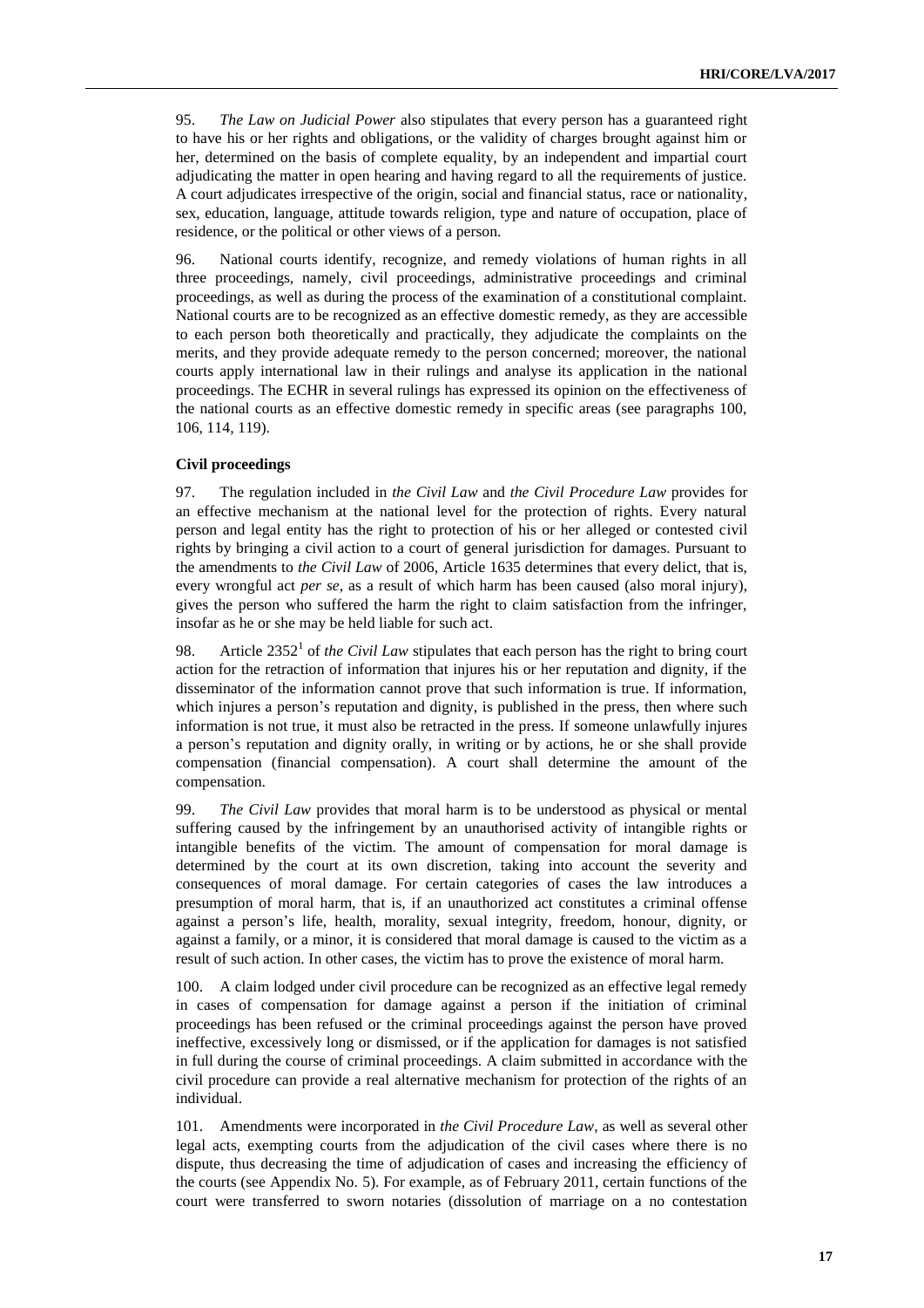95. *The Law on Judicial Power* also stipulates that every person has a guaranteed right to have his or her rights and obligations, or the validity of charges brought against him or her, determined on the basis of complete equality, by an independent and impartial court adjudicating the matter in open hearing and having regard to all the requirements of justice. A court adjudicates irrespective of the origin, social and financial status, race or nationality, sex, education, language, attitude towards religion, type and nature of occupation, place of residence, or the political or other views of a person.

96. National courts identify, recognize, and remedy violations of human rights in all three proceedings, namely, civil proceedings, administrative proceedings and criminal proceedings, as well as during the process of the examination of a constitutional complaint. National courts are to be recognized as an effective domestic remedy, as they are accessible to each person both theoretically and practically, they adjudicate the complaints on the merits, and they provide adequate remedy to the person concerned; moreover, the national courts apply international law in their rulings and analyse its application in the national proceedings. The ECHR in several rulings has expressed its opinion on the effectiveness of the national courts as an effective domestic remedy in specific areas (see paragraphs 100, 106, 114, 119).

**Civil proceedings**

97. The regulation included in *the Civil Law* and *the Civil Procedure Law* provides for an effective mechanism at the national level for the protection of rights. Every natural person and legal entity has the right to protection of his or her alleged or contested civil rights by bringing a civil action to a court of general jurisdiction for damages. Pursuant to the amendments to *the Civil Law* of 2006, Article 1635 determines that every delict, that is, every wrongful act *per se*, as a result of which harm has been caused (also moral injury), gives the person who suffered the harm the right to claim satisfaction from the infringer, insofar as he or she may be held liable for such act.

98. Article 2352[1] of *the Civil Law* stipulates that each person has the right to bring court action for the retraction of information that injures his or her reputation and dignity, if the disseminator of the information cannot prove that such information is true. If information, which injures a person's reputation and dignity, is published in the press, then where such information is not true, it must also be retracted in the press. If someone unlawfully injures a person's reputation and dignity orally, in writing or by actions, he or she shall provide compensation (financial compensation). A court shall determine the amount of the compensation.

99. *The Civil Law* provides that moral harm is to be understood as physical or mental suffering caused by the infringement by an unauthorised activity of intangible rights or intangible benefits of the victim. The amount of compensation for moral damage is determined by the court at its own discretion, taking into account the severity and consequences of moral damage. For certain categories of cases the law introduces a presumption of moral harm, that is, if an unauthorized act constitutes a criminal offense against a person's life, health, morality, sexual integrity, freedom, honour, dignity, or against a family, or a minor, it is considered that moral damage is caused to the victim as a result of such action. In other cases, the victim has to prove the existence of moral harm.

100. A claim lodged under civil procedure can be recognized as an effective legal remedy in cases of compensation for damage against a person if the initiation of criminal proceedings has been refused or the criminal proceedings against the person have proved ineffective, excessively long or dismissed, or if the application for damages is not satisfied in full during the course of criminal proceedings. A claim submitted in accordance with the civil procedure can provide a real alternative mechanism for protection of the rights of an individual.

101. Amendments were incorporated in *the Civil Procedure Law*, as well as several other legal acts, exempting courts from the adjudication of the civil cases where there is no dispute, thus decreasing the time of adjudication of cases and increasing the efficiency of the courts (see Appendix No. 5). For example, as of February 2011, certain functions of the court were transferred to sworn notaries (dissolution of marriage on a no contestation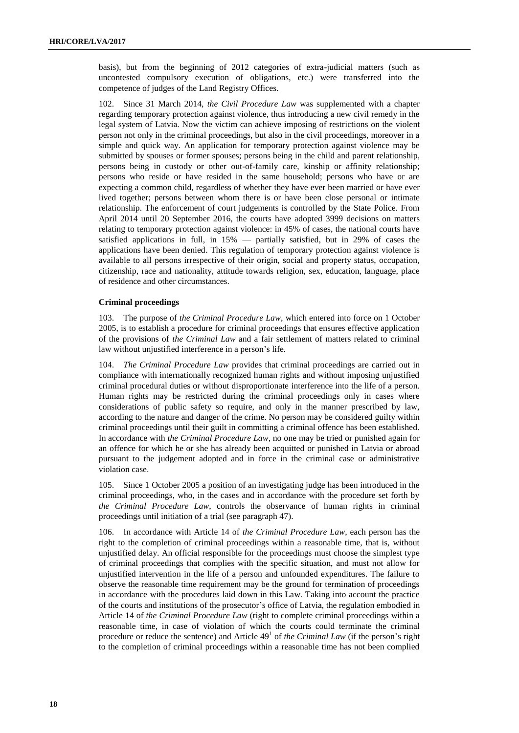basis), but from the beginning of 2012 categories of extra-judicial matters (such as uncontested compulsory execution of obligations, etc.) were transferred into the competence of judges of the Land Registry Offices.

102. Since 31 March 2014, *the Civil Procedure Law* was supplemented with a chapter regarding temporary protection against violence, thus introducing a new civil remedy in the legal system of Latvia. Now the victim can achieve imposing of restrictions on the violent person not only in the criminal proceedings, but also in the civil proceedings, moreover in a simple and quick way. An application for temporary protection against violence may be submitted by spouses or former spouses; persons being in the child and parent relationship, persons being in custody or other out-of-family care, kinship or affinity relationship; persons who reside or have resided in the same household; persons who have or are expecting a common child, regardless of whether they have ever been married or have ever lived together; persons between whom there is or have been close personal or intimate relationship. The enforcement of court judgements is controlled by the State Police. From April 2014 until 20 September 2016, the courts have adopted 3999 decisions on matters relating to temporary protection against violence: in 45% of cases, the national courts have satisfied applications in full, in 15% — partially satisfied, but in 29% of cases the applications have been denied. This regulation of temporary protection against violence is available to all persons irrespective of their origin, social and property status, occupation, citizenship, race and nationality, attitude towards religion, sex, education, language, place of residence and other circumstances.

#### Criminal proceedings

103. The purpose of *the Criminal Procedure Law*, which entered into force on 1 October 2005, is to establish a procedure for criminal proceedings that ensures effective application of the provisions of *the Criminal Law* and a fair settlement of matters related to criminal law without unjustified interference in a person's life.

104. *The Criminal Procedure Law* provides that criminal proceedings are carried out in compliance with internationally recognized human rights and without imposing unjustified criminal procedural duties or without disproportionate interference into the life of a person. Human rights may be restricted during the criminal proceedings only in cases where considerations of public safety so require, and only in the manner prescribed by law, according to the nature and danger of the crime. No person may be considered guilty within criminal proceedings until their guilt in committing a criminal offence has been established. In accordance with *the Criminal Procedure Law*, no one may be tried or punished again for an offence for which he or she has already been acquitted or punished in Latvia or abroad pursuant to the judgement adopted and in force in the criminal case or administrative violation case.

105. Since 1 October 2005 a position of an investigating judge has been introduced in the criminal proceedings, who, in the cases and in accordance with the procedure set forth by *the Criminal Procedure Law*, controls the observance of human rights in criminal proceedings until initiation of a trial (see paragraph 47).

106. In accordance with Article 14 of *the Criminal Procedure Law*, each person has the right to the completion of criminal proceedings within a reasonable time, that is, without unjustified delay. An official responsible for the proceedings must choose the simplest type of criminal proceedings that complies with the specific situation, and must not allow for unjustified intervention in the life of a person and unfounded expenditures. The failure to observe the reasonable time requirement may be the ground for termination of proceedings in accordance with the procedures laid down in this Law. Taking into account the practice of the courts and institutions of the prosecutor's office of Latvia, the regulation embodied in Article 14 of *the Criminal Procedure Law* (right to complete criminal proceedings within a reasonable time, in case of violation of which the courts could terminate the criminal procedure or reduce the sentence) and Article 49[1] of *the Criminal Law* (if the person's right to the completion of criminal proceedings within a reasonable time has not been complied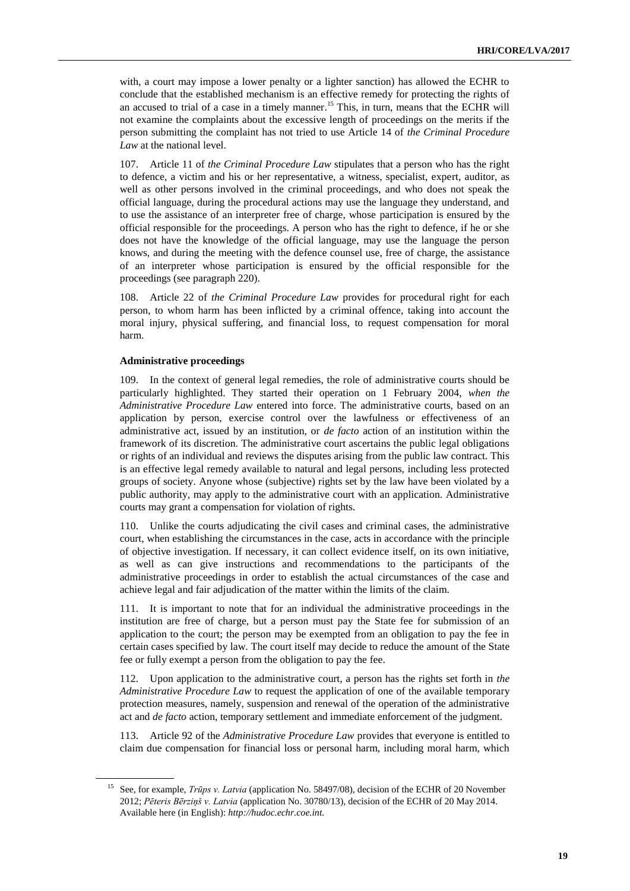with, a court may impose a lower penalty or a lighter sanction) has allowed the ECHR to conclude that the established mechanism is an effective remedy for protecting the rights of an accused to trial of a case in a timely manner.[15] This, in turn, means that the ECHR will not examine the complaints about the excessive length of proceedings on the merits if the person submitting the complaint has not tried to use Article 14 of *the Criminal Procedure Law* at the national level.

107. Article 11 of *the Criminal Procedure Law* stipulates that a person who has the right to defence, a victim and his or her representative, a witness, specialist, expert, auditor, as well as other persons involved in the criminal proceedings, and who does not speak the official language, during the procedural actions may use the language they understand, and to use the assistance of an interpreter free of charge, whose participation is ensured by the official responsible for the proceedings. A person who has the right to defence, if he or she does not have the knowledge of the official language, may use the language the person knows, and during the meeting with the defence counsel use, free of charge, the assistance of an interpreter whose participation is ensured by the official responsible for the proceedings (see paragraph 220).

108. Article 22 of *the Criminal Procedure Law* provides for procedural right for each person, to whom harm has been inflicted by a criminal offence, taking into account the moral injury, physical suffering, and financial loss, to request compensation for moral harm.

**Administrative proceedings**

109. In the context of general legal remedies, the role of administrative courts should be particularly highlighted. They started their operation on 1 February 2004, *when the Administrative Procedure Law* entered into force. The administrative courts, based on an application by person, exercise control over the lawfulness or effectiveness of an administrative act, issued by an institution, or *de facto* action of an institution within the framework of its discretion. The administrative court ascertains the public legal obligations or rights of an individual and reviews the disputes arising from the public law contract. This is an effective legal remedy available to natural and legal persons, including less protected groups of society. Anyone whose (subjective) rights set by the law have been violated by a public authority, may apply to the administrative court with an application. Administrative courts may grant a compensation for violation of rights.

110. Unlike the courts adjudicating the civil cases and criminal cases, the administrative court, when establishing the circumstances in the case, acts in accordance with the principle of objective investigation. If necessary, it can collect evidence itself, on its own initiative, as well as can give instructions and recommendations to the participants of the administrative proceedings in order to establish the actual circumstances of the case and achieve legal and fair adjudication of the matter within the limits of the claim.

111. It is important to note that for an individual the administrative proceedings in the institution are free of charge, but a person must pay the State fee for submission of an application to the court; the person may be exempted from an obligation to pay the fee in certain cases specified by law. The court itself may decide to reduce the amount of the State fee or fully exempt a person from the obligation to pay the fee.

112. Upon application to the administrative court, a person has the rights set forth in *the Administrative Procedure Law* to request the application of one of the available temporary protection measures, namely, suspension and renewal of the operation of the administrative act and *de facto* action, temporary settlement and immediate enforcement of the judgment.

113. Article 92 of the *Administrative Procedure Law* provides that everyone is entitled to claim due compensation for financial loss or personal harm, including moral harm, which

---

[15] See, for example, *Trūps v. Latvia* (application No. 58497/08), decision of the ECHR of 20 November 2012; *Pēteris Bērziņš v. Latvia* (application No. 30780/13), decision of the ECHR of 20 May 2014. Available here (in English): *http://hudoc.echr.coe.int*.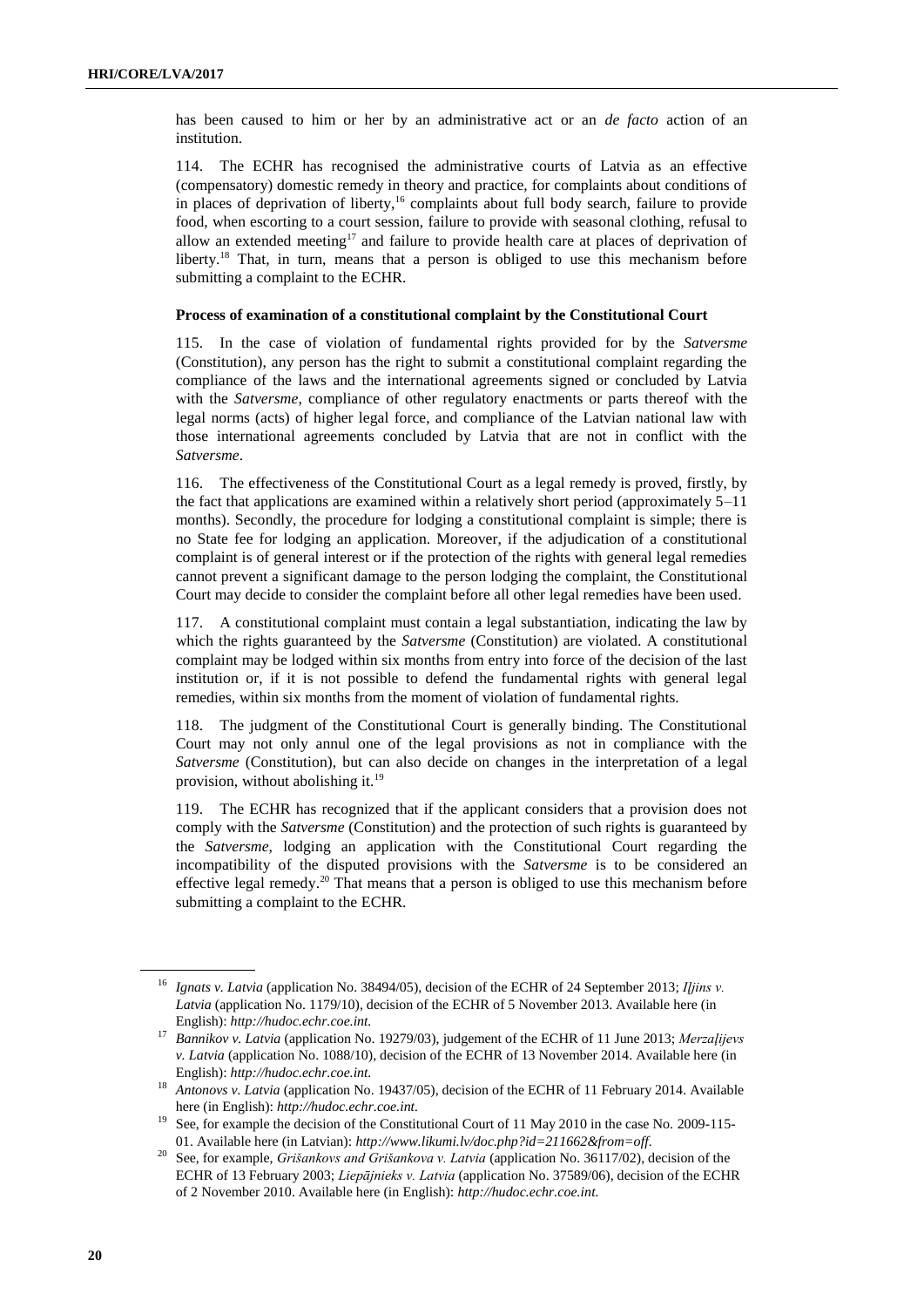has been caused to him or her by an administrative act or an *de facto* action of an institution.

114. The ECHR has recognised the administrative courts of Latvia as an effective (compensatory) domestic remedy in theory and practice, for complaints about conditions of in places of deprivation of liberty,[16] complaints about full body search, failure to provide food, when escorting to a court session, failure to provide with seasonal clothing, refusal to allow an extended meeting[17] and failure to provide health care at places of deprivation of liberty.[18] That, in turn, means that a person is obliged to use this mechanism before submitting a complaint to the ECHR.

**Process of examination of a constitutional complaint by the Constitutional Court**

115. In the case of violation of fundamental rights provided for by the *Satversme* (Constitution), any person has the right to submit a constitutional complaint regarding the compliance of the laws and the international agreements signed or concluded by Latvia with the *Satversme*, compliance of other regulatory enactments or parts thereof with the legal norms (acts) of higher legal force, and compliance of the Latvian national law with those international agreements concluded by Latvia that are not in conflict with the *Satversme*.

116. The effectiveness of the Constitutional Court as a legal remedy is proved, firstly, by the fact that applications are examined within a relatively short period (approximately 5–11 months). Secondly, the procedure for lodging a constitutional complaint is simple; there is no State fee for lodging an application. Moreover, if the adjudication of a constitutional complaint is of general interest or if the protection of the rights with general legal remedies cannot prevent a significant damage to the person lodging the complaint, the Constitutional Court may decide to consider the complaint before all other legal remedies have been used.

117. A constitutional complaint must contain a legal substantiation, indicating the law by which the rights guaranteed by the *Satversme* (Constitution) are violated. A constitutional complaint may be lodged within six months from entry into force of the decision of the last institution or, if it is not possible to defend the fundamental rights with general legal remedies, within six months from the moment of violation of fundamental rights.

118. The judgment of the Constitutional Court is generally binding. The Constitutional Court may not only annul one of the legal provisions as not in compliance with the *Satversme* (Constitution), but can also decide on changes in the interpretation of a legal provision, without abolishing it.[19]

119. The ECHR has recognized that if the applicant considers that a provision does not comply with the *Satversme* (Constitution) and the protection of such rights is guaranteed by the *Satversme*, lodging an application with the Constitutional Court regarding the incompatibility of the disputed provisions with the *Satversme* is to be considered an effective legal remedy.[20] That means that a person is obliged to use this mechanism before submitting a complaint to the ECHR.

---

[16] *Ignats v. Latvia* (application No. 38494/05), decision of the ECHR of 24 September 2013; *Iļjins v. Latvia* (application No. 1179/10), decision of the ECHR of 5 November 2013. Available here (in English): *http://hudoc.echr.coe.int.*

[17] *Bannikov v. Latvia* (application No. 19279/03), judgement of the ECHR of 11 June 2013; *Merzaļijevs v. Latvia* (application No. 1088/10), decision of the ECHR of 13 November 2014. Available here (in English): *http://hudoc.echr.coe.int.*

[18] *Antonovs v. Latvia* (application No. 19437/05), decision of the ECHR of 11 February 2014. Available here (in English): *http://hudoc.echr.coe.int.*

[19] See, for example the decision of the Constitutional Court of 11 May 2010 in the case No. 2009-115-01. Available here (in Latvian): *http://www.likumi.lv/doc.php?id=211662&from=off.*

[20] See, for example, *Grišankovs and Grišankova v. Latvia* (application No. 36117/02), decision of the ECHR of 13 February 2003; *Liepājnieks v. Latvia* (application No. 37589/06), decision of the ECHR of 2 November 2010. Available here (in English): *http://hudoc.echr.coe.int.*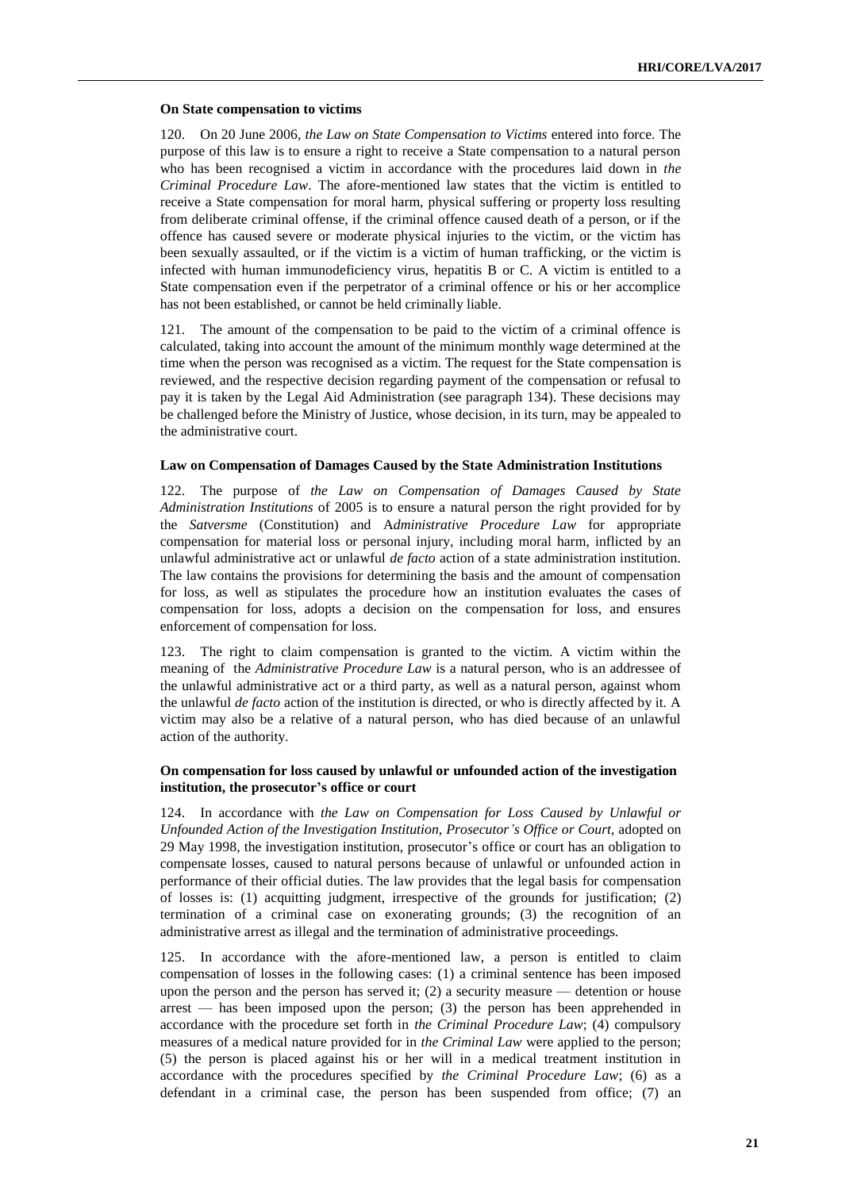### On State compensation to victims

120. On 20 June 2006, *the Law on State Compensation to Victims* entered into force. The purpose of this law is to ensure a right to receive a State compensation to a natural person who has been recognised a victim in accordance with the procedures laid down in *the Criminal Procedure Law*. The afore-mentioned law states that the victim is entitled to receive a State compensation for moral harm, physical suffering or property loss resulting from deliberate criminal offense, if the criminal offence caused death of a person, or if the offence has caused severe or moderate physical injuries to the victim, or the victim has been sexually assaulted, or if the victim is a victim of human trafficking, or the victim is infected with human immunodeficiency virus, hepatitis B or C. A victim is entitled to a State compensation even if the perpetrator of a criminal offence or his or her accomplice has not been established, or cannot be held criminally liable.

121. The amount of the compensation to be paid to the victim of a criminal offence is calculated, taking into account the amount of the minimum monthly wage determined at the time when the person was recognised as a victim. The request for the State compensation is reviewed, and the respective decision regarding payment of the compensation or refusal to pay it is taken by the Legal Aid Administration (see paragraph 134). These decisions may be challenged before the Ministry of Justice, whose decision, in its turn, may be appealed to the administrative court.

### Law on Compensation of Damages Caused by the State Administration Institutions

122. The purpose of *the Law on Compensation of Damages Caused by State Administration Institutions* of 2005 is to ensure a natural person the right provided for by the *Satversme* (Constitution) and A*dministrative Procedure Law* for appropriate compensation for material loss or personal injury, including moral harm, inflicted by an unlawful administrative act or unlawful *de facto* action of a state administration institution. The law contains the provisions for determining the basis and the amount of compensation for loss, as well as stipulates the procedure how an institution evaluates the cases of compensation for loss, adopts a decision on the compensation for loss, and ensures enforcement of compensation for loss.

123. The right to claim compensation is granted to the victim. A victim within the meaning of the *Administrative Procedure Law* is a natural person, who is an addressee of the unlawful administrative act or a third party, as well as a natural person, against whom the unlawful *de facto* action of the institution is directed, or who is directly affected by it. A victim may also be a relative of a natural person, who has died because of an unlawful action of the authority.

### On compensation for loss caused by unlawful or unfounded action of the investigation institution, the prosecutor's office or court

124. In accordance with *the Law on Compensation for Loss Caused by Unlawful or Unfounded Action of the Investigation Institution, Prosecutor's Office or Court*, adopted on 29 May 1998, the investigation institution, prosecutor's office or court has an obligation to compensate losses, caused to natural persons because of unlawful or unfounded action in performance of their official duties. The law provides that the legal basis for compensation of losses is: (1) acquitting judgment, irrespective of the grounds for justification; (2) termination of a criminal case on exonerating grounds; (3) the recognition of an administrative arrest as illegal and the termination of administrative proceedings.

125. In accordance with the afore-mentioned law, a person is entitled to claim compensation of losses in the following cases: (1) a criminal sentence has been imposed upon the person and the person has served it; (2) a security measure — detention or house arrest — has been imposed upon the person; (3) the person has been apprehended in accordance with the procedure set forth in *the Criminal Procedure Law*; (4) compulsory measures of a medical nature provided for in *the Criminal Law* were applied to the person; (5) the person is placed against his or her will in a medical treatment institution in accordance with the procedures specified by *the Criminal Procedure Law*; (6) as a defendant in a criminal case, the person has been suspended from office; (7) an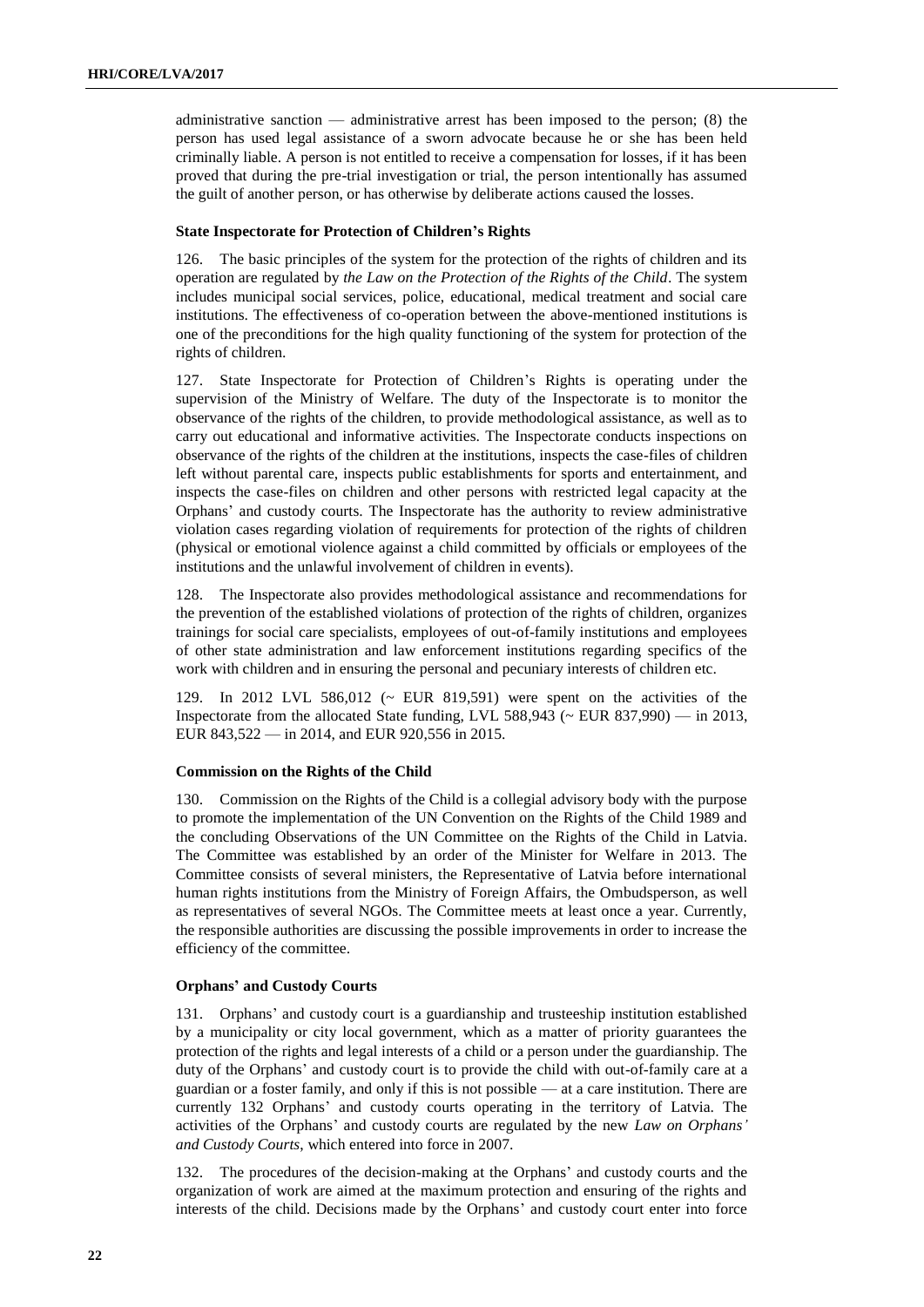administrative sanction — administrative arrest has been imposed to the person; (8) the person has used legal assistance of a sworn advocate because he or she has been held criminally liable. A person is not entitled to receive a compensation for losses, if it has been proved that during the pre-trial investigation or trial, the person intentionally has assumed the guilt of another person, or has otherwise by deliberate actions caused the losses.

#### State Inspectorate for Protection of Children's Rights

126. The basic principles of the system for the protection of the rights of children and its operation are regulated by *the Law on the Protection of the Rights of the Child*. The system includes municipal social services, police, educational, medical treatment and social care institutions. The effectiveness of co-operation between the above-mentioned institutions is one of the preconditions for the high quality functioning of the system for protection of the rights of children.

127. State Inspectorate for Protection of Children's Rights is operating under the supervision of the Ministry of Welfare. The duty of the Inspectorate is to monitor the observance of the rights of the children, to provide methodological assistance, as well as to carry out educational and informative activities. The Inspectorate conducts inspections on observance of the rights of the children at the institutions, inspects the case-files of children left without parental care, inspects public establishments for sports and entertainment, and inspects the case-files on children and other persons with restricted legal capacity at the Orphans' and custody courts. The Inspectorate has the authority to review administrative violation cases regarding violation of requirements for protection of the rights of children (physical or emotional violence against a child committed by officials or employees of the institutions and the unlawful involvement of children in events).

128. The Inspectorate also provides methodological assistance and recommendations for the prevention of the established violations of protection of the rights of children, organizes trainings for social care specialists, employees of out-of-family institutions and employees of other state administration and law enforcement institutions regarding specifics of the work with children and in ensuring the personal and pecuniary interests of children etc.

129. In 2012 LVL 586,012 (~ EUR 819,591) were spent on the activities of the Inspectorate from the allocated State funding, LVL 588,943 (~ EUR 837,990) — in 2013, EUR 843,522 — in 2014, and EUR 920,556 in 2015.

#### Commission on the Rights of the Child

130. Commission on the Rights of the Child is a collegial advisory body with the purpose to promote the implementation of the UN Convention on the Rights of the Child 1989 and the concluding Observations of the UN Committee on the Rights of the Child in Latvia. The Committee was established by an order of the Minister for Welfare in 2013. The Committee consists of several ministers, the Representative of Latvia before international human rights institutions from the Ministry of Foreign Affairs, the Ombudsperson, as well as representatives of several NGOs. The Committee meets at least once a year. Currently, the responsible authorities are discussing the possible improvements in order to increase the efficiency of the committee.

#### Orphans' and Custody Courts

131. Orphans' and custody court is a guardianship and trusteeship institution established by a municipality or city local government, which as a matter of priority guarantees the protection of the rights and legal interests of a child or a person under the guardianship. The duty of the Orphans' and custody court is to provide the child with out-of-family care at a guardian or a foster family, and only if this is not possible — at a care institution. There are currently 132 Orphans' and custody courts operating in the territory of Latvia. The activities of the Orphans' and custody courts are regulated by the new *Law on Orphans' and Custody Courts*, which entered into force in 2007.

132. The procedures of the decision-making at the Orphans' and custody courts and the organization of work are aimed at the maximum protection and ensuring of the rights and interests of the child. Decisions made by the Orphans' and custody court enter into force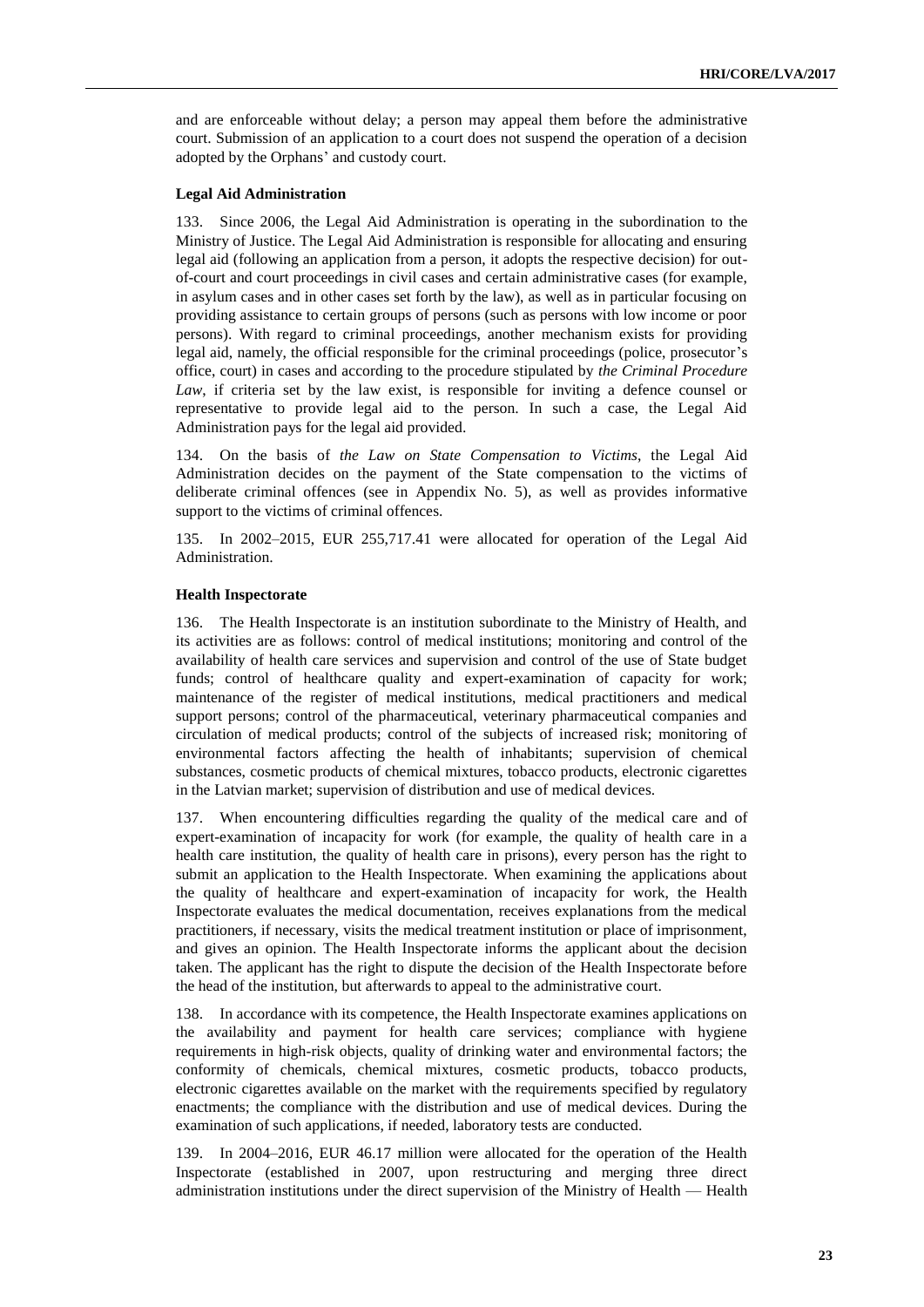and are enforceable without delay; a person may appeal them before the administrative court. Submission of an application to a court does not suspend the operation of a decision adopted by the Orphans' and custody court.

**Legal Aid Administration**

133. Since 2006, the Legal Aid Administration is operating in the subordination to the Ministry of Justice. The Legal Aid Administration is responsible for allocating and ensuring legal aid (following an application from a person, it adopts the respective decision) for out-of-court and court proceedings in civil cases and certain administrative cases (for example, in asylum cases and in other cases set forth by the law), as well as in particular focusing on providing assistance to certain groups of persons (such as persons with low income or poor persons). With regard to criminal proceedings, another mechanism exists for providing legal aid, namely, the official responsible for the criminal proceedings (police, prosecutor's office, court) in cases and according to the procedure stipulated by *the Criminal Procedure Law*, if criteria set by the law exist, is responsible for inviting a defence counsel or representative to provide legal aid to the person. In such a case, the Legal Aid Administration pays for the legal aid provided.

134. On the basis of *the Law on State Compensation to Victims*, the Legal Aid Administration decides on the payment of the State compensation to the victims of deliberate criminal offences (see in Appendix No. 5), as well as provides informative support to the victims of criminal offences.

135. In 2002–2015, EUR 255,717.41 were allocated for operation of the Legal Aid Administration.

**Health Inspectorate**

136. The Health Inspectorate is an institution subordinate to the Ministry of Health, and its activities are as follows: control of medical institutions; monitoring and control of the availability of health care services and supervision and control of the use of State budget funds; control of healthcare quality and expert-examination of capacity for work; maintenance of the register of medical institutions, medical practitioners and medical support persons; control of the pharmaceutical, veterinary pharmaceutical companies and circulation of medical products; control of the subjects of increased risk; monitoring of environmental factors affecting the health of inhabitants; supervision of chemical substances, cosmetic products of chemical mixtures, tobacco products, electronic cigarettes in the Latvian market; supervision of distribution and use of medical devices.

137. When encountering difficulties regarding the quality of the medical care and of expert-examination of incapacity for work (for example, the quality of health care in a health care institution, the quality of health care in prisons), every person has the right to submit an application to the Health Inspectorate. When examining the applications about the quality of healthcare and expert-examination of incapacity for work, the Health Inspectorate evaluates the medical documentation, receives explanations from the medical practitioners, if necessary, visits the medical treatment institution or place of imprisonment, and gives an opinion. The Health Inspectorate informs the applicant about the decision taken. The applicant has the right to dispute the decision of the Health Inspectorate before the head of the institution, but afterwards to appeal to the administrative court.

138. In accordance with its competence, the Health Inspectorate examines applications on the availability and payment for health care services; compliance with hygiene requirements in high-risk objects, quality of drinking water and environmental factors; the conformity of chemicals, chemical mixtures, cosmetic products, tobacco products, electronic cigarettes available on the market with the requirements specified by regulatory enactments; the compliance with the distribution and use of medical devices. During the examination of such applications, if needed, laboratory tests are conducted.

139. In 2004–2016, EUR 46.17 million were allocated for the operation of the Health Inspectorate (established in 2007, upon restructuring and merging three direct administration institutions under the direct supervision of the Ministry of Health — Health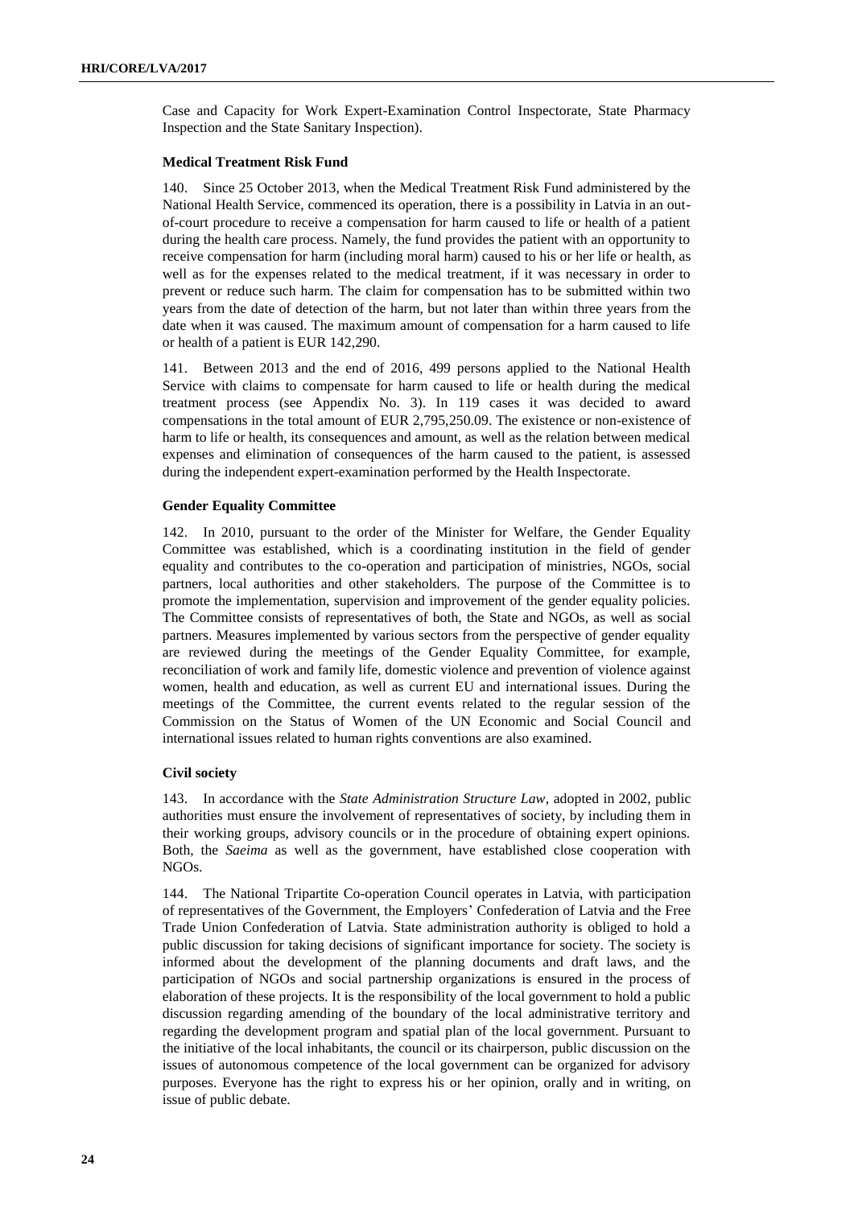Case and Capacity for Work Expert-Examination Control Inspectorate, State Pharmacy Inspection and the State Sanitary Inspection).

#### Medical Treatment Risk Fund

140. Since 25 October 2013, when the Medical Treatment Risk Fund administered by the National Health Service, commenced its operation, there is a possibility in Latvia in an out-of-court procedure to receive a compensation for harm caused to life or health of a patient during the health care process. Namely, the fund provides the patient with an opportunity to receive compensation for harm (including moral harm) caused to his or her life or health, as well as for the expenses related to the medical treatment, if it was necessary in order to prevent or reduce such harm. The claim for compensation has to be submitted within two years from the date of detection of the harm, but not later than within three years from the date when it was caused. The maximum amount of compensation for a harm caused to life or health of a patient is EUR 142,290.

141. Between 2013 and the end of 2016, 499 persons applied to the National Health Service with claims to compensate for harm caused to life or health during the medical treatment process (see Appendix No. 3). In 119 cases it was decided to award compensations in the total amount of EUR 2,795,250.09. The existence or non-existence of harm to life or health, its consequences and amount, as well as the relation between medical expenses and elimination of consequences of the harm caused to the patient, is assessed during the independent expert-examination performed by the Health Inspectorate.

#### Gender Equality Committee

142. In 2010, pursuant to the order of the Minister for Welfare, the Gender Equality Committee was established, which is a coordinating institution in the field of gender equality and contributes to the co-operation and participation of ministries, NGOs, social partners, local authorities and other stakeholders. The purpose of the Committee is to promote the implementation, supervision and improvement of the gender equality policies. The Committee consists of representatives of both, the State and NGOs, as well as social partners. Measures implemented by various sectors from the perspective of gender equality are reviewed during the meetings of the Gender Equality Committee, for example, reconciliation of work and family life, domestic violence and prevention of violence against women, health and education, as well as current EU and international issues. During the meetings of the Committee, the current events related to the regular session of the Commission on the Status of Women of the UN Economic and Social Council and international issues related to human rights conventions are also examined.

#### Civil society

143. In accordance with the *State Administration Structure Law*, adopted in 2002, public authorities must ensure the involvement of representatives of society, by including them in their working groups, advisory councils or in the procedure of obtaining expert opinions. Both, the *Saeima* as well as the government, have established close cooperation with NGOs.

144. The National Tripartite Co-operation Council operates in Latvia, with participation of representatives of the Government, the Employers' Confederation of Latvia and the Free Trade Union Confederation of Latvia. State administration authority is obliged to hold a public discussion for taking decisions of significant importance for society. The society is informed about the development of the planning documents and draft laws, and the participation of NGOs and social partnership organizations is ensured in the process of elaboration of these projects. It is the responsibility of the local government to hold a public discussion regarding amending of the boundary of the local administrative territory and regarding the development program and spatial plan of the local government. Pursuant to the initiative of the local inhabitants, the council or its chairperson, public discussion on the issues of autonomous competence of the local government can be organized for advisory purposes. Everyone has the right to express his or her opinion, orally and in writing, on issue of public debate.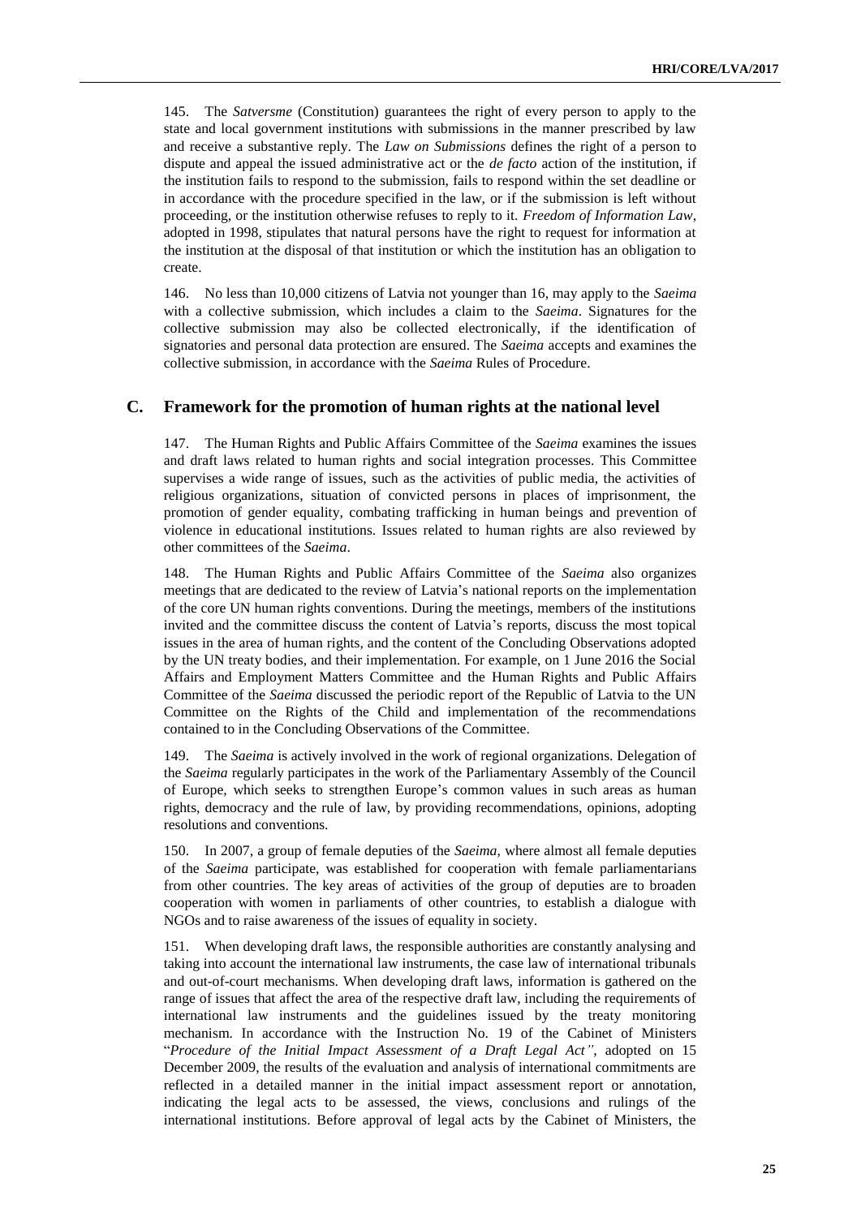145. The *Satversme* (Constitution) guarantees the right of every person to apply to the state and local government institutions with submissions in the manner prescribed by law and receive a substantive reply. The *Law on Submissions* defines the right of a person to dispute and appeal the issued administrative act or the *de facto* action of the institution, if the institution fails to respond to the submission, fails to respond within the set deadline or in accordance with the procedure specified in the law, or if the submission is left without proceeding, or the institution otherwise refuses to reply to it. *Freedom of Information Law*, adopted in 1998, stipulates that natural persons have the right to request for information at the institution at the disposal of that institution or which the institution has an obligation to create.

146. No less than 10,000 citizens of Latvia not younger than 16, may apply to the *Saeima* with a collective submission, which includes a claim to the *Saeima*. Signatures for the collective submission may also be collected electronically, if the identification of signatories and personal data protection are ensured. The *Saeima* accepts and examines the collective submission, in accordance with the *Saeima* Rules of Procedure.

## C. Framework for the promotion of human rights at the national level

147. The Human Rights and Public Affairs Committee of the *Saeima* examines the issues and draft laws related to human rights and social integration processes. This Committee supervises a wide range of issues, such as the activities of public media, the activities of religious organizations, situation of convicted persons in places of imprisonment, the promotion of gender equality, combating trafficking in human beings and prevention of violence in educational institutions. Issues related to human rights are also reviewed by other committees of the *Saeima*.

148. The Human Rights and Public Affairs Committee of the *Saeima* also organizes meetings that are dedicated to the review of Latvia's national reports on the implementation of the core UN human rights conventions. During the meetings, members of the institutions invited and the committee discuss the content of Latvia's reports, discuss the most topical issues in the area of human rights, and the content of the Concluding Observations adopted by the UN treaty bodies, and their implementation. For example, on 1 June 2016 the Social Affairs and Employment Matters Committee and the Human Rights and Public Affairs Committee of the *Saeima* discussed the periodic report of the Republic of Latvia to the UN Committee on the Rights of the Child and implementation of the recommendations contained to in the Concluding Observations of the Committee.

149. The *Saeima* is actively involved in the work of regional organizations. Delegation of the *Saeima* regularly participates in the work of the Parliamentary Assembly of the Council of Europe, which seeks to strengthen Europe's common values in such areas as human rights, democracy and the rule of law, by providing recommendations, opinions, adopting resolutions and conventions.

150. In 2007, a group of female deputies of the *Saeima,* where almost all female deputies of the *Saeima* participate, was established for cooperation with female parliamentarians from other countries. The key areas of activities of the group of deputies are to broaden cooperation with women in parliaments of other countries, to establish a dialogue with NGOs and to raise awareness of the issues of equality in society.

151. When developing draft laws, the responsible authorities are constantly analysing and taking into account the international law instruments, the case law of international tribunals and out-of-court mechanisms. When developing draft laws, information is gathered on the range of issues that affect the area of the respective draft law, including the requirements of international law instruments and the guidelines issued by the treaty monitoring mechanism. In accordance with the Instruction No. 19 of the Cabinet of Ministers "*Procedure of the Initial Impact Assessment of a Draft Legal Act"*, adopted on 15 December 2009, the results of the evaluation and analysis of international commitments are reflected in a detailed manner in the initial impact assessment report or annotation, indicating the legal acts to be assessed, the views, conclusions and rulings of the international institutions. Before approval of legal acts by the Cabinet of Ministers, the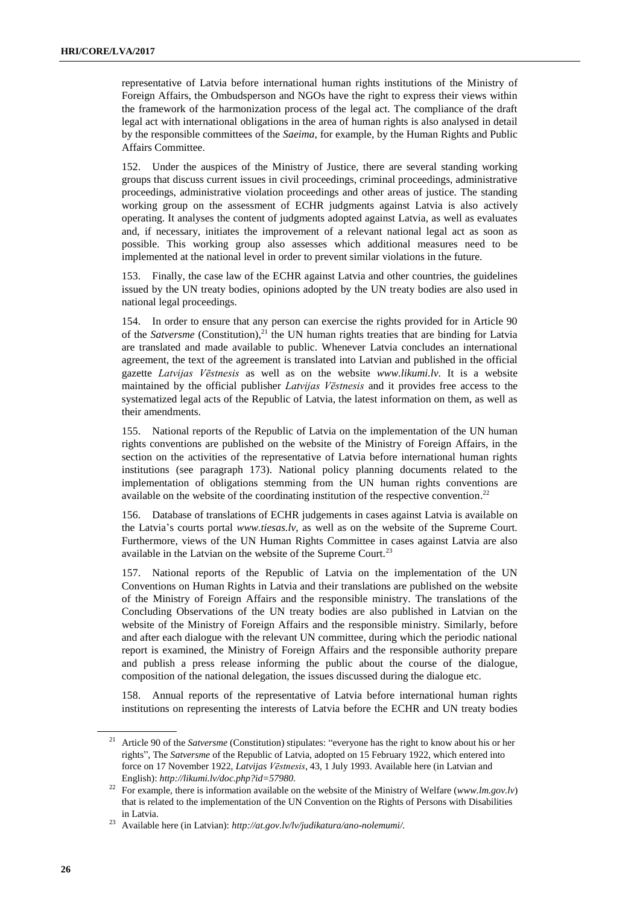representative of Latvia before international human rights institutions of the Ministry of Foreign Affairs, the Ombudsperson and NGOs have the right to express their views within the framework of the harmonization process of the legal act. The compliance of the draft legal act with international obligations in the area of human rights is also analysed in detail by the responsible committees of the *Saeima*, for example, by the Human Rights and Public Affairs Committee.

152. Under the auspices of the Ministry of Justice, there are several standing working groups that discuss current issues in civil proceedings, criminal proceedings, administrative proceedings, administrative violation proceedings and other areas of justice. The standing working group on the assessment of ECHR judgments against Latvia is also actively operating. It analyses the content of judgments adopted against Latvia, as well as evaluates and, if necessary, initiates the improvement of a relevant national legal act as soon as possible. This working group also assesses which additional measures need to be implemented at the national level in order to prevent similar violations in the future.

153. Finally, the case law of the ECHR against Latvia and other countries, the guidelines issued by the UN treaty bodies, opinions adopted by the UN treaty bodies are also used in national legal proceedings.

154. In order to ensure that any person can exercise the rights provided for in Article 90 of the *Satversme* (Constitution),[21] the UN human rights treaties that are binding for Latvia are translated and made available to public. Whenever Latvia concludes an international agreement, the text of the agreement is translated into Latvian and published in the official gazette *Latvijas Vēstnesis* as well as on the website *www.likumi.lv*. It is a website maintained by the official publisher *Latvijas Vēstnesis* and it provides free access to the systematized legal acts of the Republic of Latvia, the latest information on them, as well as their amendments.

155. National reports of the Republic of Latvia on the implementation of the UN human rights conventions are published on the website of the Ministry of Foreign Affairs, in the section on the activities of the representative of Latvia before international human rights institutions (see paragraph 173). National policy planning documents related to the implementation of obligations stemming from the UN human rights conventions are available on the website of the coordinating institution of the respective convention.[22]

156. Database of translations of ECHR judgements in cases against Latvia is available on the Latvia's courts portal *www.tiesas.lv*, as well as on the website of the Supreme Court. Furthermore, views of the UN Human Rights Committee in cases against Latvia are also available in the Latvian on the website of the Supreme Court.[23]

157. National reports of the Republic of Latvia on the implementation of the UN Conventions on Human Rights in Latvia and their translations are published on the website of the Ministry of Foreign Affairs and the responsible ministry. The translations of the Concluding Observations of the UN treaty bodies are also published in Latvian on the website of the Ministry of Foreign Affairs and the responsible ministry. Similarly, before and after each dialogue with the relevant UN committee, during which the periodic national report is examined, the Ministry of Foreign Affairs and the responsible authority prepare and publish a press release informing the public about the course of the dialogue, composition of the national delegation, the issues discussed during the dialogue etc.

158. Annual reports of the representative of Latvia before international human rights institutions on representing the interests of Latvia before the ECHR and UN treaty bodies

---

[21] Article 90 of the *Satversme* (Constitution) stipulates: "everyone has the right to know about his or her rights", The *Satversme* of the Republic of Latvia, adopted on 15 February 1922, which entered into force on 17 November 1922, *Latvijas Vēstnesis*, 43, 1 July 1993. Available here (in Latvian and English): *http://likumi.lv/doc.php?id=57980*.

[22] For example, there is information available on the website of the Ministry of Welfare (*www.lm.gov.lv*) that is related to the implementation of the UN Convention on the Rights of Persons with Disabilities in Latvia.

[23] Available here (in Latvian): *http://at.gov.lv/lv/judikatura/ano-nolemumi/*.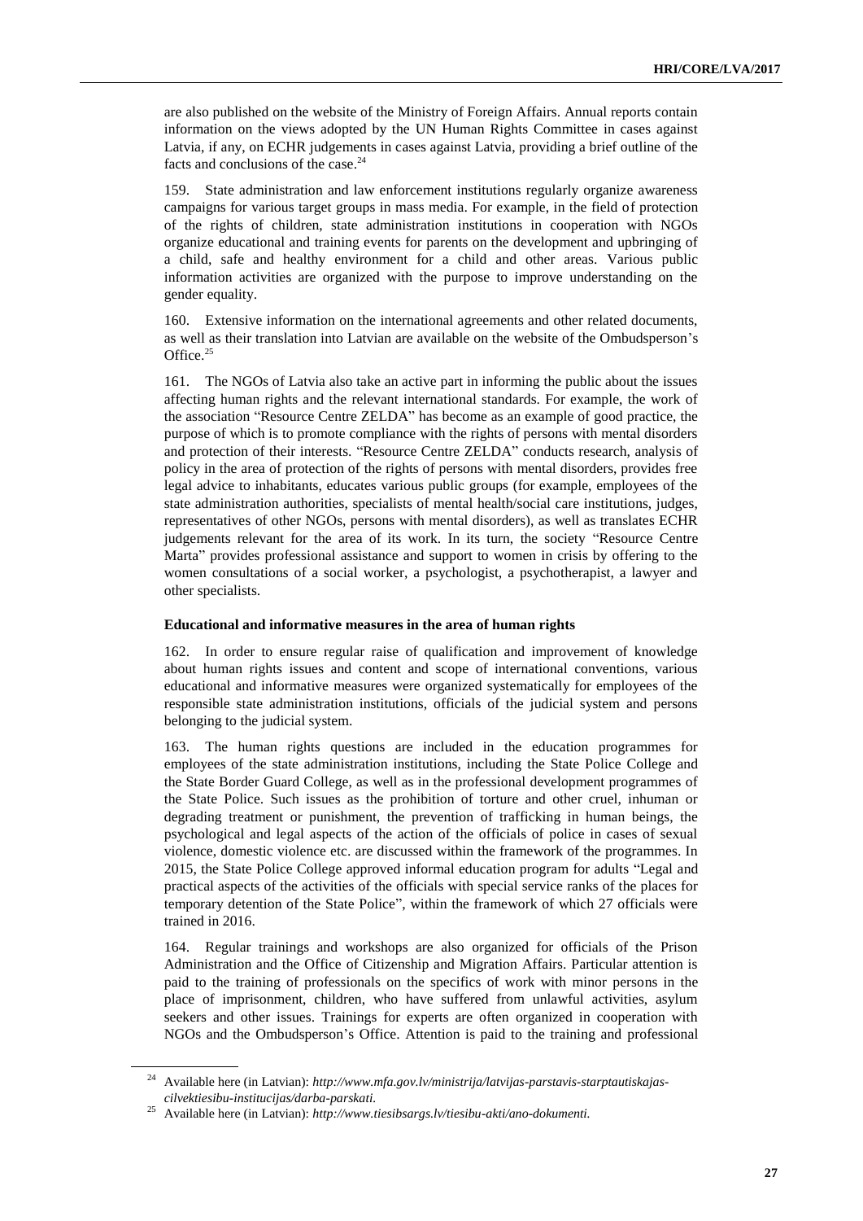are also published on the website of the Ministry of Foreign Affairs. Annual reports contain information on the views adopted by the UN Human Rights Committee in cases against Latvia, if any, on ECHR judgements in cases against Latvia, providing a brief outline of the facts and conclusions of the case.[24]

159. State administration and law enforcement institutions regularly organize awareness campaigns for various target groups in mass media. For example, in the field of protection of the rights of children, state administration institutions in cooperation with NGOs organize educational and training events for parents on the development and upbringing of a child, safe and healthy environment for a child and other areas. Various public information activities are organized with the purpose to improve understanding on the gender equality.

160. Extensive information on the international agreements and other related documents, as well as their translation into Latvian are available on the website of the Ombudsperson's Office.[25]

161. The NGOs of Latvia also take an active part in informing the public about the issues affecting human rights and the relevant international standards. For example, the work of the association "Resource Centre ZELDA" has become as an example of good practice, the purpose of which is to promote compliance with the rights of persons with mental disorders and protection of their interests. "Resource Centre ZELDA" conducts research, analysis of policy in the area of protection of the rights of persons with mental disorders, provides free legal advice to inhabitants, educates various public groups (for example, employees of the state administration authorities, specialists of mental health/social care institutions, judges, representatives of other NGOs, persons with mental disorders), as well as translates ECHR judgements relevant for the area of its work. In its turn, the society "Resource Centre Marta" provides professional assistance and support to women in crisis by offering to the women consultations of a social worker, a psychologist, a psychotherapist, a lawyer and other specialists.

**Educational and informative measures in the area of human rights**

162. In order to ensure regular raise of qualification and improvement of knowledge about human rights issues and content and scope of international conventions, various educational and informative measures were organized systematically for employees of the responsible state administration institutions, officials of the judicial system and persons belonging to the judicial system.

163. The human rights questions are included in the education programmes for employees of the state administration institutions, including the State Police College and the State Border Guard College, as well as in the professional development programmes of the State Police. Such issues as the prohibition of torture and other cruel, inhuman or degrading treatment or punishment, the prevention of trafficking in human beings, the psychological and legal aspects of the action of the officials of police in cases of sexual violence, domestic violence etc. are discussed within the framework of the programmes. In 2015, the State Police College approved informal education program for adults "Legal and practical aspects of the activities of the officials with special service ranks of the places for temporary detention of the State Police", within the framework of which 27 officials were trained in 2016.

164. Regular trainings and workshops are also organized for officials of the Prison Administration and the Office of Citizenship and Migration Affairs. Particular attention is paid to the training of professionals on the specifics of work with minor persons in the place of imprisonment, children, who have suffered from unlawful activities, asylum seekers and other issues. Trainings for experts are often organized in cooperation with NGOs and the Ombudsperson's Office. Attention is paid to the training and professional

---

[24] Available here (in Latvian): *http://www.mfa.gov.lv/ministrija/latvijas-parstavis-starptautiskajas-cilvektiesibu-institucijas/darba-parskati.*

[25] Available here (in Latvian): *http://www.tiesibsargs.lv/tiesibu-akti/ano-dokumenti.*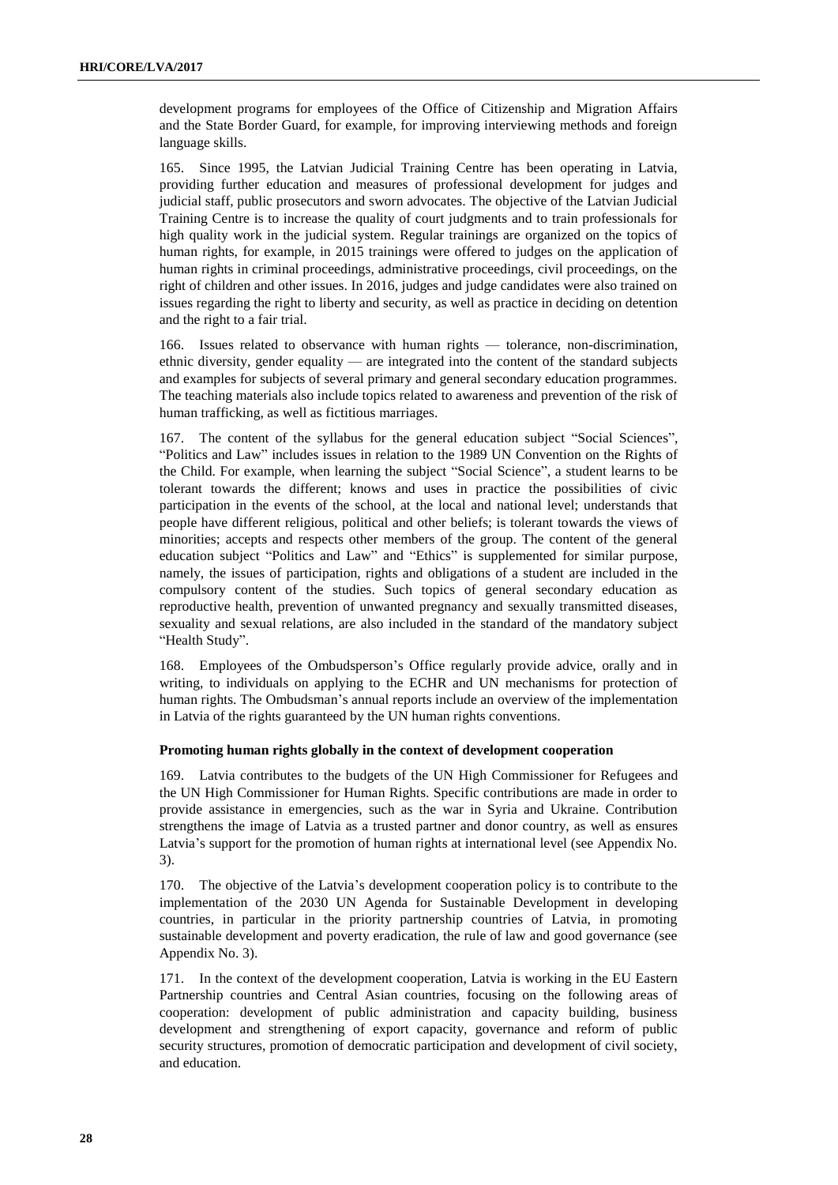development programs for employees of the Office of Citizenship and Migration Affairs and the State Border Guard, for example, for improving interviewing methods and foreign language skills.

165. Since 1995, the Latvian Judicial Training Centre has been operating in Latvia, providing further education and measures of professional development for judges and judicial staff, public prosecutors and sworn advocates. The objective of the Latvian Judicial Training Centre is to increase the quality of court judgments and to train professionals for high quality work in the judicial system. Regular trainings are organized on the topics of human rights, for example, in 2015 trainings were offered to judges on the application of human rights in criminal proceedings, administrative proceedings, civil proceedings, on the right of children and other issues. In 2016, judges and judge candidates were also trained on issues regarding the right to liberty and security, as well as practice in deciding on detention and the right to a fair trial.

166. Issues related to observance with human rights — tolerance, non-discrimination, ethnic diversity, gender equality — are integrated into the content of the standard subjects and examples for subjects of several primary and general secondary education programmes. The teaching materials also include topics related to awareness and prevention of the risk of human trafficking, as well as fictitious marriages.

167. The content of the syllabus for the general education subject "Social Sciences", "Politics and Law" includes issues in relation to the 1989 UN Convention on the Rights of the Child. For example, when learning the subject "Social Science", a student learns to be tolerant towards the different; knows and uses in practice the possibilities of civic participation in the events of the school, at the local and national level; understands that people have different religious, political and other beliefs; is tolerant towards the views of minorities; accepts and respects other members of the group. The content of the general education subject "Politics and Law" and "Ethics" is supplemented for similar purpose, namely, the issues of participation, rights and obligations of a student are included in the compulsory content of the studies. Such topics of general secondary education as reproductive health, prevention of unwanted pregnancy and sexually transmitted diseases, sexuality and sexual relations, are also included in the standard of the mandatory subject "Health Study".

168. Employees of the Ombudsperson's Office regularly provide advice, orally and in writing, to individuals on applying to the ECHR and UN mechanisms for protection of human rights. The Ombudsman's annual reports include an overview of the implementation in Latvia of the rights guaranteed by the UN human rights conventions.

#### Promoting human rights globally in the context of development cooperation

169. Latvia contributes to the budgets of the UN High Commissioner for Refugees and the UN High Commissioner for Human Rights. Specific contributions are made in order to provide assistance in emergencies, such as the war in Syria and Ukraine. Contribution strengthens the image of Latvia as a trusted partner and donor country, as well as ensures Latvia's support for the promotion of human rights at international level (see Appendix No. 3).

170. The objective of the Latvia's development cooperation policy is to contribute to the implementation of the 2030 UN Agenda for Sustainable Development in developing countries, in particular in the priority partnership countries of Latvia, in promoting sustainable development and poverty eradication, the rule of law and good governance (see Appendix No. 3).

171. In the context of the development cooperation, Latvia is working in the EU Eastern Partnership countries and Central Asian countries, focusing on the following areas of cooperation: development of public administration and capacity building, business development and strengthening of export capacity, governance and reform of public security structures, promotion of democratic participation and development of civil society, and education.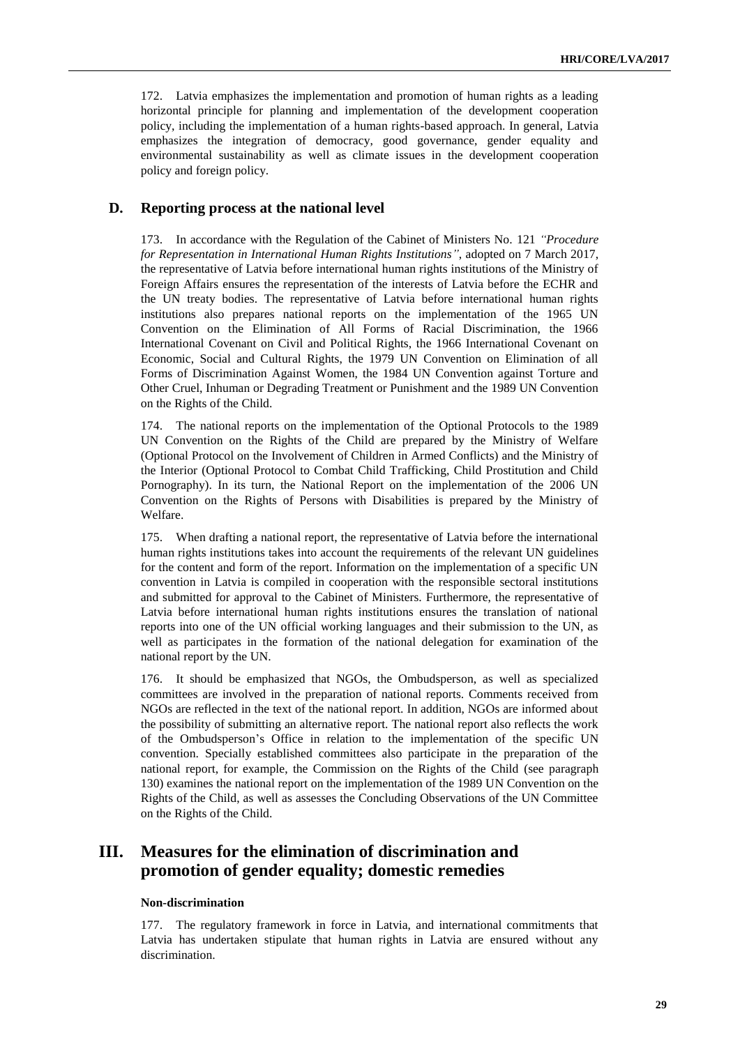172. Latvia emphasizes the implementation and promotion of human rights as a leading horizontal principle for planning and implementation of the development cooperation policy, including the implementation of a human rights-based approach. In general, Latvia emphasizes the integration of democracy, good governance, gender equality and environmental sustainability as well as climate issues in the development cooperation policy and foreign policy.

### D. Reporting process at the national level

173. In accordance with the Regulation of the Cabinet of Ministers No. 121 *"Procedure for Representation in International Human Rights Institutions"*, adopted on 7 March 2017, the representative of Latvia before international human rights institutions of the Ministry of Foreign Affairs ensures the representation of the interests of Latvia before the ECHR and the UN treaty bodies. The representative of Latvia before international human rights institutions also prepares national reports on the implementation of the 1965 UN Convention on the Elimination of All Forms of Racial Discrimination, the 1966 International Covenant on Civil and Political Rights, the 1966 International Covenant on Economic, Social and Cultural Rights, the 1979 UN Convention on Elimination of all Forms of Discrimination Against Women, the 1984 UN Convention against Torture and Other Cruel, Inhuman or Degrading Treatment or Punishment and the 1989 UN Convention on the Rights of the Child.

174. The national reports on the implementation of the Optional Protocols to the 1989 UN Convention on the Rights of the Child are prepared by the Ministry of Welfare (Optional Protocol on the Involvement of Children in Armed Conflicts) and the Ministry of the Interior (Optional Protocol to Combat Child Trafficking, Child Prostitution and Child Pornography). In its turn, the National Report on the implementation of the 2006 UN Convention on the Rights of Persons with Disabilities is prepared by the Ministry of Welfare.

175. When drafting a national report, the representative of Latvia before the international human rights institutions takes into account the requirements of the relevant UN guidelines for the content and form of the report. Information on the implementation of a specific UN convention in Latvia is compiled in cooperation with the responsible sectoral institutions and submitted for approval to the Cabinet of Ministers. Furthermore, the representative of Latvia before international human rights institutions ensures the translation of national reports into one of the UN official working languages and their submission to the UN, as well as participates in the formation of the national delegation for examination of the national report by the UN.

176. It should be emphasized that NGOs, the Ombudsperson, as well as specialized committees are involved in the preparation of national reports. Comments received from NGOs are reflected in the text of the national report. In addition, NGOs are informed about the possibility of submitting an alternative report. The national report also reflects the work of the Ombudsperson's Office in relation to the implementation of the specific UN convention. Specially established committees also participate in the preparation of the national report, for example, the Commission on the Rights of the Child (see paragraph 130) examines the national report on the implementation of the 1989 UN Convention on the Rights of the Child, as well as assesses the Concluding Observations of the UN Committee on the Rights of the Child.

## III. Measures for the elimination of discrimination and promotion of gender equality; domestic remedies

#### Non-discrimination

177. The regulatory framework in force in Latvia, and international commitments that Latvia has undertaken stipulate that human rights in Latvia are ensured without any discrimination.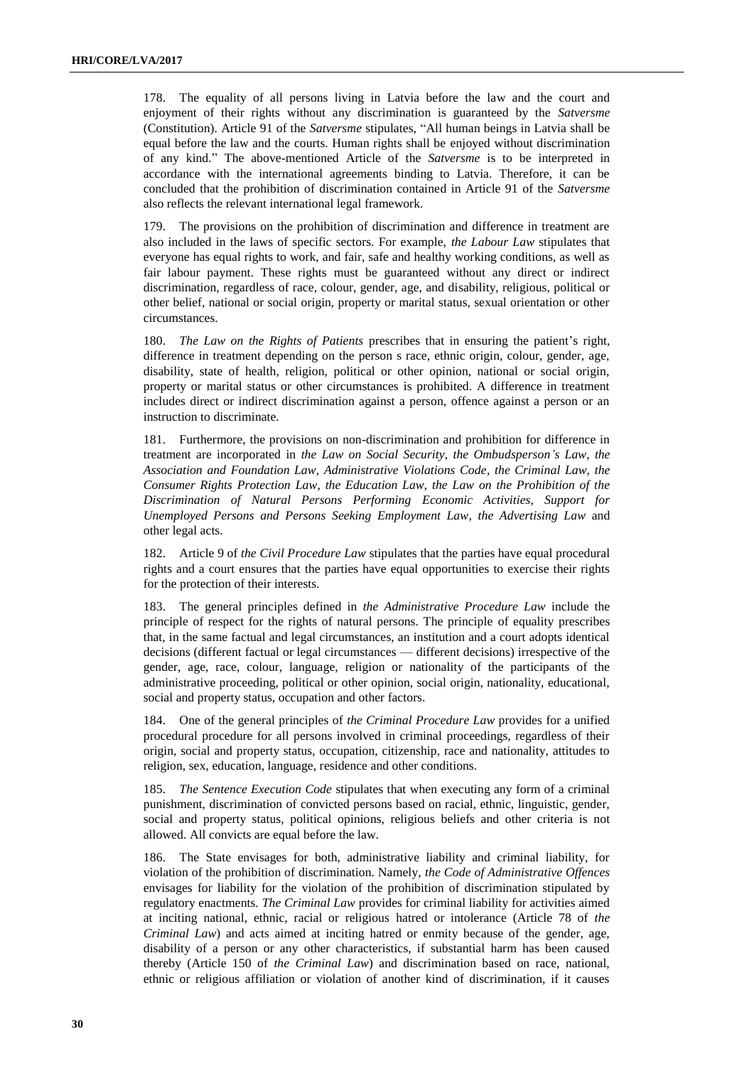178. The equality of all persons living in Latvia before the law and the court and enjoyment of their rights without any discrimination is guaranteed by the *Satversme* (Constitution). Article 91 of the *Satversme* stipulates, "All human beings in Latvia shall be equal before the law and the courts. Human rights shall be enjoyed without discrimination of any kind." The above-mentioned Article of the *Satversme* is to be interpreted in accordance with the international agreements binding to Latvia. Therefore, it can be concluded that the prohibition of discrimination contained in Article 91 of the *Satversme* also reflects the relevant international legal framework.

179. The provisions on the prohibition of discrimination and difference in treatment are also included in the laws of specific sectors. For example, *the Labour Law* stipulates that everyone has equal rights to work, and fair, safe and healthy working conditions, as well as fair labour payment. These rights must be guaranteed without any direct or indirect discrimination, regardless of race, colour, gender, age, and disability, religious, political or other belief, national or social origin, property or marital status, sexual orientation or other circumstances.

180. *The Law on the Rights of Patients* prescribes that in ensuring the patient's right, difference in treatment depending on the person s race, ethnic origin, colour, gender, age, disability, state of health, religion, political or other opinion, national or social origin, property or marital status or other circumstances is prohibited. A difference in treatment includes direct or indirect discrimination against a person, offence against a person or an instruction to discriminate.

181. Furthermore, the provisions on non-discrimination and prohibition for difference in treatment are incorporated in *the Law on Social Security*, *the Ombudsperson's Law*, *the Association and Foundation Law*, *Administrative Violations Code*, *the Criminal Law*, *the Consumer Rights Protection Law*, *the Education Law*, *the Law on the Prohibition of the Discrimination of Natural Persons Performing Economic Activities*, *Support for Unemployed Persons and Persons Seeking Employment Law*, *the Advertising Law* and other legal acts.

182. Article 9 of *the Civil Procedure Law* stipulates that the parties have equal procedural rights and a court ensures that the parties have equal opportunities to exercise their rights for the protection of their interests.

183. The general principles defined in *the Administrative Procedure Law* include the principle of respect for the rights of natural persons. The principle of equality prescribes that, in the same factual and legal circumstances, an institution and a court adopts identical decisions (different factual or legal circumstances — different decisions) irrespective of the gender, age, race, colour, language, religion or nationality of the participants of the administrative proceeding, political or other opinion, social origin, nationality, educational, social and property status, occupation and other factors.

184. One of the general principles of *the Criminal Procedure Law* provides for a unified procedural procedure for all persons involved in criminal proceedings, regardless of their origin, social and property status, occupation, citizenship, race and nationality, attitudes to religion, sex, education, language, residence and other conditions.

185. *The Sentence Execution Code* stipulates that when executing any form of a criminal punishment, discrimination of convicted persons based on racial, ethnic, linguistic, gender, social and property status, political opinions, religious beliefs and other criteria is not allowed. All convicts are equal before the law.

186. The State envisages for both, administrative liability and criminal liability, for violation of the prohibition of discrimination. Namely, *the Code of Administrative Offences* envisages for liability for the violation of the prohibition of discrimination stipulated by regulatory enactments. *The Criminal Law* provides for criminal liability for activities aimed at inciting national, ethnic, racial or religious hatred or intolerance (Article 78 of *the Criminal Law*) and acts aimed at inciting hatred or enmity because of the gender, age, disability of a person or any other characteristics, if substantial harm has been caused thereby (Article 150 of *the Criminal Law*) and discrimination based on race, national, ethnic or religious affiliation or violation of another kind of discrimination, if it causes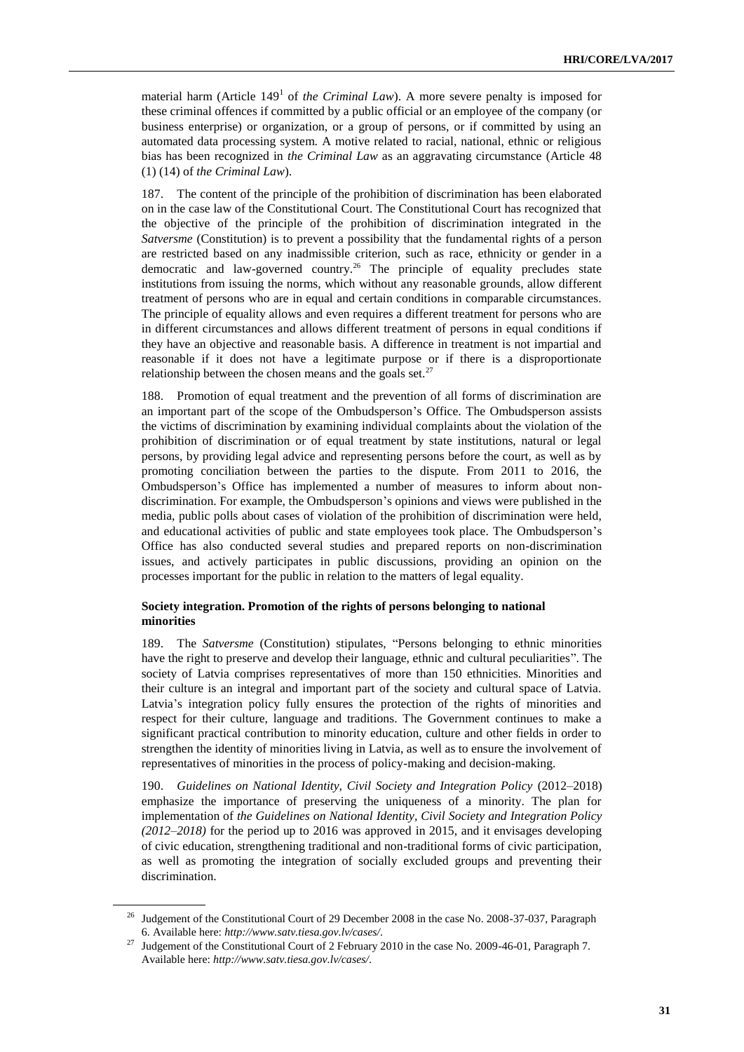material harm (Article 149[1] of *the Criminal Law*). A more severe penalty is imposed for these criminal offences if committed by a public official or an employee of the company (or business enterprise) or organization, or a group of persons, or if committed by using an automated data processing system. A motive related to racial, national, ethnic or religious bias has been recognized in *the Criminal Law* as an aggravating circumstance (Article 48 (1) (14) of *the Criminal Law*).

187. The content of the principle of the prohibition of discrimination has been elaborated on in the case law of the Constitutional Court. The Constitutional Court has recognized that the objective of the principle of the prohibition of discrimination integrated in the *Satversme* (Constitution) is to prevent a possibility that the fundamental rights of a person are restricted based on any inadmissible criterion, such as race, ethnicity or gender in a democratic and law-governed country.[26] The principle of equality precludes state institutions from issuing the norms, which without any reasonable grounds, allow different treatment of persons who are in equal and certain conditions in comparable circumstances. The principle of equality allows and even requires a different treatment for persons who are in different circumstances and allows different treatment of persons in equal conditions if they have an objective and reasonable basis. A difference in treatment is not impartial and reasonable if it does not have a legitimate purpose or if there is a disproportionate relationship between the chosen means and the goals set.[27]

188. Promotion of equal treatment and the prevention of all forms of discrimination are an important part of the scope of the Ombudsperson's Office. The Ombudsperson assists the victims of discrimination by examining individual complaints about the violation of the prohibition of discrimination or of equal treatment by state institutions, natural or legal persons, by providing legal advice and representing persons before the court, as well as by promoting conciliation between the parties to the dispute. From 2011 to 2016, the Ombudsperson's Office has implemented a number of measures to inform about non-discrimination. For example, the Ombudsperson's opinions and views were published in the media, public polls about cases of violation of the prohibition of discrimination were held, and educational activities of public and state employees took place. The Ombudsperson's Office has also conducted several studies and prepared reports on non-discrimination issues, and actively participates in public discussions, providing an opinion on the processes important for the public in relation to the matters of legal equality.

### Society integration. Promotion of the rights of persons belonging to national minorities

189. The *Satversme* (Constitution) stipulates, "Persons belonging to ethnic minorities have the right to preserve and develop their language, ethnic and cultural peculiarities". The society of Latvia comprises representatives of more than 150 ethnicities. Minorities and their culture is an integral and important part of the society and cultural space of Latvia. Latvia's integration policy fully ensures the protection of the rights of minorities and respect for their culture, language and traditions. The Government continues to make a significant practical contribution to minority education, culture and other fields in order to strengthen the identity of minorities living in Latvia, as well as to ensure the involvement of representatives of minorities in the process of policy-making and decision-making.

190. *Guidelines on National Identity, Civil Society and Integration Policy* (2012–2018) emphasize the importance of preserving the uniqueness of a minority. The plan for implementation of *the Guidelines on National Identity, Civil Society and Integration Policy (2012–2018)* for the period up to 2016 was approved in 2015, and it envisages developing of civic education, strengthening traditional and non-traditional forms of civic participation, as well as promoting the integration of socially excluded groups and preventing their discrimination.

---

[26] Judgement of the Constitutional Court of 29 December 2008 in the case No. 2008-37-037, Paragraph 6. Available here: *http://www.satv.tiesa.gov.lv/cases/*.

[27] Judgement of the Constitutional Court of 2 February 2010 in the case No. 2009-46-01, Paragraph 7. Available here: *http://www.satv.tiesa.gov.lv/cases/*.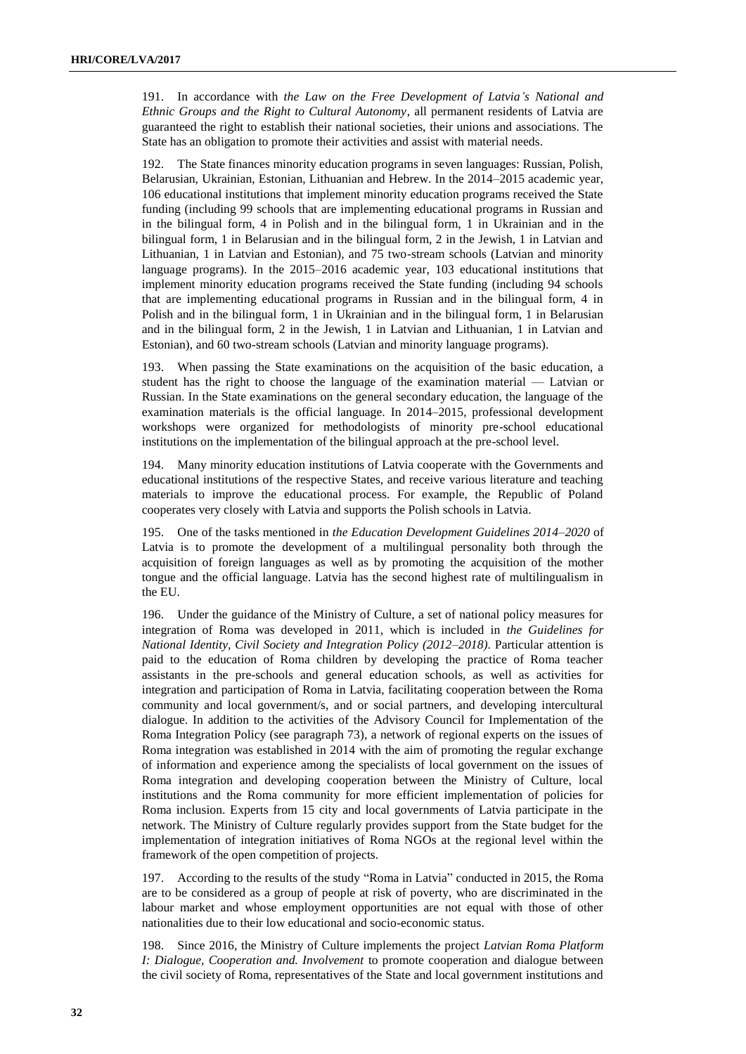191. In accordance with *the Law on the Free Development of Latvia's National and Ethnic Groups and the Right to Cultural Autonomy*, all permanent residents of Latvia are guaranteed the right to establish their national societies, their unions and associations. The State has an obligation to promote their activities and assist with material needs.

192. The State finances minority education programs in seven languages: Russian, Polish, Belarusian, Ukrainian, Estonian, Lithuanian and Hebrew. In the 2014–2015 academic year, 106 educational institutions that implement minority education programs received the State funding (including 99 schools that are implementing educational programs in Russian and in the bilingual form, 4 in Polish and in the bilingual form, 1 in Ukrainian and in the bilingual form, 1 in Belarusian and in the bilingual form, 2 in the Jewish, 1 in Latvian and Lithuanian, 1 in Latvian and Estonian), and 75 two-stream schools (Latvian and minority language programs). In the 2015–2016 academic year, 103 educational institutions that implement minority education programs received the State funding (including 94 schools that are implementing educational programs in Russian and in the bilingual form, 4 in Polish and in the bilingual form, 1 in Ukrainian and in the bilingual form, 1 in Belarusian and in the bilingual form, 2 in the Jewish, 1 in Latvian and Lithuanian, 1 in Latvian and Estonian), and 60 two-stream schools (Latvian and minority language programs).

193. When passing the State examinations on the acquisition of the basic education, a student has the right to choose the language of the examination material — Latvian or Russian. In the State examinations on the general secondary education, the language of the examination materials is the official language. In 2014–2015, professional development workshops were organized for methodologists of minority pre-school educational institutions on the implementation of the bilingual approach at the pre-school level.

194. Many minority education institutions of Latvia cooperate with the Governments and educational institutions of the respective States, and receive various literature and teaching materials to improve the educational process. For example, the Republic of Poland cooperates very closely with Latvia and supports the Polish schools in Latvia.

195. One of the tasks mentioned in *the Education Development Guidelines 2014–2020* of Latvia is to promote the development of a multilingual personality both through the acquisition of foreign languages as well as by promoting the acquisition of the mother tongue and the official language. Latvia has the second highest rate of multilingualism in the EU.

196. Under the guidance of the Ministry of Culture, a set of national policy measures for integration of Roma was developed in 2011, which is included in *the Guidelines for National Identity, Civil Society and Integration Policy (2012–2018)*. Particular attention is paid to the education of Roma children by developing the practice of Roma teacher assistants in the pre-schools and general education schools, as well as activities for integration and participation of Roma in Latvia, facilitating cooperation between the Roma community and local government/s, and or social partners, and developing intercultural dialogue. In addition to the activities of the Advisory Council for Implementation of the Roma Integration Policy (see paragraph 73), a network of regional experts on the issues of Roma integration was established in 2014 with the aim of promoting the regular exchange of information and experience among the specialists of local government on the issues of Roma integration and developing cooperation between the Ministry of Culture, local institutions and the Roma community for more efficient implementation of policies for Roma inclusion. Experts from 15 city and local governments of Latvia participate in the network. The Ministry of Culture regularly provides support from the State budget for the implementation of integration initiatives of Roma NGOs at the regional level within the framework of the open competition of projects.

197. According to the results of the study "Roma in Latvia" conducted in 2015, the Roma are to be considered as a group of people at risk of poverty, who are discriminated in the labour market and whose employment opportunities are not equal with those of other nationalities due to their low educational and socio-economic status.

198. Since 2016, the Ministry of Culture implements the project *Latvian Roma Platform I: Dialogue, Cooperation and. Involvement* to promote cooperation and dialogue between the civil society of Roma, representatives of the State and local government institutions and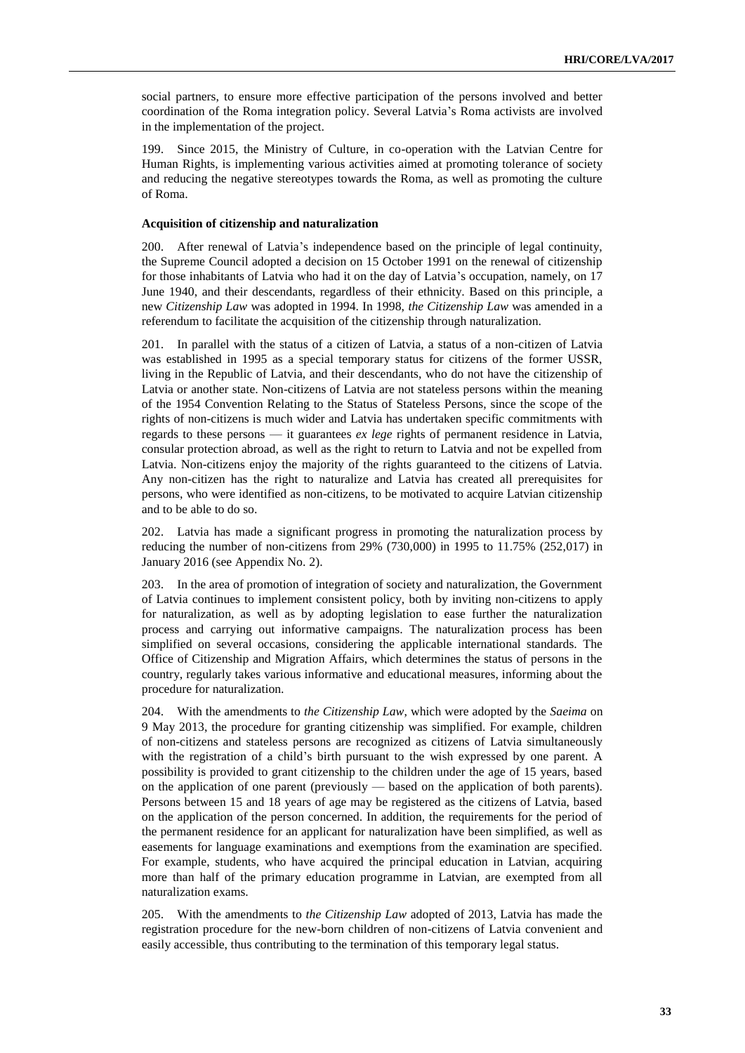social partners, to ensure more effective participation of the persons involved and better coordination of the Roma integration policy. Several Latvia's Roma activists are involved in the implementation of the project.

199. Since 2015, the Ministry of Culture, in co-operation with the Latvian Centre for Human Rights, is implementing various activities aimed at promoting tolerance of society and reducing the negative stereotypes towards the Roma, as well as promoting the culture of Roma.

**Acquisition of citizenship and naturalization**

200. After renewal of Latvia's independence based on the principle of legal continuity, the Supreme Council adopted a decision on 15 October 1991 on the renewal of citizenship for those inhabitants of Latvia who had it on the day of Latvia's occupation, namely, on 17 June 1940, and their descendants, regardless of their ethnicity. Based on this principle, a new *Citizenship Law* was adopted in 1994. In 1998, *the Citizenship Law* was amended in a referendum to facilitate the acquisition of the citizenship through naturalization.

201. In parallel with the status of a citizen of Latvia, a status of a non-citizen of Latvia was established in 1995 as a special temporary status for citizens of the former USSR, living in the Republic of Latvia, and their descendants, who do not have the citizenship of Latvia or another state. Non-citizens of Latvia are not stateless persons within the meaning of the 1954 Convention Relating to the Status of Stateless Persons, since the scope of the rights of non-citizens is much wider and Latvia has undertaken specific commitments with regards to these persons — it guarantees *ex lege* rights of permanent residence in Latvia, consular protection abroad, as well as the right to return to Latvia and not be expelled from Latvia. Non-citizens enjoy the majority of the rights guaranteed to the citizens of Latvia. Any non-citizen has the right to naturalize and Latvia has created all prerequisites for persons, who were identified as non-citizens, to be motivated to acquire Latvian citizenship and to be able to do so.

202. Latvia has made a significant progress in promoting the naturalization process by reducing the number of non-citizens from 29% (730,000) in 1995 to 11.75% (252,017) in January 2016 (see Appendix No. 2).

203. In the area of promotion of integration of society and naturalization, the Government of Latvia continues to implement consistent policy, both by inviting non-citizens to apply for naturalization, as well as by adopting legislation to ease further the naturalization process and carrying out informative campaigns. The naturalization process has been simplified on several occasions, considering the applicable international standards. The Office of Citizenship and Migration Affairs, which determines the status of persons in the country, regularly takes various informative and educational measures, informing about the procedure for naturalization.

204. With the amendments to *the Citizenship Law*, which were adopted by the *Saeima* on 9 May 2013, the procedure for granting citizenship was simplified. For example, children of non-citizens and stateless persons are recognized as citizens of Latvia simultaneously with the registration of a child's birth pursuant to the wish expressed by one parent. A possibility is provided to grant citizenship to the children under the age of 15 years, based on the application of one parent (previously — based on the application of both parents). Persons between 15 and 18 years of age may be registered as the citizens of Latvia, based on the application of the person concerned. In addition, the requirements for the period of the permanent residence for an applicant for naturalization have been simplified, as well as easements for language examinations and exemptions from the examination are specified. For example, students, who have acquired the principal education in Latvian, acquiring more than half of the primary education programme in Latvian, are exempted from all naturalization exams.

205. With the amendments to *the Citizenship Law* adopted of 2013, Latvia has made the registration procedure for the new-born children of non-citizens of Latvia convenient and easily accessible, thus contributing to the termination of this temporary legal status.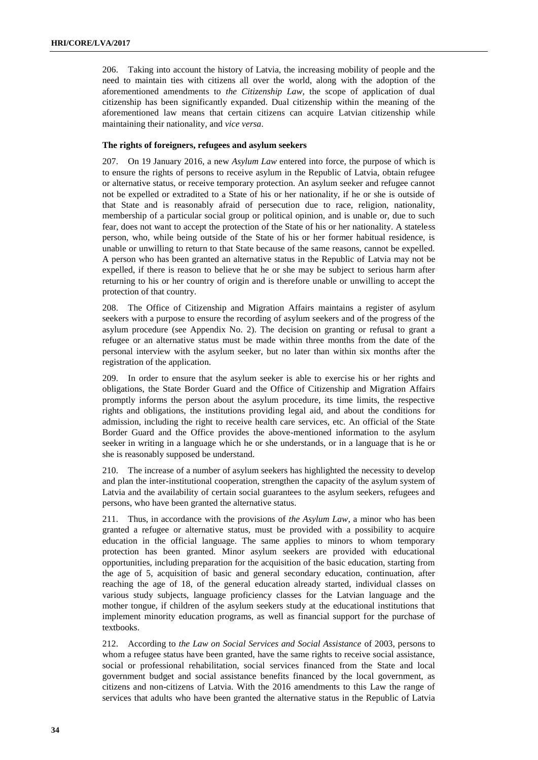206. Taking into account the history of Latvia, the increasing mobility of people and the need to maintain ties with citizens all over the world, along with the adoption of the aforementioned amendments to *the Citizenship Law*, the scope of application of dual citizenship has been significantly expanded. Dual citizenship within the meaning of the aforementioned law means that certain citizens can acquire Latvian citizenship while maintaining their nationality, and *vice versa*.

**The rights of foreigners, refugees and asylum seekers**

207. On 19 January 2016, a new *Asylum Law* entered into force, the purpose of which is to ensure the rights of persons to receive asylum in the Republic of Latvia, obtain refugee or alternative status, or receive temporary protection. An asylum seeker and refugee cannot not be expelled or extradited to a State of his or her nationality, if he or she is outside of that State and is reasonably afraid of persecution due to race, religion, nationality, membership of a particular social group or political opinion, and is unable or, due to such fear, does not want to accept the protection of the State of his or her nationality. A stateless person, who, while being outside of the State of his or her former habitual residence, is unable or unwilling to return to that State because of the same reasons, cannot be expelled. A person who has been granted an alternative status in the Republic of Latvia may not be expelled, if there is reason to believe that he or she may be subject to serious harm after returning to his or her country of origin and is therefore unable or unwilling to accept the protection of that country.

208. The Office of Citizenship and Migration Affairs maintains a register of asylum seekers with a purpose to ensure the recording of asylum seekers and of the progress of the asylum procedure (see Appendix No. 2). The decision on granting or refusal to grant a refugee or an alternative status must be made within three months from the date of the personal interview with the asylum seeker, but no later than within six months after the registration of the application.

209. In order to ensure that the asylum seeker is able to exercise his or her rights and obligations, the State Border Guard and the Office of Citizenship and Migration Affairs promptly informs the person about the asylum procedure, its time limits, the respective rights and obligations, the institutions providing legal aid, and about the conditions for admission, including the right to receive health care services, etc. An official of the State Border Guard and the Office provides the above-mentioned information to the asylum seeker in writing in a language which he or she understands, or in a language that is he or she is reasonably supposed be understand.

210. The increase of a number of asylum seekers has highlighted the necessity to develop and plan the inter-institutional cooperation, strengthen the capacity of the asylum system of Latvia and the availability of certain social guarantees to the asylum seekers, refugees and persons, who have been granted the alternative status.

211. Thus, in accordance with the provisions of *the Asylum Law*, a minor who has been granted a refugee or alternative status, must be provided with a possibility to acquire education in the official language. The same applies to minors to whom temporary protection has been granted. Minor asylum seekers are provided with educational opportunities, including preparation for the acquisition of the basic education, starting from the age of 5, acquisition of basic and general secondary education, continuation, after reaching the age of 18, of the general education already started, individual classes on various study subjects, language proficiency classes for the Latvian language and the mother tongue, if children of the asylum seekers study at the educational institutions that implement minority education programs, as well as financial support for the purchase of textbooks.

212. According to *the Law on Social Services and Social Assistance* of 2003, persons to whom a refugee status have been granted, have the same rights to receive social assistance, social or professional rehabilitation, social services financed from the State and local government budget and social assistance benefits financed by the local government, as citizens and non-citizens of Latvia. With the 2016 amendments to this Law the range of services that adults who have been granted the alternative status in the Republic of Latvia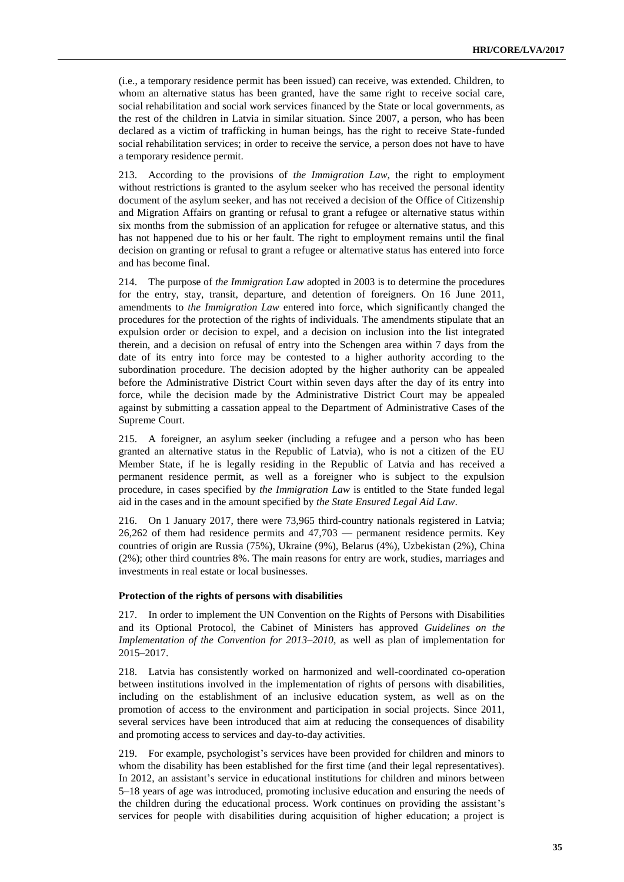(i.e., a temporary residence permit has been issued) can receive, was extended. Children, to whom an alternative status has been granted, have the same right to receive social care, social rehabilitation and social work services financed by the State or local governments, as the rest of the children in Latvia in similar situation. Since 2007, a person, who has been declared as a victim of trafficking in human beings, has the right to receive State-funded social rehabilitation services; in order to receive the service, a person does not have to have a temporary residence permit.

213. According to the provisions of *the Immigration Law*, the right to employment without restrictions is granted to the asylum seeker who has received the personal identity document of the asylum seeker, and has not received a decision of the Office of Citizenship and Migration Affairs on granting or refusal to grant a refugee or alternative status within six months from the submission of an application for refugee or alternative status, and this has not happened due to his or her fault. The right to employment remains until the final decision on granting or refusal to grant a refugee or alternative status has entered into force and has become final.

214. The purpose of *the Immigration Law* adopted in 2003 is to determine the procedures for the entry, stay, transit, departure, and detention of foreigners. On 16 June 2011, amendments to *the Immigration Law* entered into force, which significantly changed the procedures for the protection of the rights of individuals. The amendments stipulate that an expulsion order or decision to expel, and a decision on inclusion into the list integrated therein, and a decision on refusal of entry into the Schengen area within 7 days from the date of its entry into force may be contested to a higher authority according to the subordination procedure. The decision adopted by the higher authority can be appealed before the Administrative District Court within seven days after the day of its entry into force, while the decision made by the Administrative District Court may be appealed against by submitting a cassation appeal to the Department of Administrative Cases of the Supreme Court.

215. A foreigner, an asylum seeker (including a refugee and a person who has been granted an alternative status in the Republic of Latvia), who is not a citizen of the EU Member State, if he is legally residing in the Republic of Latvia and has received a permanent residence permit, as well as a foreigner who is subject to the expulsion procedure, in cases specified by *the Immigration Law* is entitled to the State funded legal aid in the cases and in the amount specified by *the State Ensured Legal Aid Law*.

216. On 1 January 2017, there were 73,965 third-country nationals registered in Latvia; 26,262 of them had residence permits and 47,703 — permanent residence permits. Key countries of origin are Russia (75%), Ukraine (9%), Belarus (4%), Uzbekistan (2%), China (2%); other third countries 8%. The main reasons for entry are work, studies, marriages and investments in real estate or local businesses.

**Protection of the rights of persons with disabilities**

217. In order to implement the UN Convention on the Rights of Persons with Disabilities and its Optional Protocol, the Cabinet of Ministers has approved *Guidelines on the Implementation of the Convention for 2013–2010*, as well as plan of implementation for 2015–2017.

218. Latvia has consistently worked on harmonized and well-coordinated co-operation between institutions involved in the implementation of rights of persons with disabilities, including on the establishment of an inclusive education system, as well as on the promotion of access to the environment and participation in social projects. Since 2011, several services have been introduced that aim at reducing the consequences of disability and promoting access to services and day-to-day activities.

219. For example, psychologist's services have been provided for children and minors to whom the disability has been established for the first time (and their legal representatives). In 2012, an assistant's service in educational institutions for children and minors between 5–18 years of age was introduced, promoting inclusive education and ensuring the needs of the children during the educational process. Work continues on providing the assistant's services for people with disabilities during acquisition of higher education; a project is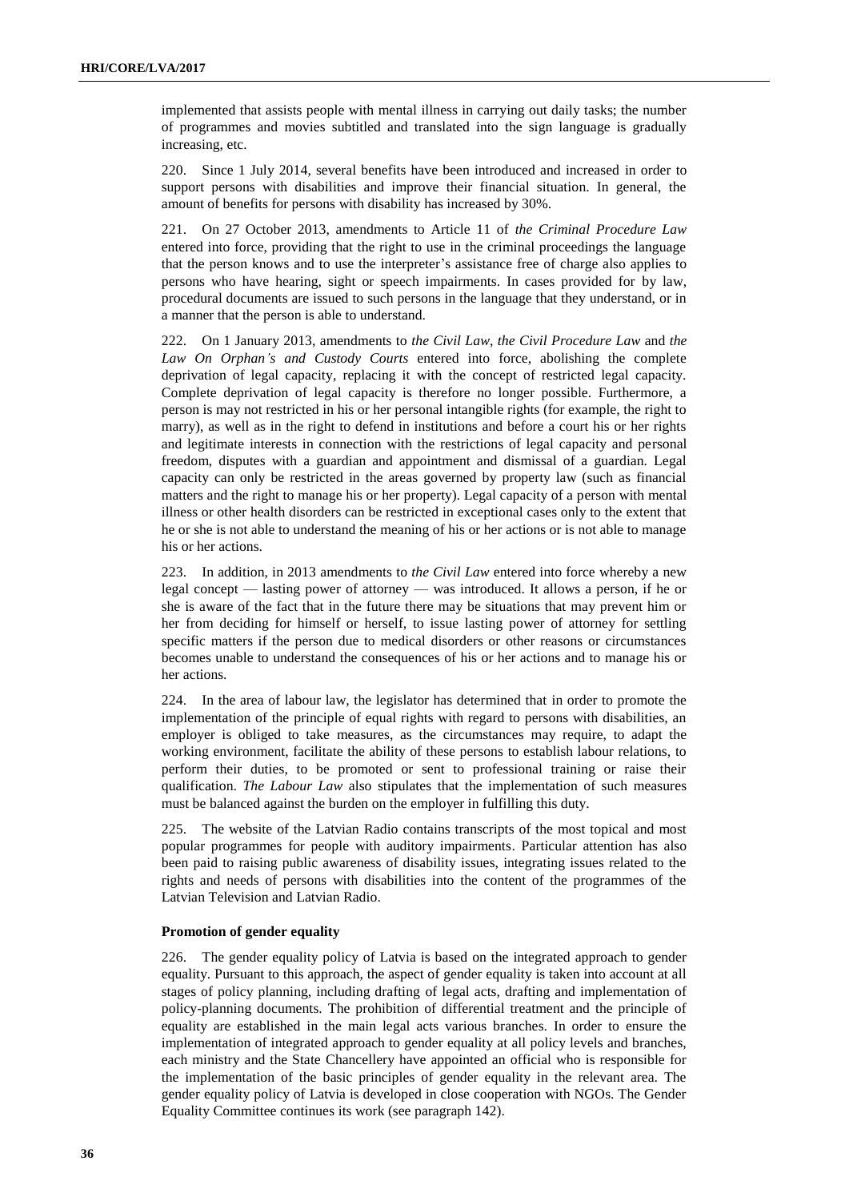implemented that assists people with mental illness in carrying out daily tasks; the number of programmes and movies subtitled and translated into the sign language is gradually increasing, etc.

220. Since 1 July 2014, several benefits have been introduced and increased in order to support persons with disabilities and improve their financial situation. In general, the amount of benefits for persons with disability has increased by 30%.

221. On 27 October 2013, amendments to Article 11 of *the Criminal Procedure Law* entered into force, providing that the right to use in the criminal proceedings the language that the person knows and to use the interpreter's assistance free of charge also applies to persons who have hearing, sight or speech impairments. In cases provided for by law, procedural documents are issued to such persons in the language that they understand, or in a manner that the person is able to understand.

222. On 1 January 2013, amendments to *the Civil Law*, *the Civil Procedure Law* and *the Law On Orphan's and Custody Courts* entered into force, abolishing the complete deprivation of legal capacity, replacing it with the concept of restricted legal capacity. Complete deprivation of legal capacity is therefore no longer possible. Furthermore, a person is may not restricted in his or her personal intangible rights (for example, the right to marry), as well as in the right to defend in institutions and before a court his or her rights and legitimate interests in connection with the restrictions of legal capacity and personal freedom, disputes with a guardian and appointment and dismissal of a guardian. Legal capacity can only be restricted in the areas governed by property law (such as financial matters and the right to manage his or her property). Legal capacity of a person with mental illness or other health disorders can be restricted in exceptional cases only to the extent that he or she is not able to understand the meaning of his or her actions or is not able to manage his or her actions.

223. In addition, in 2013 amendments to *the Civil Law* entered into force whereby a new legal concept — lasting power of attorney — was introduced. It allows a person, if he or she is aware of the fact that in the future there may be situations that may prevent him or her from deciding for himself or herself, to issue lasting power of attorney for settling specific matters if the person due to medical disorders or other reasons or circumstances becomes unable to understand the consequences of his or her actions and to manage his or her actions.

224. In the area of labour law, the legislator has determined that in order to promote the implementation of the principle of equal rights with regard to persons with disabilities, an employer is obliged to take measures, as the circumstances may require, to adapt the working environment, facilitate the ability of these persons to establish labour relations, to perform their duties, to be promoted or sent to professional training or raise their qualification. *The Labour Law* also stipulates that the implementation of such measures must be balanced against the burden on the employer in fulfilling this duty.

225. The website of the Latvian Radio contains transcripts of the most topical and most popular programmes for people with auditory impairments. Particular attention has also been paid to raising public awareness of disability issues, integrating issues related to the rights and needs of persons with disabilities into the content of the programmes of the Latvian Television and Latvian Radio.

### Promotion of gender equality

226. The gender equality policy of Latvia is based on the integrated approach to gender equality. Pursuant to this approach, the aspect of gender equality is taken into account at all stages of policy planning, including drafting of legal acts, drafting and implementation of policy-planning documents. The prohibition of differential treatment and the principle of equality are established in the main legal acts various branches. In order to ensure the implementation of integrated approach to gender equality at all policy levels and branches, each ministry and the State Chancellery have appointed an official who is responsible for the implementation of the basic principles of gender equality in the relevant area. The gender equality policy of Latvia is developed in close cooperation with NGOs. The Gender Equality Committee continues its work (see paragraph 142).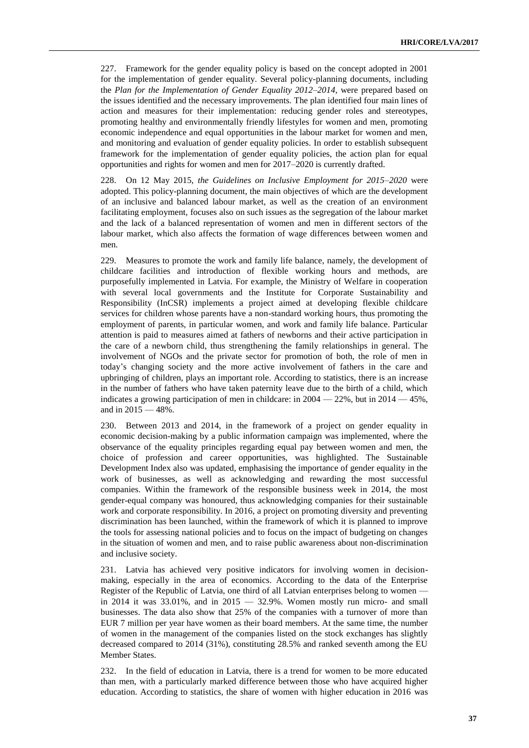227. Framework for the gender equality policy is based on the concept adopted in 2001 for the implementation of gender equality. Several policy-planning documents, including the *Plan for the Implementation of Gender Equality 2012–2014*, were prepared based on the issues identified and the necessary improvements. The plan identified four main lines of action and measures for their implementation: reducing gender roles and stereotypes, promoting healthy and environmentally friendly lifestyles for women and men, promoting economic independence and equal opportunities in the labour market for women and men, and monitoring and evaluation of gender equality policies. In order to establish subsequent framework for the implementation of gender equality policies, the action plan for equal opportunities and rights for women and men for 2017–2020 is currently drafted.

228. On 12 May 2015, *the Guidelines on Inclusive Employment for 2015–2020* were adopted. This policy-planning document, the main objectives of which are the development of an inclusive and balanced labour market, as well as the creation of an environment facilitating employment, focuses also on such issues as the segregation of the labour market and the lack of a balanced representation of women and men in different sectors of the labour market, which also affects the formation of wage differences between women and men.

229. Measures to promote the work and family life balance, namely, the development of childcare facilities and introduction of flexible working hours and methods, are purposefully implemented in Latvia. For example, the Ministry of Welfare in cooperation with several local governments and the Institute for Corporate Sustainability and Responsibility (InCSR) implements a project aimed at developing flexible childcare services for children whose parents have a non-standard working hours, thus promoting the employment of parents, in particular women, and work and family life balance. Particular attention is paid to measures aimed at fathers of newborns and their active participation in the care of a newborn child, thus strengthening the family relationships in general. The involvement of NGOs and the private sector for promotion of both, the role of men in today's changing society and the more active involvement of fathers in the care and upbringing of children, plays an important role. According to statistics, there is an increase in the number of fathers who have taken paternity leave due to the birth of a child, which indicates a growing participation of men in childcare: in 2004 — 22%, but in 2014 — 45%, and in 2015 — 48%.

230. Between 2013 and 2014, in the framework of a project on gender equality in economic decision-making by a public information campaign was implemented, where the observance of the equality principles regarding equal pay between women and men, the choice of profession and career opportunities, was highlighted. The Sustainable Development Index also was updated, emphasising the importance of gender equality in the work of businesses, as well as acknowledging and rewarding the most successful companies. Within the framework of the responsible business week in 2014, the most gender-equal company was honoured, thus acknowledging companies for their sustainable work and corporate responsibility. In 2016, a project on promoting diversity and preventing discrimination has been launched, within the framework of which it is planned to improve the tools for assessing national policies and to focus on the impact of budgeting on changes in the situation of women and men, and to raise public awareness about non-discrimination and inclusive society.

231. Latvia has achieved very positive indicators for involving women in decision-making, especially in the area of economics. According to the data of the Enterprise Register of the Republic of Latvia, one third of all Latvian enterprises belong to women — in 2014 it was 33.01%, and in 2015 — 32.9%. Women mostly run micro- and small businesses. The data also show that 25% of the companies with a turnover of more than EUR 7 million per year have women as their board members. At the same time, the number of women in the management of the companies listed on the stock exchanges has slightly decreased compared to 2014 (31%), constituting 28.5% and ranked seventh among the EU Member States.

232. In the field of education in Latvia, there is a trend for women to be more educated than men, with a particularly marked difference between those who have acquired higher education. According to statistics, the share of women with higher education in 2016 was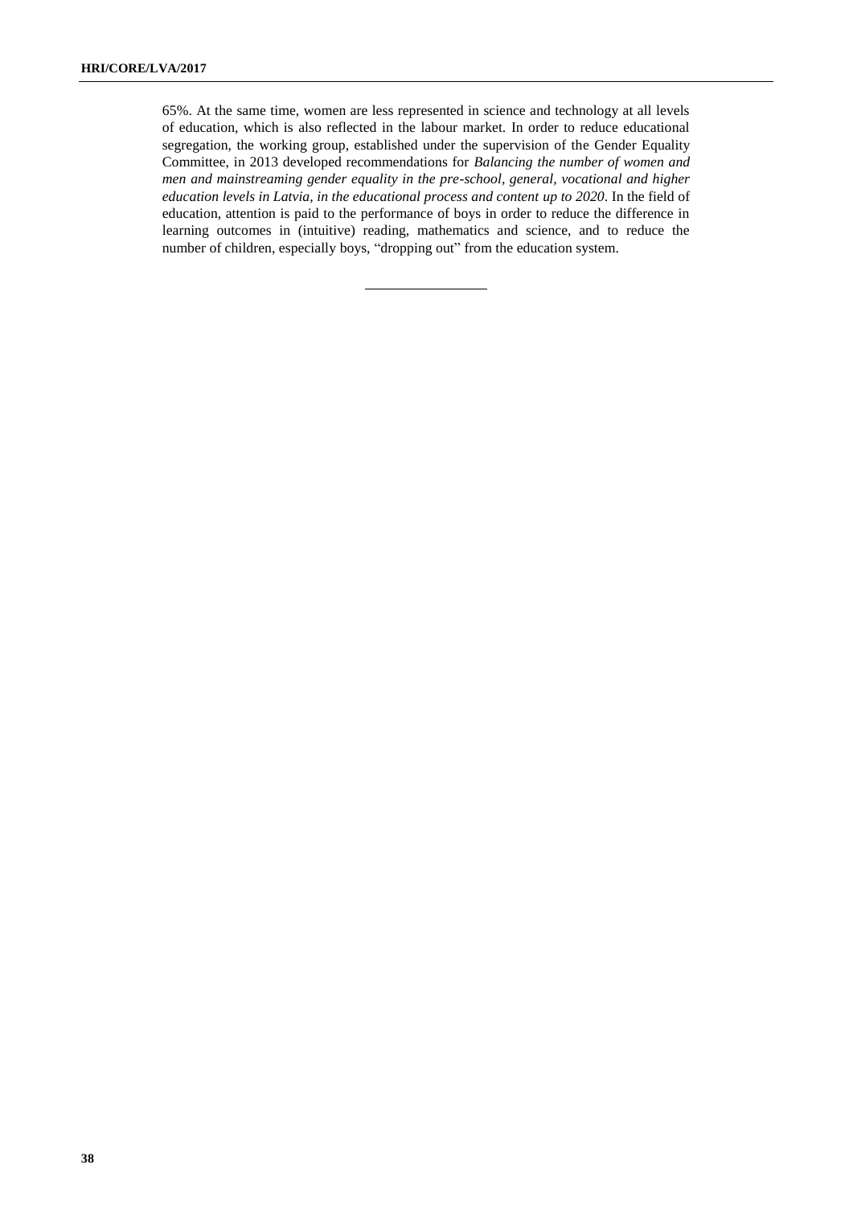65%. At the same time, women are less represented in science and technology at all levels of education, which is also reflected in the labour market. In order to reduce educational segregation, the working group, established under the supervision of the Gender Equality Committee, in 2013 developed recommendations for *Balancing the number of women and men and mainstreaming gender equality in the pre-school, general, vocational and higher education levels in Latvia, in the educational process and content up to 2020*. In the field of education, attention is paid to the performance of boys in order to reduce the difference in learning outcomes in (intuitive) reading, mathematics and science, and to reduce the number of children, especially boys, "dropping out" from the education system.